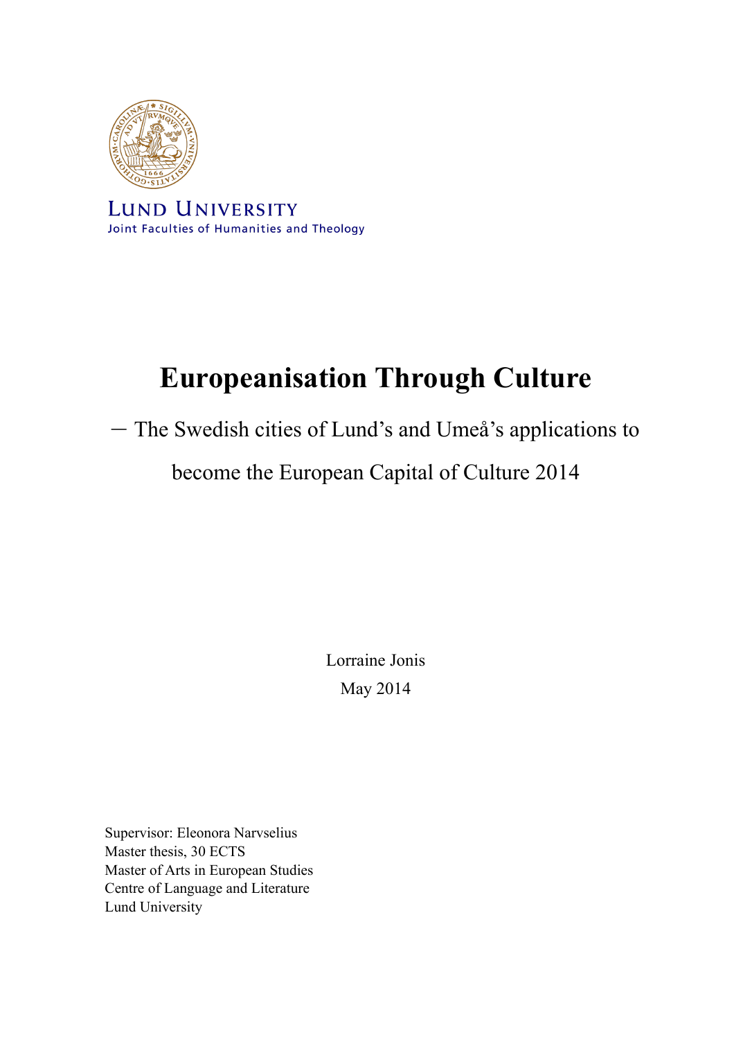LUND UNIVERSITY

Joint Faculties of Humanities and Theology

# Europeanisation Through Culture

— The Swedish cities of Lund's and Umeå's applications to become the European Capital of Culture 2014

Lorraine Jonis

May 2014

Supervisor: Eleonora Narvselius
Master thesis, 30 ECTS
Master of Arts in European Studies
Centre of Language and Literature
Lund University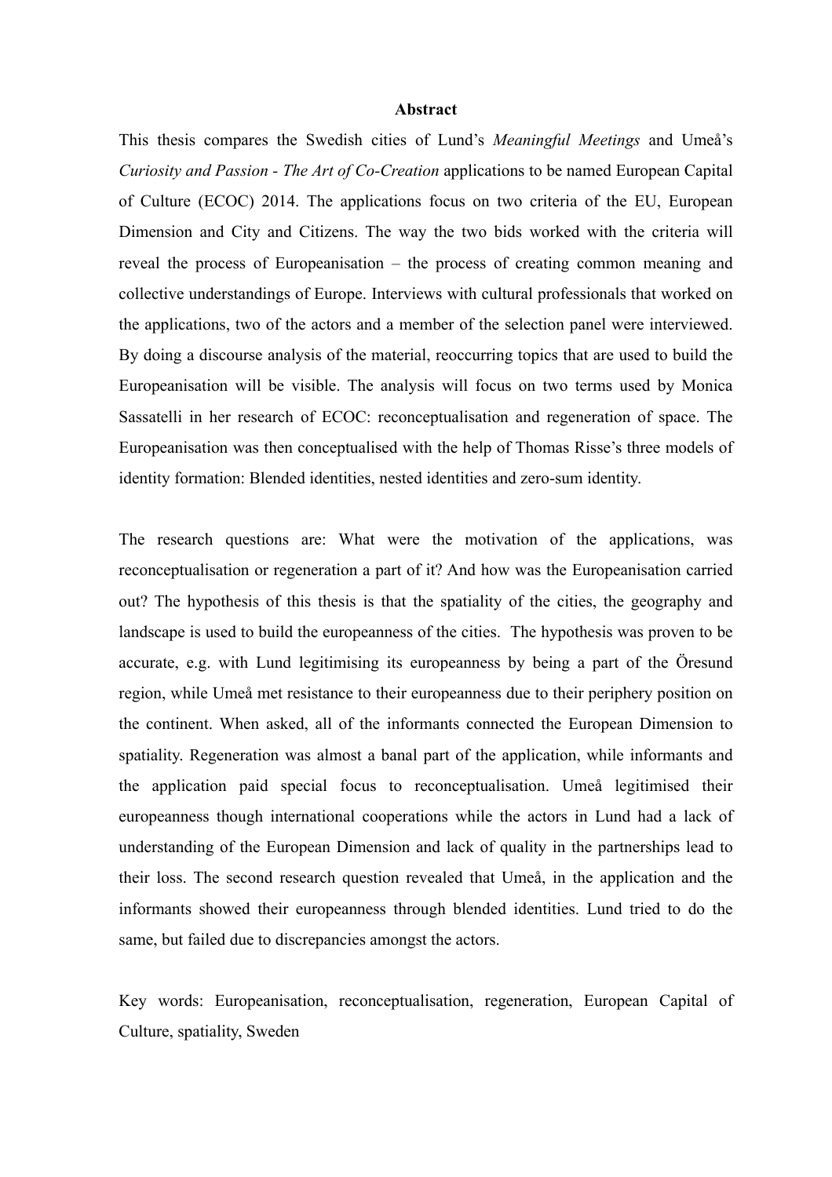## Abstract

This thesis compares the Swedish cities of Lund's *Meaningful Meetings* and Umeå's *Curiosity and Passion - The Art of Co-Creation* applications to be named European Capital of Culture (ECOC) 2014. The applications focus on two criteria of the EU, European Dimension and City and Citizens. The way the two bids worked with the criteria will reveal the process of Europeanisation – the process of creating common meaning and collective understandings of Europe. Interviews with cultural professionals that worked on the applications, two of the actors and a member of the selection panel were interviewed. By doing a discourse analysis of the material, reoccurring topics that are used to build the Europeanisation will be visible. The analysis will focus on two terms used by Monica Sassatelli in her research of ECOC: reconceptualisation and regeneration of space. The Europeanisation was then conceptualised with the help of Thomas Risse's three models of identity formation: Blended identities, nested identities and zero-sum identity.

The research questions are: What were the motivation of the applications, was reconceptualisation or regeneration a part of it? And how was the Europeanisation carried out? The hypothesis of this thesis is that the spatiality of the cities, the geography and landscape is used to build the europeanness of the cities. The hypothesis was proven to be accurate, e.g. with Lund legitimising its europeanness by being a part of the Öresund region, while Umeå met resistance to their europeanness due to their periphery position on the continent. When asked, all of the informants connected the European Dimension to spatiality. Regeneration was almost a banal part of the application, while informants and the application paid special focus to reconceptualisation. Umeå legitimised their europeanness though international cooperations while the actors in Lund had a lack of understanding of the European Dimension and lack of quality in the partnerships lead to their loss. The second research question revealed that Umeå, in the application and the informants showed their europeanness through blended identities. Lund tried to do the same, but failed due to discrepancies amongst the actors.

Key words: Europeanisation, reconceptualisation, regeneration, European Capital of Culture, spatiality, Sweden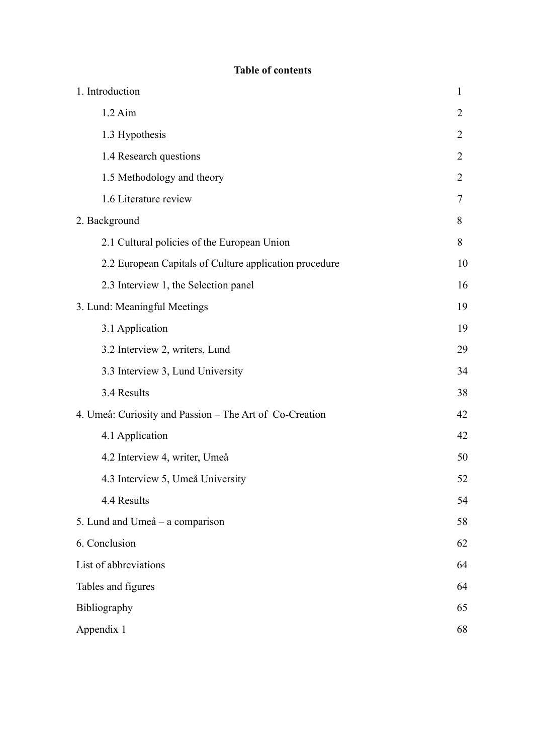**Table of contents**

| | |
|---|---|
| 1. Introduction | 1 |
| 1.2 Aim | 2 |
| 1.3 Hypothesis | 2 |
| 1.4 Research questions | 2 |
| 1.5 Methodology and theory | 2 |
| 1.6 Literature review | 7 |
| 2. Background | 8 |
| 2.1 Cultural policies of the European Union | 8 |
| 2.2 European Capitals of Culture application procedure | 10 |
| 2.3 Interview 1, the Selection panel | 16 |
| 3. Lund: Meaningful Meetings | 19 |
| 3.1 Application | 19 |
| 3.2 Interview 2, writers, Lund | 29 |
| 3.3 Interview 3, Lund University | 34 |
| 3.4 Results | 38 |
| 4. Umeå: Curiosity and Passion – The Art of Co-Creation | 42 |
| 4.1 Application | 42 |
| 4.2 Interview 4, writer, Umeå | 50 |
| 4.3 Interview 5, Umeå University | 52 |
| 4.4 Results | 54 |
| 5. Lund and Umeå – a comparison | 58 |
| 6. Conclusion | 62 |
| List of abbreviations | 64 |
| Tables and figures | 64 |
| Bibliography | 65 |
| Appendix 1 | 68 |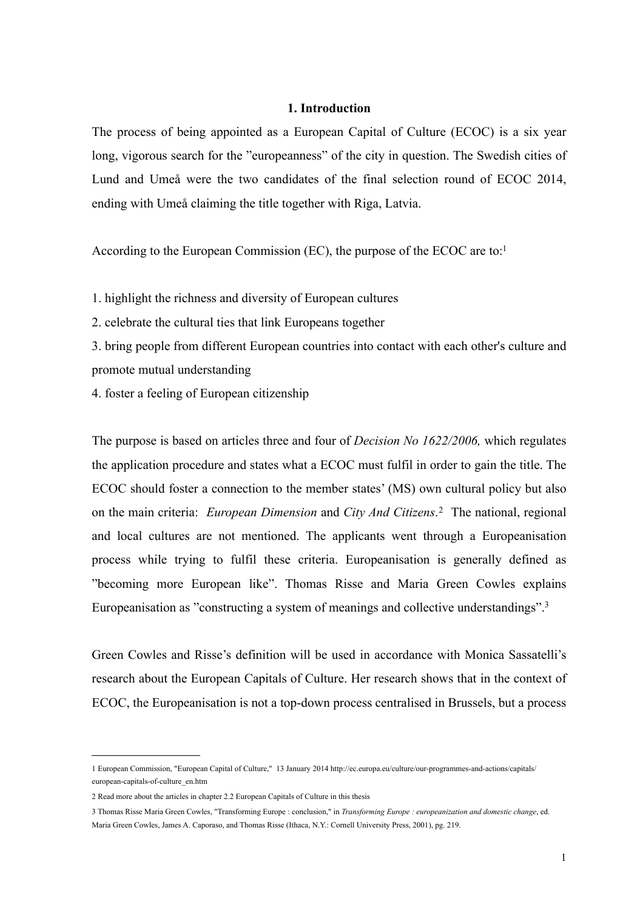# 1. Introduction

The process of being appointed as a European Capital of Culture (ECOC) is a six year long, vigorous search for the ”europeanness” of the city in question. The Swedish cities of Lund and Umeå were the two candidates of the final selection round of ECOC 2014, ending with Umeå claiming the title together with Riga, Latvia.

According to the European Commission (EC), the purpose of the ECOC are to:[1]

1. highlight the richness and diversity of European cultures
2. celebrate the cultural ties that link Europeans together
3. bring people from different European countries into contact with each other's culture and promote mutual understanding
4. foster a feeling of European citizenship

The purpose is based on articles three and four of *Decision No 1622/2006,* which regulates the application procedure and states what a ECOC must fulfil in order to gain the title. The ECOC should foster a connection to the member states' (MS) own cultural policy but also on the main criteria: *European Dimension* and *City And Citizens*.[2] The national, regional and local cultures are not mentioned. The applicants went through a Europeanisation process while trying to fulfil these criteria. Europeanisation is generally defined as ”becoming more European like”. Thomas Risse and Maria Green Cowles explains Europeanisation as ”constructing a system of meanings and collective understandings”.[3]

Green Cowles and Risse's definition will be used in accordance with Monica Sassatelli's research about the European Capitals of Culture. Her research shows that in the context of ECOC, the Europeanisation is not a top-down process centralised in Brussels, but a process

---

1 European Commission, "European Capital of Culture," 13 January 2014 http://ec.europa.eu/culture/our-programmes-and-actions/capitals/european-capitals-of-culture_en.htm

2 Read more about the articles in chapter 2.2 European Capitals of Culture in this thesis

3 Thomas Risse Maria Green Cowles, "Transforming Europe : conclusion," in *Transforming Europe : europeanization and domestic change*, ed. Maria Green Cowles, James A. Caporaso, and Thomas Risse (Ithaca, N.Y.: Cornell University Press, 2001), pg. 219.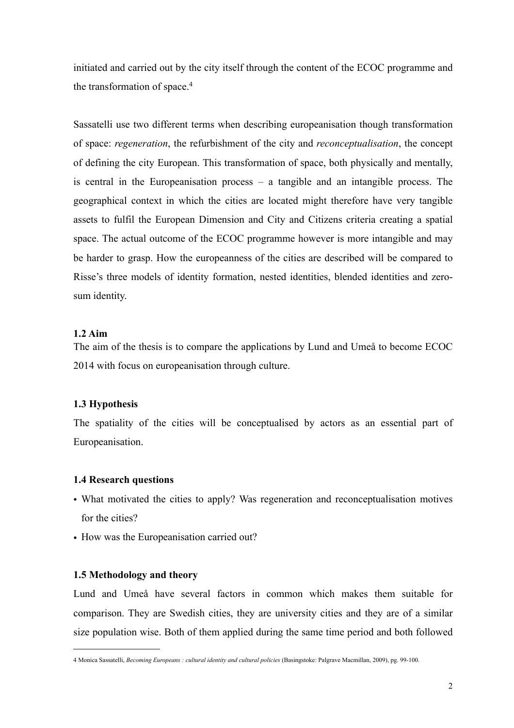initiated and carried out by the city itself through the content of the ECOC programme and the transformation of space.[4]

Sassatelli use two different terms when describing europeanisation though transformation of space: *regeneration*, the refurbishment of the city and *reconceptualisation*, the concept of defining the city European. This transformation of space, both physically and mentally, is central in the Europeanisation process – a tangible and an intangible process. The geographical context in which the cities are located might therefore have very tangible assets to fulfil the European Dimension and City and Citizens criteria creating a spatial space. The actual outcome of the ECOC programme however is more intangible and may be harder to grasp. How the europeanness of the cities are described will be compared to Risse's three models of identity formation, nested identities, blended identities and zero-sum identity.

### 1.2 Aim

The aim of the thesis is to compare the applications by Lund and Umeå to become ECOC 2014 with focus on europeanisation through culture.

### 1.3 Hypothesis

The spatiality of the cities will be conceptualised by actors as an essential part of Europeanisation.

### 1.4 Research questions

- What motivated the cities to apply? Was regeneration and reconceptualisation motives for the cities?
- How was the Europeanisation carried out?

### 1.5 Methodology and theory

Lund and Umeå have several factors in common which makes them suitable for comparison. They are Swedish cities, they are university cities and they are of a similar size population wise. Both of them applied during the same time period and both followed

---

4 Monica Sassatelli, *Becoming Europeans : cultural identity and cultural policies* (Basingstoke: Palgrave Macmillan, 2009), pg. 99-100.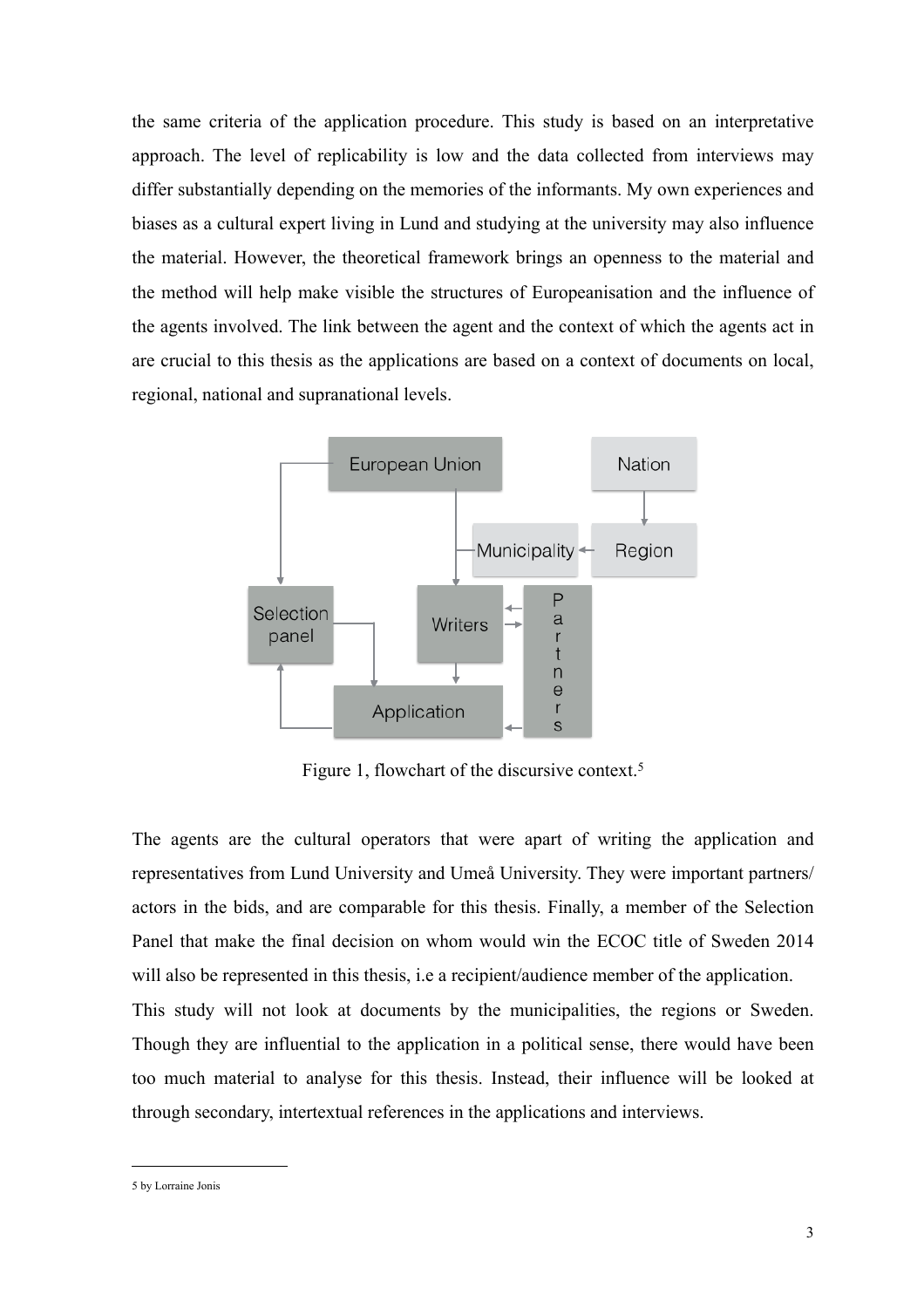the same criteria of the application procedure. This study is based on an interpretative approach. The level of replicability is low and the data collected from interviews may differ substantially depending on the memories of the informants. My own experiences and biases as a cultural expert living in Lund and studying at the university may also influence the material. However, the theoretical framework brings an openness to the material and the method will help make visible the structures of Europeanisation and the influence of the agents involved. The link between the agent and the context of which the agents act in are crucial to this thesis as the applications are based on a context of documents on local, regional, national and supranational levels.

Figure 1, flowchart of the discursive context.[5]

The agents are the cultural operators that were apart of writing the application and representatives from Lund University and Umeå University. They were important partners/actors in the bids, and are comparable for this thesis. Finally, a member of the Selection Panel that make the final decision on whom would win the ECOC title of Sweden 2014 will also be represented in this thesis, i.e a recipient/audience member of the application.

This study will not look at documents by the municipalities, the regions or Sweden. Though they are influential to the application in a political sense, there would have been too much material to analyse for this thesis. Instead, their influence will be looked at through secondary, intertextual references in the applications and interviews.

---

5 by Lorraine Jonis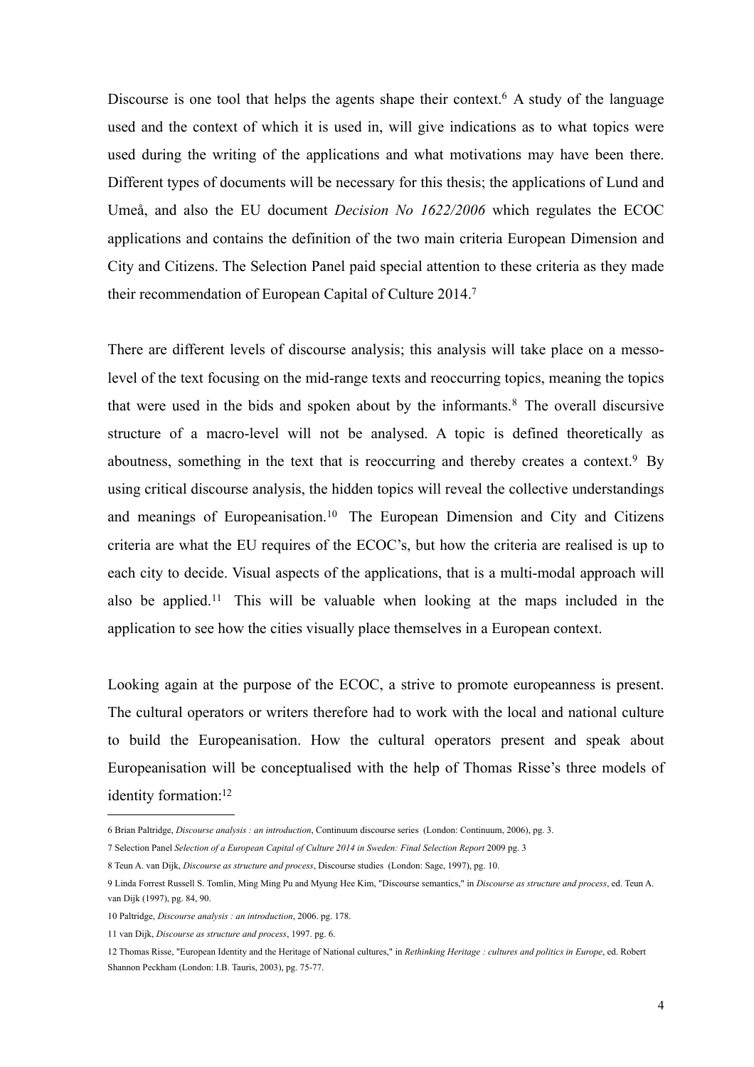Discourse is one tool that helps the agents shape their context.[6] A study of the language used and the context of which it is used in, will give indications as to what topics were used during the writing of the applications and what motivations may have been there. Different types of documents will be necessary for this thesis; the applications of Lund and Umeå, and also the EU document *Decision No 1622/2006* which regulates the ECOC applications and contains the definition of the two main criteria European Dimension and City and Citizens. The Selection Panel paid special attention to these criteria as they made their recommendation of European Capital of Culture 2014.[7]

There are different levels of discourse analysis; this analysis will take place on a messo-level of the text focusing on the mid-range texts and reoccurring topics, meaning the topics that were used in the bids and spoken about by the informants.[8] The overall discursive structure of a macro-level will not be analysed. A topic is defined theoretically as aboutness, something in the text that is reoccurring and thereby creates a context.[9] By using critical discourse analysis, the hidden topics will reveal the collective understandings and meanings of Europeanisation.[10] The European Dimension and City and Citizens criteria are what the EU requires of the ECOC's, but how the criteria are realised is up to each city to decide. Visual aspects of the applications, that is a multi-modal approach will also be applied.[11] This will be valuable when looking at the maps included in the application to see how the cities visually place themselves in a European context.

Looking again at the purpose of the ECOC, a strive to promote europeanness is present. The cultural operators or writers therefore had to work with the local and national culture to build the Europeanisation. How the cultural operators present and speak about Europeanisation will be conceptualised with the help of Thomas Risse's three models of identity formation:[12]

---

6 Brian Paltridge, *Discourse analysis : an introduction*, Continuum discourse series (London: Continuum, 2006), pg. 3.

7 Selection Panel *Selection of a European Capital of Culture 2014 in Sweden: Final Selection Report* 2009 pg. 3

8 Teun A. van Dijk, *Discourse as structure and process*, Discourse studies (London: Sage, 1997), pg. 10.

9 Linda Forrest Russell S. Tomlin, Ming Ming Pu and Myung Hee Kim, "Discourse semantics," in *Discourse as structure and process*, ed. Teun A. van Dijk (1997), pg. 84, 90.

10 Paltridge, *Discourse analysis : an introduction*, 2006. pg. 178.

11 van Dijk, *Discourse as structure and process*, 1997. pg. 6.

12 Thomas Risse, "European Identity and the Heritage of National cultures," in *Rethinking Heritage : cultures and politics in Europe*, ed. Robert Shannon Peckham (London: I.B. Tauris, 2003), pg. 75-77.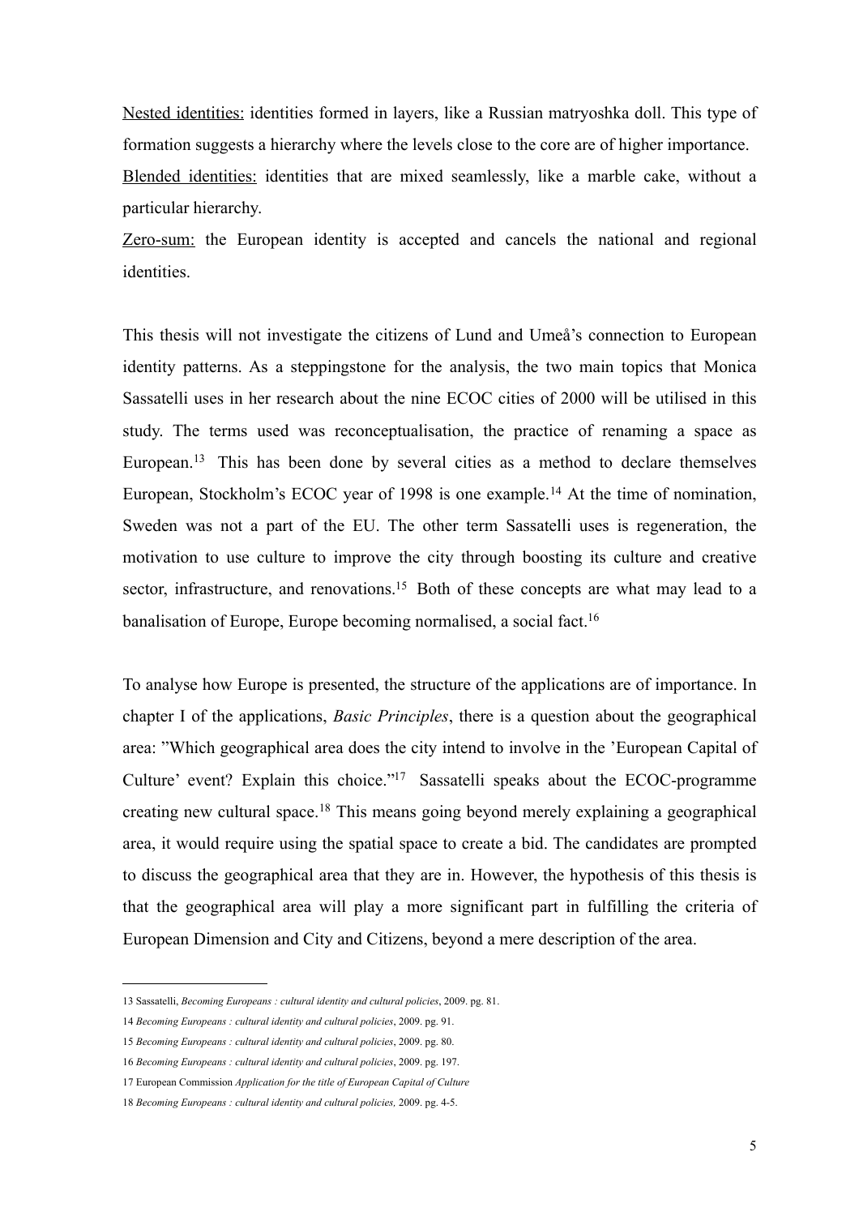Nested identities: identities formed in layers, like a Russian matryoshka doll. This type of formation suggests a hierarchy where the levels close to the core are of higher importance.
Blended identities: identities that are mixed seamlessly, like a marble cake, without a particular hierarchy.
Zero-sum: the European identity is accepted and cancels the national and regional identities.

This thesis will not investigate the citizens of Lund and Umeå's connection to European identity patterns. As a steppingstone for the analysis, the two main topics that Monica Sassatelli uses in her research about the nine ECOC cities of 2000 will be utilised in this study. The terms used was reconceptualisation, the practice of renaming a space as European.[13] This has been done by several cities as a method to declare themselves European, Stockholm's ECOC year of 1998 is one example.[14] At the time of nomination, Sweden was not a part of the EU. The other term Sassatelli uses is regeneration, the motivation to use culture to improve the city through boosting its culture and creative sector, infrastructure, and renovations.[15] Both of these concepts are what may lead to a banalisation of Europe, Europe becoming normalised, a social fact.[16]

To analyse how Europe is presented, the structure of the applications are of importance. In chapter I of the applications, *Basic Principles*, there is a question about the geographical area: "Which geographical area does the city intend to involve in the 'European Capital of Culture' event? Explain this choice."[17] Sassatelli speaks about the ECOC-programme creating new cultural space.[18] This means going beyond merely explaining a geographical area, it would require using the spatial space to create a bid. The candidates are prompted to discuss the geographical area that they are in. However, the hypothesis of this thesis is that the geographical area will play a more significant part in fulfilling the criteria of European Dimension and City and Citizens, beyond a mere description of the area.

---

13 Sassatelli, *Becoming Europeans : cultural identity and cultural policies*, 2009. pg. 81.

14 *Becoming Europeans : cultural identity and cultural policies*, 2009. pg. 91.

15 *Becoming Europeans : cultural identity and cultural policies*, 2009. pg. 80.

16 *Becoming Europeans : cultural identity and cultural policies*, 2009. pg. 197.

17 European Commission *Application for the title of European Capital of Culture*

18 *Becoming Europeans : cultural identity and cultural policies,* 2009. pg. 4-5.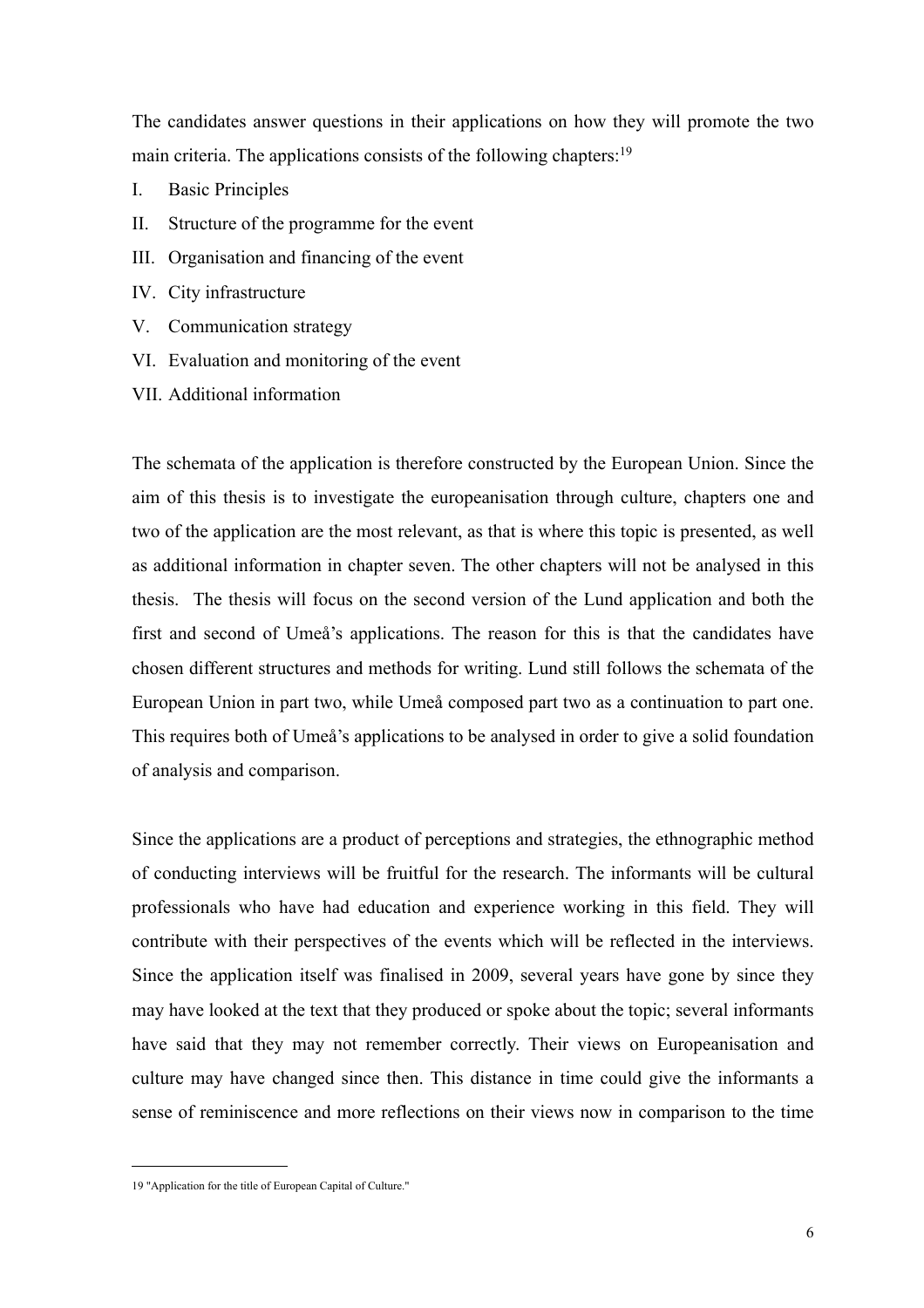The candidates answer questions in their applications on how they will promote the two main criteria. The applications consists of the following chapters:[19]

I. Basic Principles
II. Structure of the programme for the event
III. Organisation and financing of the event
IV. City infrastructure
V. Communication strategy
VI. Evaluation and monitoring of the event
VII. Additional information

The schemata of the application is therefore constructed by the European Union. Since the aim of this thesis is to investigate the europeanisation through culture, chapters one and two of the application are the most relevant, as that is where this topic is presented, as well as additional information in chapter seven. The other chapters will not be analysed in this thesis. The thesis will focus on the second version of the Lund application and both the first and second of Umeå's applications. The reason for this is that the candidates have chosen different structures and methods for writing. Lund still follows the schemata of the European Union in part two, while Umeå composed part two as a continuation to part one. This requires both of Umeå's applications to be analysed in order to give a solid foundation of analysis and comparison.

Since the applications are a product of perceptions and strategies, the ethnographic method of conducting interviews will be fruitful for the research. The informants will be cultural professionals who have had education and experience working in this field. They will contribute with their perspectives of the events which will be reflected in the interviews. Since the application itself was finalised in 2009, several years have gone by since they may have looked at the text that they produced or spoke about the topic; several informants have said that they may not remember correctly. Their views on Europeanisation and culture may have changed since then. This distance in time could give the informants a sense of reminiscence and more reflections on their views now in comparison to the time

[19] "Application for the title of European Capital of Culture."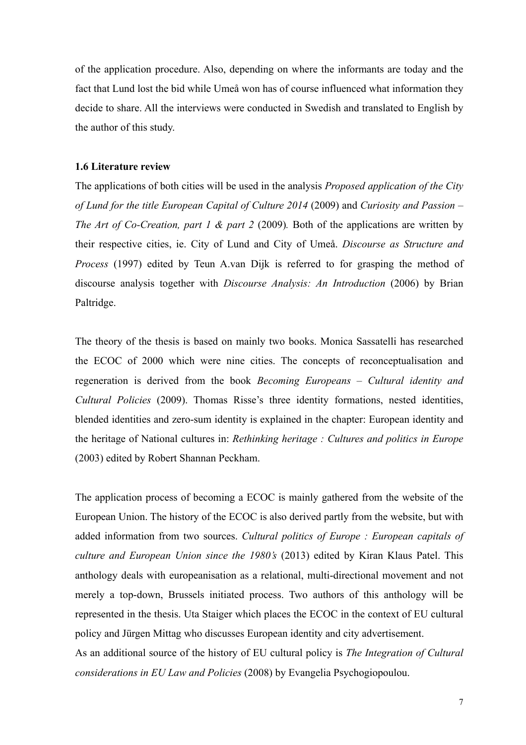of the application procedure. Also, depending on where the informants are today and the fact that Lund lost the bid while Umeå won has of course influenced what information they decide to share. All the interviews were conducted in Swedish and translated to English by the author of this study.

### 1.6 Literature review

The applications of both cities will be used in the analysis *Proposed application of the City of Lund for the title European Capital of Culture 2014* (2009) and *Curiosity and Passion – The Art of Co-Creation, part 1 & part 2* (2009). Both of the applications are written by their respective cities, ie. City of Lund and City of Umeå. *Discourse as Structure and Process* (1997) edited by Teun A.van Dijk is referred to for grasping the method of discourse analysis together with *Discourse Analysis: An Introduction* (2006) by Brian Paltridge.

The theory of the thesis is based on mainly two books. Monica Sassatelli has researched the ECOC of 2000 which were nine cities. The concepts of reconceptualisation and regeneration is derived from the book *Becoming Europeans – Cultural identity and Cultural Policies* (2009). Thomas Risse's three identity formations, nested identities, blended identities and zero-sum identity is explained in the chapter: European identity and the heritage of National cultures in: *Rethinking heritage : Cultures and politics in Europe* (2003) edited by Robert Shannan Peckham.

The application process of becoming a ECOC is mainly gathered from the website of the European Union. The history of the ECOC is also derived partly from the website, but with added information from two sources. *Cultural politics of Europe : European capitals of culture and European Union since the 1980's* (2013) edited by Kiran Klaus Patel. This anthology deals with europeanisation as a relational, multi-directional movement and not merely a top-down, Brussels initiated process. Two authors of this anthology will be represented in the thesis. Uta Staiger which places the ECOC in the context of EU cultural policy and Jürgen Mittag who discusses European identity and city advertisement.
As an additional source of the history of EU cultural policy is *The Integration of Cultural considerations in EU Law and Policies* (2008) by Evangelia Psychogiopoulou.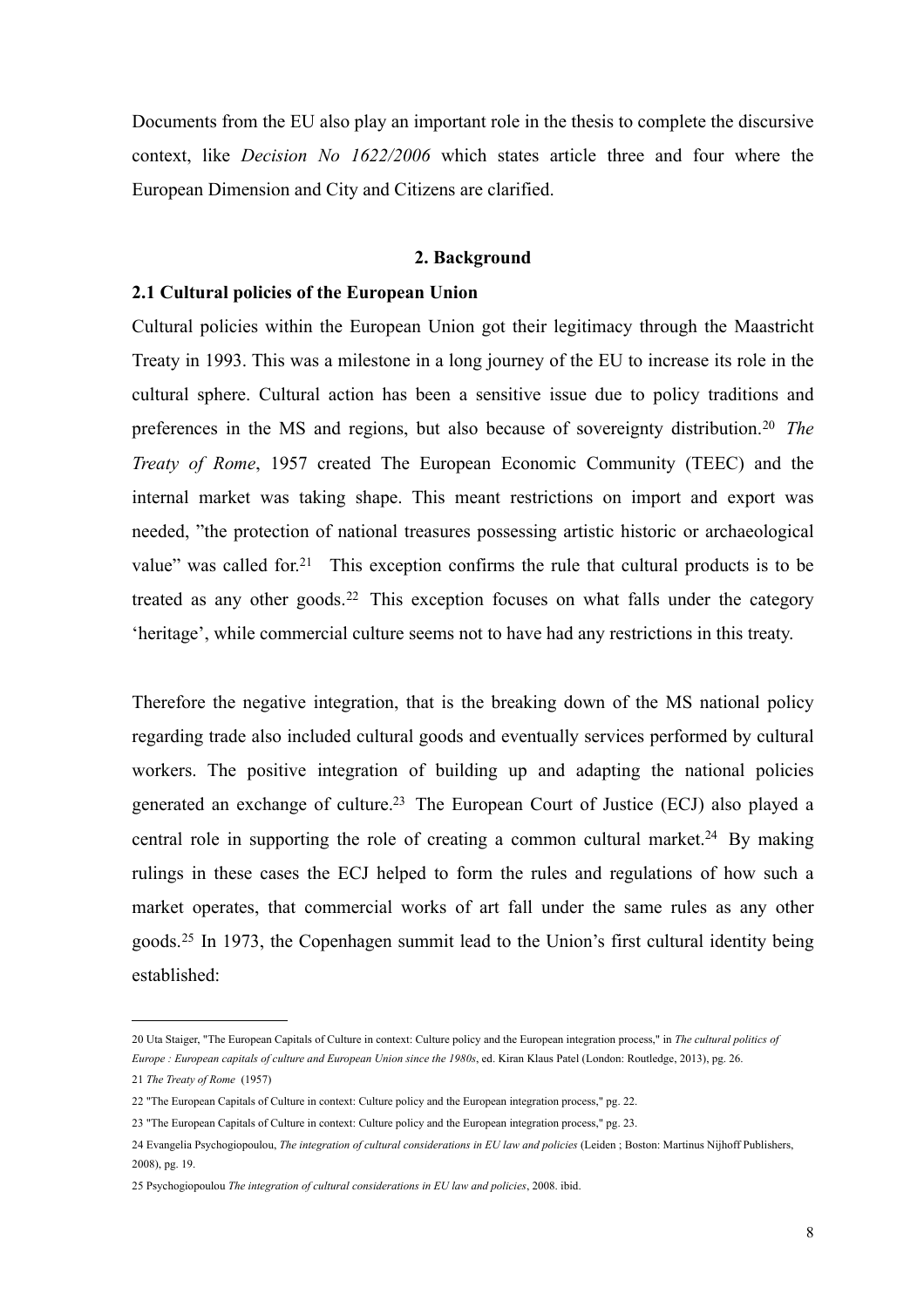Documents from the EU also play an important role in the thesis to complete the discursive context, like *Decision No 1622/2006* which states article three and four where the European Dimension and City and Citizens are clarified.

## 2. Background

### 2.1 Cultural policies of the European Union

Cultural policies within the European Union got their legitimacy through the Maastricht Treaty in 1993. This was a milestone in a long journey of the EU to increase its role in the cultural sphere. Cultural action has been a sensitive issue due to policy traditions and preferences in the MS and regions, but also because of sovereignty distribution.[20] *The Treaty of Rome*, 1957 created The European Economic Community (TEEC) and the internal market was taking shape. This meant restrictions on import and export was needed, "the protection of national treasures possessing artistic historic or archaeological value" was called for.[21] This exception confirms the rule that cultural products is to be treated as any other goods.[22] This exception focuses on what falls under the category 'heritage', while commercial culture seems not to have had any restrictions in this treaty.

Therefore the negative integration, that is the breaking down of the MS national policy regarding trade also included cultural goods and eventually services performed by cultural workers. The positive integration of building up and adapting the national policies generated an exchange of culture.[23] The European Court of Justice (ECJ) also played a central role in supporting the role of creating a common cultural market.[24] By making rulings in these cases the ECJ helped to form the rules and regulations of how such a market operates, that commercial works of art fall under the same rules as any other goods.[25] In 1973, the Copenhagen summit lead to the Union's first cultural identity being established:

---

20 Uta Staiger, "The European Capitals of Culture in context: Culture policy and the European integration process," in *The cultural politics of Europe : European capitals of culture and European Union since the 1980s*, ed. Kiran Klaus Patel (London: Routledge, 2013), pg. 26.

21 *The Treaty of Rome* (1957)

22 "The European Capitals of Culture in context: Culture policy and the European integration process," pg. 22.

23 "The European Capitals of Culture in context: Culture policy and the European integration process," pg. 23.

24 Evangelia Psychogiopoulou, *The integration of cultural considerations in EU law and policies* (Leiden ; Boston: Martinus Nijhoff Publishers, 2008), pg. 19.

25 Psychogiopoulou *The integration of cultural considerations in EU law and policies*, 2008. ibid.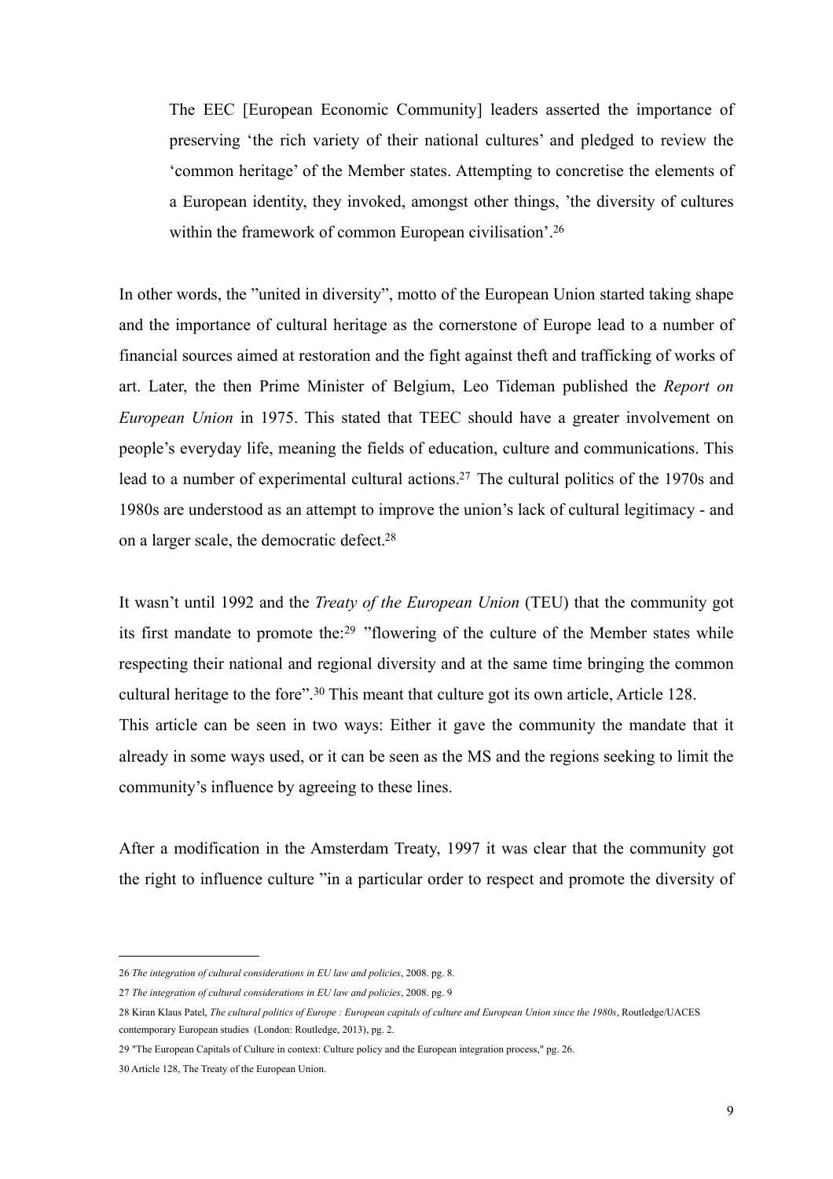> The EEC [European Economic Community] leaders asserted the importance of preserving 'the rich variety of their national cultures' and pledged to review the 'common heritage' of the Member states. Attempting to concretise the elements of a European identity, they invoked, amongst other things, 'the diversity of cultures within the framework of common European civilisation'.[26]

In other words, the "united in diversity", motto of the European Union started taking shape and the importance of cultural heritage as the cornerstone of Europe lead to a number of financial sources aimed at restoration and the fight against theft and trafficking of works of art. Later, the then Prime Minister of Belgium, Leo Tideman published the *Report on European Union* in 1975. This stated that TEEC should have a greater involvement on people's everyday life, meaning the fields of education, culture and communications. This lead to a number of experimental cultural actions.[27] The cultural politics of the 1970s and 1980s are understood as an attempt to improve the union's lack of cultural legitimacy - and on a larger scale, the democratic defect.[28]

It wasn't until 1992 and the *Treaty of the European Union* (TEU) that the community got its first mandate to promote the:[29] "flowering of the culture of the Member states while respecting their national and regional diversity and at the same time bringing the common cultural heritage to the fore".[30] This meant that culture got its own article, Article 128.
This article can be seen in two ways: Either it gave the community the mandate that it already in some ways used, or it can be seen as the MS and the regions seeking to limit the community's influence by agreeing to these lines.

After a modification in the Amsterdam Treaty, 1997 it was clear that the community got the right to influence culture "in a particular order to respect and promote the diversity of

---

26 *The integration of cultural considerations in EU law and policies*, 2008. pg. 8.

27 *The integration of cultural considerations in EU law and policies*, 2008. pg. 9

28 Kiran Klaus Patel, *The cultural politics of Europe : European capitals of culture and European Union since the 1980s*, Routledge/UACES contemporary European studies (London: Routledge, 2013), pg. 2.

29 "The European Capitals of Culture in context: Culture policy and the European integration process," pg. 26.

30 Article 128, The Treaty of the European Union.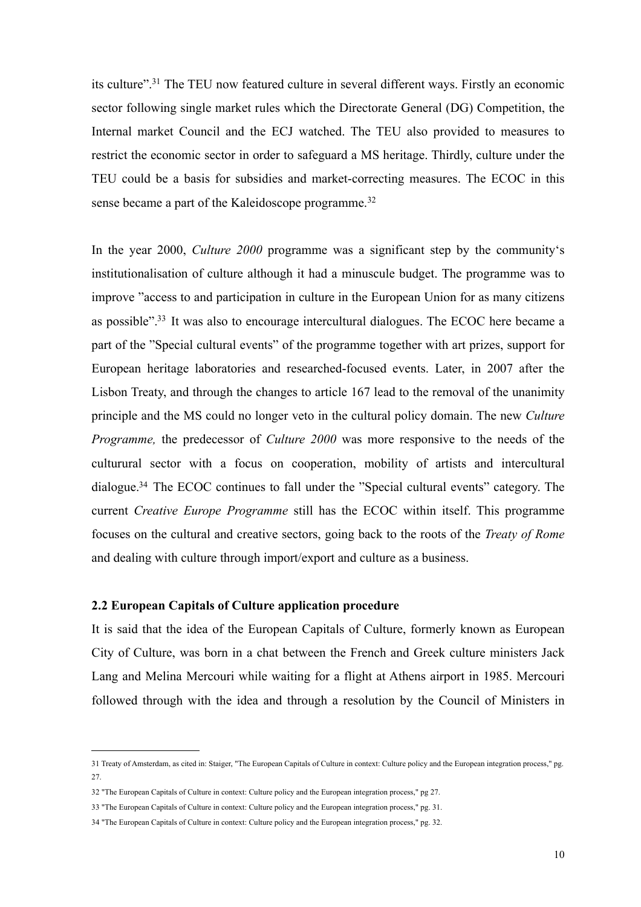its culture".[31] The TEU now featured culture in several different ways. Firstly an economic sector following single market rules which the Directorate General (DG) Competition, the Internal market Council and the ECJ watched. The TEU also provided to measures to restrict the economic sector in order to safeguard a MS heritage. Thirdly, culture under the TEU could be a basis for subsidies and market-correcting measures. The ECOC in this sense became a part of the Kaleidoscope programme.[32]

In the year 2000, *Culture 2000* programme was a significant step by the community's institutionalisation of culture although it had a minuscule budget. The programme was to improve "access to and participation in culture in the European Union for as many citizens as possible".[33] It was also to encourage intercultural dialogues. The ECOC here became a part of the "Special cultural events" of the programme together with art prizes, support for European heritage laboratories and researched-focused events. Later, in 2007 after the Lisbon Treaty, and through the changes to article 167 lead to the removal of the unanimity principle and the MS could no longer veto in the cultural policy domain. The new *Culture Programme,* the predecessor of *Culture 2000* was more responsive to the needs of the culturural sector with a focus on cooperation, mobility of artists and intercultural dialogue.[34] The ECOC continues to fall under the "Special cultural events" category. The current *Creative Europe Programme* still has the ECOC within itself. This programme focuses on the cultural and creative sectors, going back to the roots of the *Treaty of Rome* and dealing with culture through import/export and culture as a business.

### 2.2 European Capitals of Culture application procedure

It is said that the idea of the European Capitals of Culture, formerly known as European City of Culture, was born in a chat between the French and Greek culture ministers Jack Lang and Melina Mercouri while waiting for a flight at Athens airport in 1985. Mercouri followed through with the idea and through a resolution by the Council of Ministers in

---

31 Treaty of Amsterdam, as cited in: Staiger, "The European Capitals of Culture in context: Culture policy and the European integration process," pg. 27.

32 "The European Capitals of Culture in context: Culture policy and the European integration process," pg 27.

33 "The European Capitals of Culture in context: Culture policy and the European integration process," pg. 31.

34 "The European Capitals of Culture in context: Culture policy and the European integration process," pg. 32.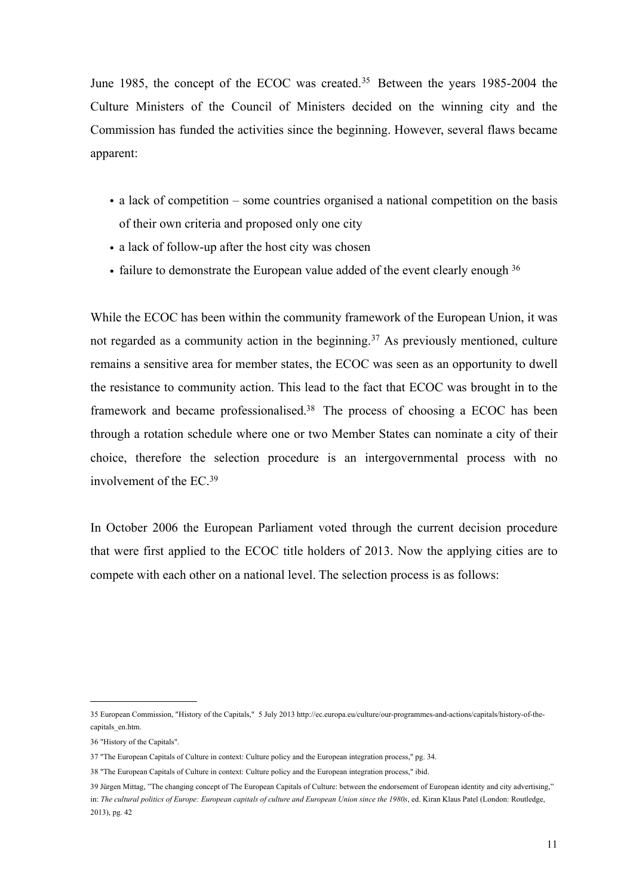June 1985, the concept of the ECOC was created.[35] Between the years 1985-2004 the Culture Ministers of the Council of Ministers decided on the winning city and the Commission has funded the activities since the beginning. However, several flaws became apparent:

- a lack of competition – some countries organised a national competition on the basis of their own criteria and proposed only one city
- a lack of follow-up after the host city was chosen
- failure to demonstrate the European value added of the event clearly enough [36]

While the ECOC has been within the community framework of the European Union, it was not regarded as a community action in the beginning.[37] As previously mentioned, culture remains a sensitive area for member states, the ECOC was seen as an opportunity to dwell the resistance to community action. This lead to the fact that ECOC was brought in to the framework and became professionalised.[38] The process of choosing a ECOC has been through a rotation schedule where one or two Member States can nominate a city of their choice, therefore the selection procedure is an intergovernmental process with no involvement of the EC.[39]

In October 2006 the European Parliament voted through the current decision procedure that were first applied to the ECOC title holders of 2013. Now the applying cities are to compete with each other on a national level. The selection process is as follows:

---

35 European Commission, "History of the Capitals," 5 July 2013 http://ec.europa.eu/culture/our-programmes-and-actions/capitals/history-of-the-capitals_en.htm.

36 "History of the Capitals".

37 "The European Capitals of Culture in context: Culture policy and the European integration process," pg. 34.

38 "The European Capitals of Culture in context: Culture policy and the European integration process," ibid.

39 Jürgen Mittag, "The changing concept of The European Capitals of Culture: between the endorsement of European identity and city advertising," in: *The cultural politics of Europe: European capitals of culture and European Union since the 1980s*, ed. Kiran Klaus Patel (London: Routledge, 2013), pg. 42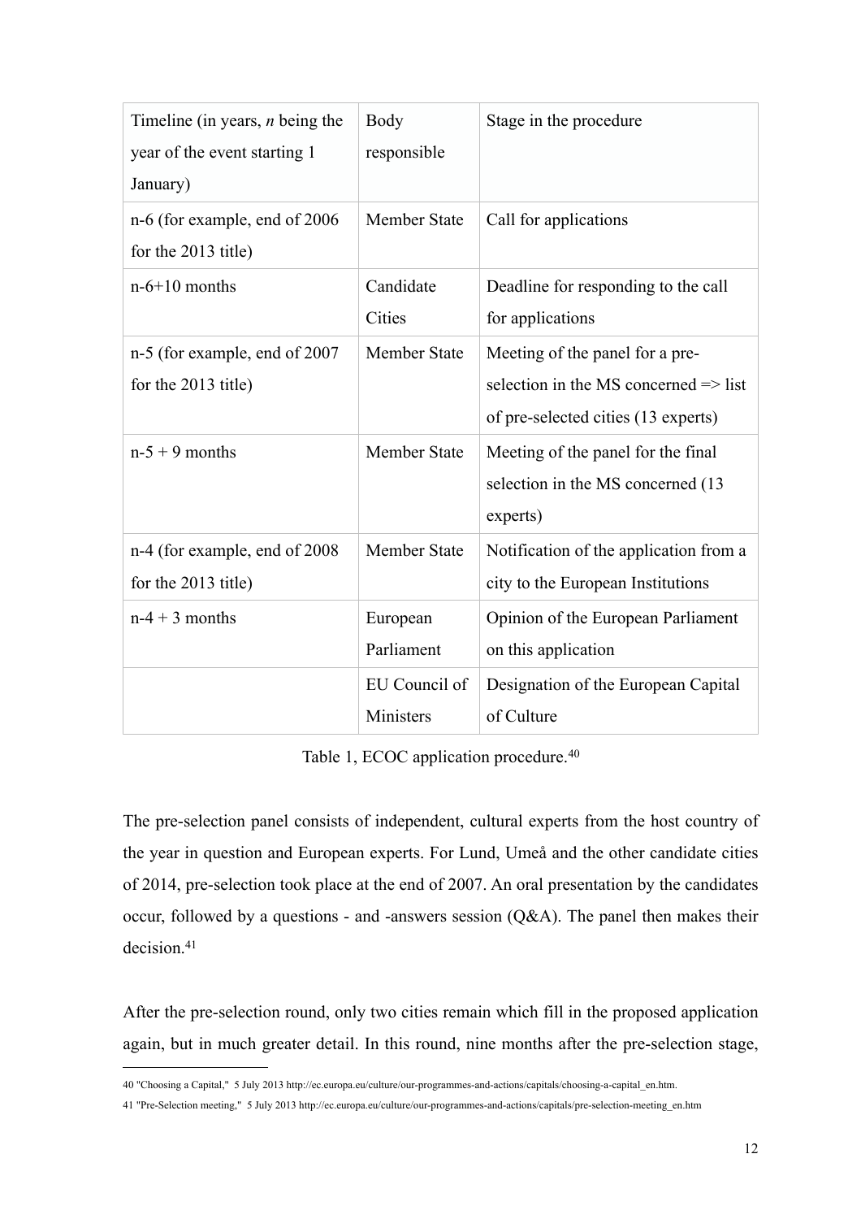| Timeline (in years, *n* being the year of the event starting 1 January) | Body responsible | Stage in the procedure |
|---|---|---|
| n-6 (for example, end of 2006 for the 2013 title) | Member State | Call for applications |
| n-6+10 months | Candidate Cities | Deadline for responding to the call for applications |
| n-5 (for example, end of 2007 for the 2013 title) | Member State | Meeting of the panel for a pre-selection in the MS concerned => list of pre-selected cities (13 experts) |
| n-5 + 9 months | Member State | Meeting of the panel for the final selection in the MS concerned (13 experts) |
| n-4 (for example, end of 2008 for the 2013 title) | Member State | Notification of the application from a city to the European Institutions |
| n-4 + 3 months | European Parliament | Opinion of the European Parliament on this application |
| | EU Council of Ministers | Designation of the European Capital of Culture |

Table 1, ECOC application procedure.[40]

The pre-selection panel consists of independent, cultural experts from the host country of the year in question and European experts. For Lund, Umeå and the other candidate cities of 2014, pre-selection took place at the end of 2007. An oral presentation by the candidates occur, followed by a questions - and -answers session (Q&A). The panel then makes their decision.[41]

After the pre-selection round, only two cities remain which fill in the proposed application again, but in much greater detail. In this round, nine months after the pre-selection stage,

40 "Choosing a Capital," 5 July 2013 http://ec.europa.eu/culture/our-programmes-and-actions/capitals/choosing-a-capital_en.htm.

41 "Pre-Selection meeting," 5 July 2013 http://ec.europa.eu/culture/our-programmes-and-actions/capitals/pre-selection-meeting_en.htm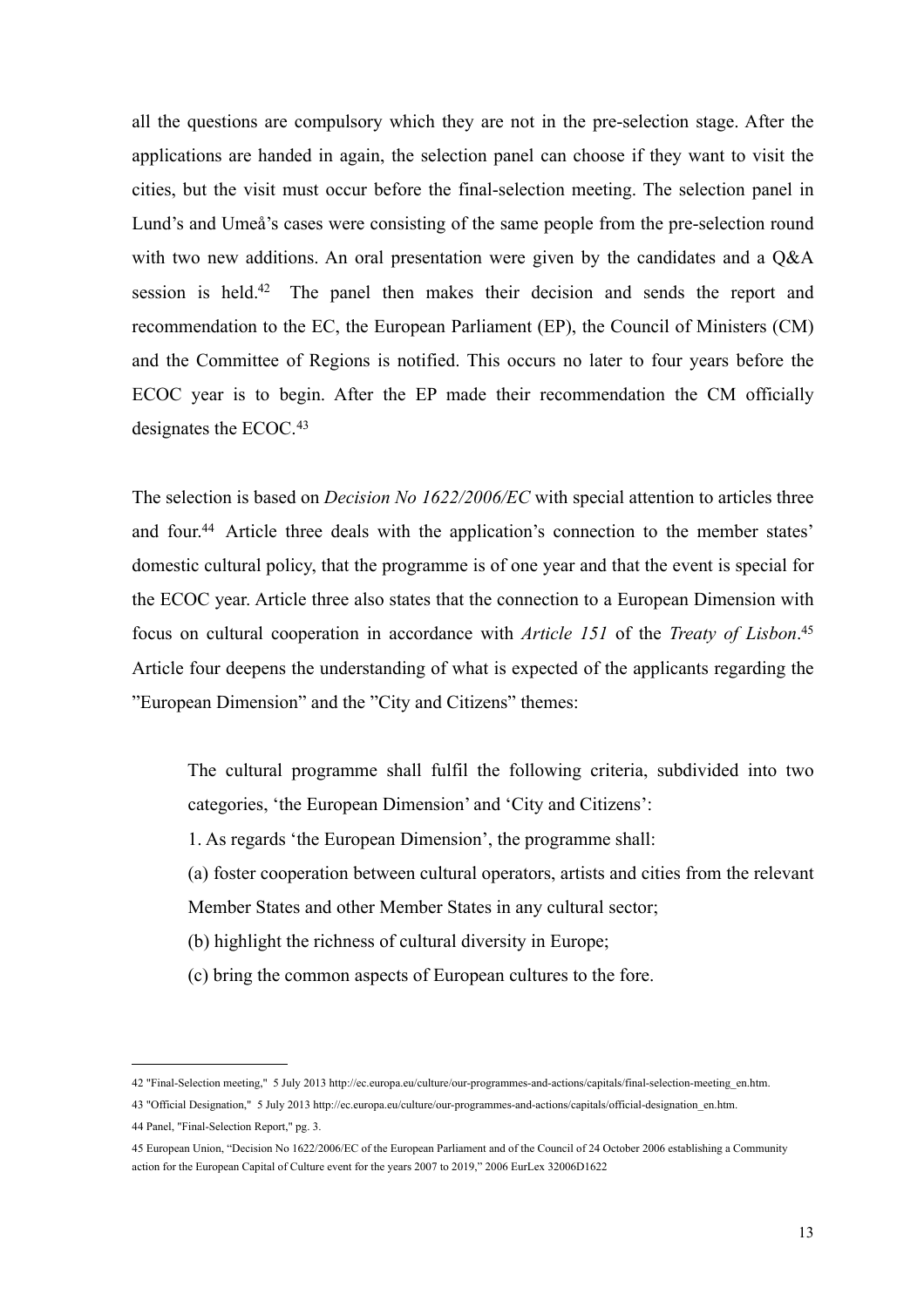all the questions are compulsory which they are not in the pre-selection stage. After the applications are handed in again, the selection panel can choose if they want to visit the cities, but the visit must occur before the final-selection meeting. The selection panel in Lund's and Umeå's cases were consisting of the same people from the pre-selection round with two new additions. An oral presentation were given by the candidates and a Q&A session is held.[42] The panel then makes their decision and sends the report and recommendation to the EC, the European Parliament (EP), the Council of Ministers (CM) and the Committee of Regions is notified. This occurs no later to four years before the ECOC year is to begin. After the EP made their recommendation the CM officially designates the ECOC.[43]

The selection is based on *Decision No 1622/2006/EC* with special attention to articles three and four.[44] Article three deals with the application's connection to the member states' domestic cultural policy, that the programme is of one year and that the event is special for the ECOC year. Article three also states that the connection to a European Dimension with focus on cultural cooperation in accordance with *Article 151* of the *Treaty of Lisbon*.[45] Article four deepens the understanding of what is expected of the applicants regarding the "European Dimension" and the "City and Citizens" themes:

> The cultural programme shall fulfil the following criteria, subdivided into two categories, 'the European Dimension' and 'City and Citizens':
>
> 1. As regards 'the European Dimension', the programme shall:
>
> (a) foster cooperation between cultural operators, artists and cities from the relevant Member States and other Member States in any cultural sector;
>
> (b) highlight the richness of cultural diversity in Europe;
>
> (c) bring the common aspects of European cultures to the fore.

---

42 "Final-Selection meeting," 5 July 2013 http://ec.europa.eu/culture/our-programmes-and-actions/capitals/final-selection-meeting_en.htm.

43 "Official Designation," 5 July 2013 http://ec.europa.eu/culture/our-programmes-and-actions/capitals/official-designation_en.htm.

44 Panel, "Final-Selection Report," pg. 3.

45 European Union, "Decision No 1622/2006/EC of the European Parliament and of the Council of 24 October 2006 establishing a Community action for the European Capital of Culture event for the years 2007 to 2019," 2006 EurLex 32006D1622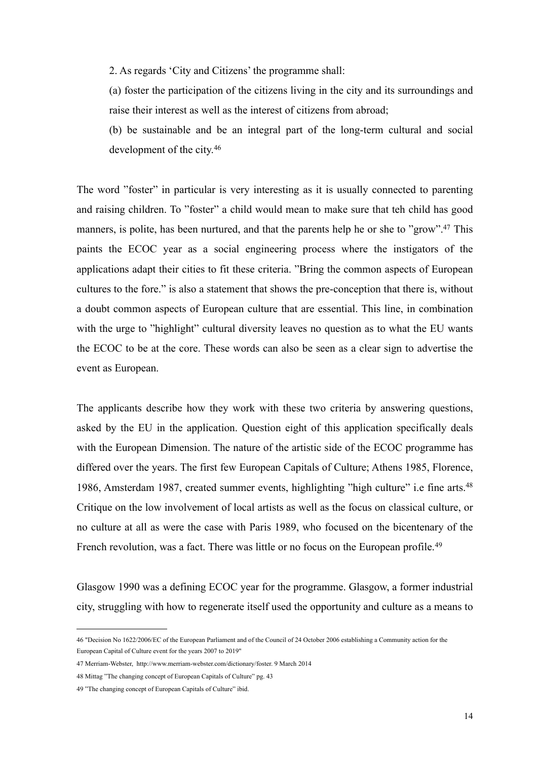> 2. As regards 'City and Citizens' the programme shall:
>
> (a) foster the participation of the citizens living in the city and its surroundings and raise their interest as well as the interest of citizens from abroad;
>
> (b) be sustainable and be an integral part of the long-term cultural and social development of the city.[46]

The word "foster" in particular is very interesting as it is usually connected to parenting and raising children. To "foster" a child would mean to make sure that teh child has good manners, is polite, has been nurtured, and that the parents help he or she to "grow".[47] This paints the ECOC year as a social engineering process where the instigators of the applications adapt their cities to fit these criteria. "Bring the common aspects of European cultures to the fore." is also a statement that shows the pre-conception that there is, without a doubt common aspects of European culture that are essential. This line, in combination with the urge to "highlight" cultural diversity leaves no question as to what the EU wants the ECOC to be at the core. These words can also be seen as a clear sign to advertise the event as European.

The applicants describe how they work with these two criteria by answering questions, asked by the EU in the application. Question eight of this application specifically deals with the European Dimension. The nature of the artistic side of the ECOC programme has differed over the years. The first few European Capitals of Culture; Athens 1985, Florence, 1986, Amsterdam 1987, created summer events, highlighting "high culture" i.e fine arts.[48] Critique on the low involvement of local artists as well as the focus on classical culture, or no culture at all as were the case with Paris 1989, who focused on the bicentenary of the French revolution, was a fact. There was little or no focus on the European profile.[49]

Glasgow 1990 was a defining ECOC year for the programme. Glasgow, a former industrial city, struggling with how to regenerate itself used the opportunity and culture as a means to

---

46 "Decision No 1622/2006/EC of the European Parliament and of the Council of 24 October 2006 establishing a Community action for the European Capital of Culture event for the years 2007 to 2019"

47 Merriam-Webster, http://www.merriam-webster.com/dictionary/foster. 9 March 2014

48 Mittag "The changing concept of European Capitals of Culture" pg. 43

49 "The changing concept of European Capitals of Culture" ibid.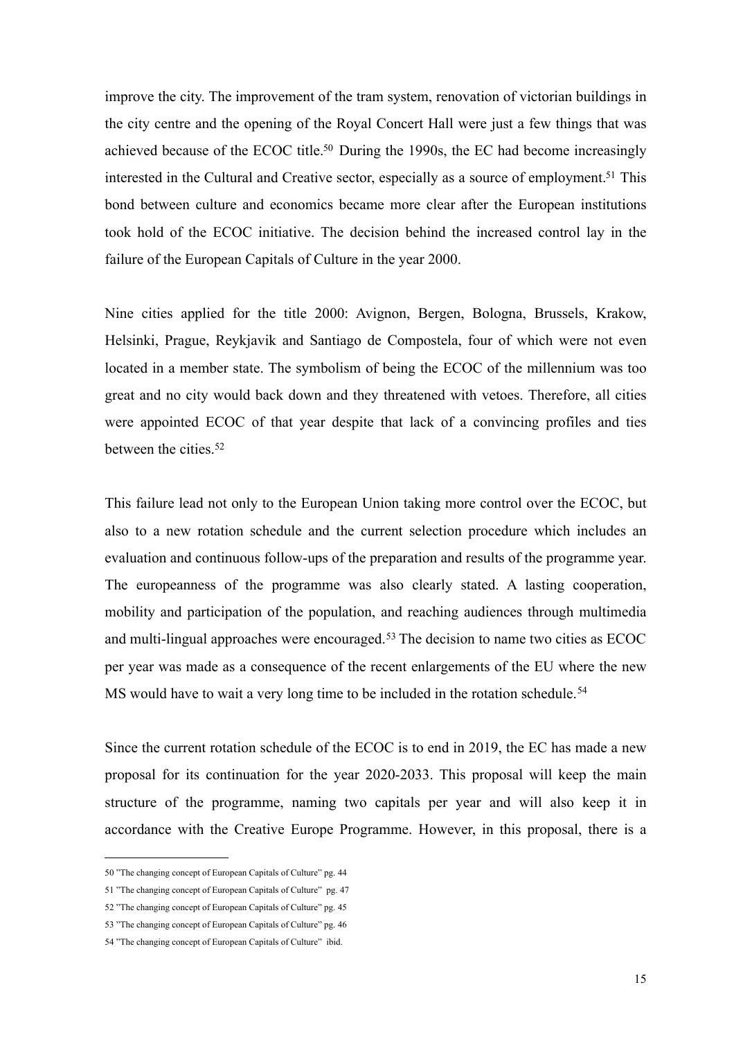improve the city. The improvement of the tram system, renovation of victorian buildings in the city centre and the opening of the Royal Concert Hall were just a few things that was achieved because of the ECOC title.[50] During the 1990s, the EC had become increasingly interested in the Cultural and Creative sector, especially as a source of employment.[51] This bond between culture and economics became more clear after the European institutions took hold of the ECOC initiative. The decision behind the increased control lay in the failure of the European Capitals of Culture in the year 2000.

Nine cities applied for the title 2000: Avignon, Bergen, Bologna, Brussels, Krakow, Helsinki, Prague, Reykjavik and Santiago de Compostela, four of which were not even located in a member state. The symbolism of being the ECOC of the millennium was too great and no city would back down and they threatened with vetoes. Therefore, all cities were appointed ECOC of that year despite that lack of a convincing profiles and ties between the cities.[52]

This failure lead not only to the European Union taking more control over the ECOC, but also to a new rotation schedule and the current selection procedure which includes an evaluation and continuous follow-ups of the preparation and results of the programme year. The europeanness of the programme was also clearly stated. A lasting cooperation, mobility and participation of the population, and reaching audiences through multimedia and multi-lingual approaches were encouraged.[53] The decision to name two cities as ECOC per year was made as a consequence of the recent enlargements of the EU where the new MS would have to wait a very long time to be included in the rotation schedule.[54]

Since the current rotation schedule of the ECOC is to end in 2019, the EC has made a new proposal for its continuation for the year 2020-2033. This proposal will keep the main structure of the programme, naming two capitals per year and will also keep it in accordance with the Creative Europe Programme. However, in this proposal, there is a

---

50 "The changing concept of European Capitals of Culture" pg. 44

51 "The changing concept of European Capitals of Culture" pg. 47

52 "The changing concept of European Capitals of Culture" pg. 45

53 "The changing concept of European Capitals of Culture" pg. 46

54 "The changing concept of European Capitals of Culture" ibid.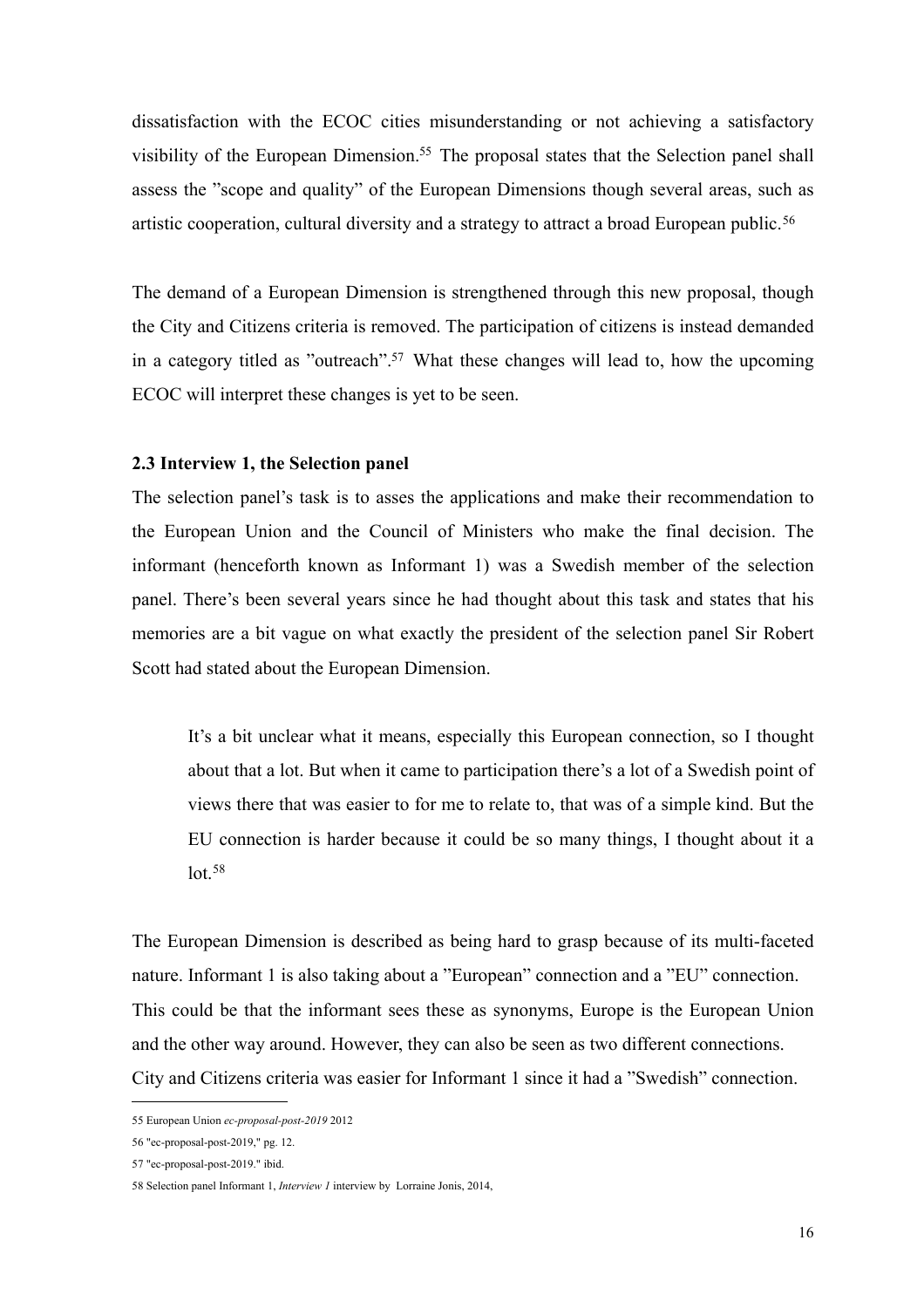dissatisfaction with the ECOC cities misunderstanding or not achieving a satisfactory visibility of the European Dimension.[55] The proposal states that the Selection panel shall assess the ”scope and quality” of the European Dimensions though several areas, such as artistic cooperation, cultural diversity and a strategy to attract a broad European public.[56]

The demand of a European Dimension is strengthened through this new proposal, though the City and Citizens criteria is removed. The participation of citizens is instead demanded in a category titled as ”outreach”.[57] What these changes will lead to, how the upcoming ECOC will interpret these changes is yet to be seen.

### 2.3 Interview 1, the Selection panel

The selection panel’s task is to asses the applications and make their recommendation to the European Union and the Council of Ministers who make the final decision. The informant (henceforth known as Informant 1) was a Swedish member of the selection panel. There’s been several years since he had thought about this task and states that his memories are a bit vague on what exactly the president of the selection panel Sir Robert Scott had stated about the European Dimension.

> It’s a bit unclear what it means, especially this European connection, so I thought about that a lot. But when it came to participation there’s a lot of a Swedish point of views there that was easier to for me to relate to, that was of a simple kind. But the EU connection is harder because it could be so many things, I thought about it a lot.[58]

The European Dimension is described as being hard to grasp because of its multi-faceted nature. Informant 1 is also taking about a ”European” connection and a ”EU” connection. This could be that the informant sees these as synonyms, Europe is the European Union and the other way around. However, they can also be seen as two different connections. City and Citizens criteria was easier for Informant 1 since it had a ”Swedish” connection.

---

55 European Union *ec-proposal-post-2019* 2012

56 "ec-proposal-post-2019," pg. 12.

57 "ec-proposal-post-2019." ibid.

58 Selection panel Informant 1, *Interview 1* interview by Lorraine Jonis, 2014,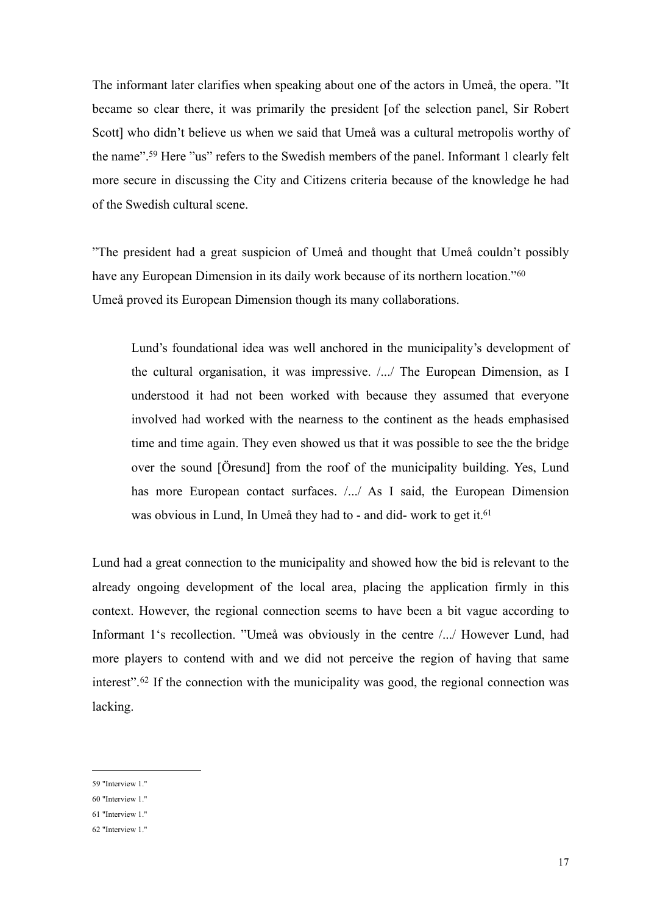The informant later clarifies when speaking about one of the actors in Umeå, the opera. ”It became so clear there, it was primarily the president [of the selection panel, Sir Robert Scott] who didn't believe us when we said that Umeå was a cultural metropolis worthy of the name”.[59] Here ”us” refers to the Swedish members of the panel. Informant 1 clearly felt more secure in discussing the City and Citizens criteria because of the knowledge he had of the Swedish cultural scene.

”The president had a great suspicion of Umeå and thought that Umeå couldn't possibly have any European Dimension in its daily work because of its northern location.”[60]
Umeå proved its European Dimension though its many collaborations.

> Lund's foundational idea was well anchored in the municipality's development of the cultural organisation, it was impressive. /.../ The European Dimension, as I understood it had not been worked with because they assumed that everyone involved had worked with the nearness to the continent as the heads emphasised time and time again. They even showed us that it was possible to see the the bridge over the sound [Öresund] from the roof of the municipality building. Yes, Lund has more European contact surfaces. /.../ As I said, the European Dimension was obvious in Lund, In Umeå they had to - and did- work to get it.[61]

Lund had a great connection to the municipality and showed how the bid is relevant to the already ongoing development of the local area, placing the application firmly in this context. However, the regional connection seems to have been a bit vague according to Informant 1's recollection. ”Umeå was obviously in the centre /.../ However Lund, had more players to contend with and we did not perceive the region of having that same interest”.[62] If the connection with the municipality was good, the regional connection was lacking.

59 "Interview 1."

60 "Interview 1."

61 "Interview 1."

62 "Interview 1."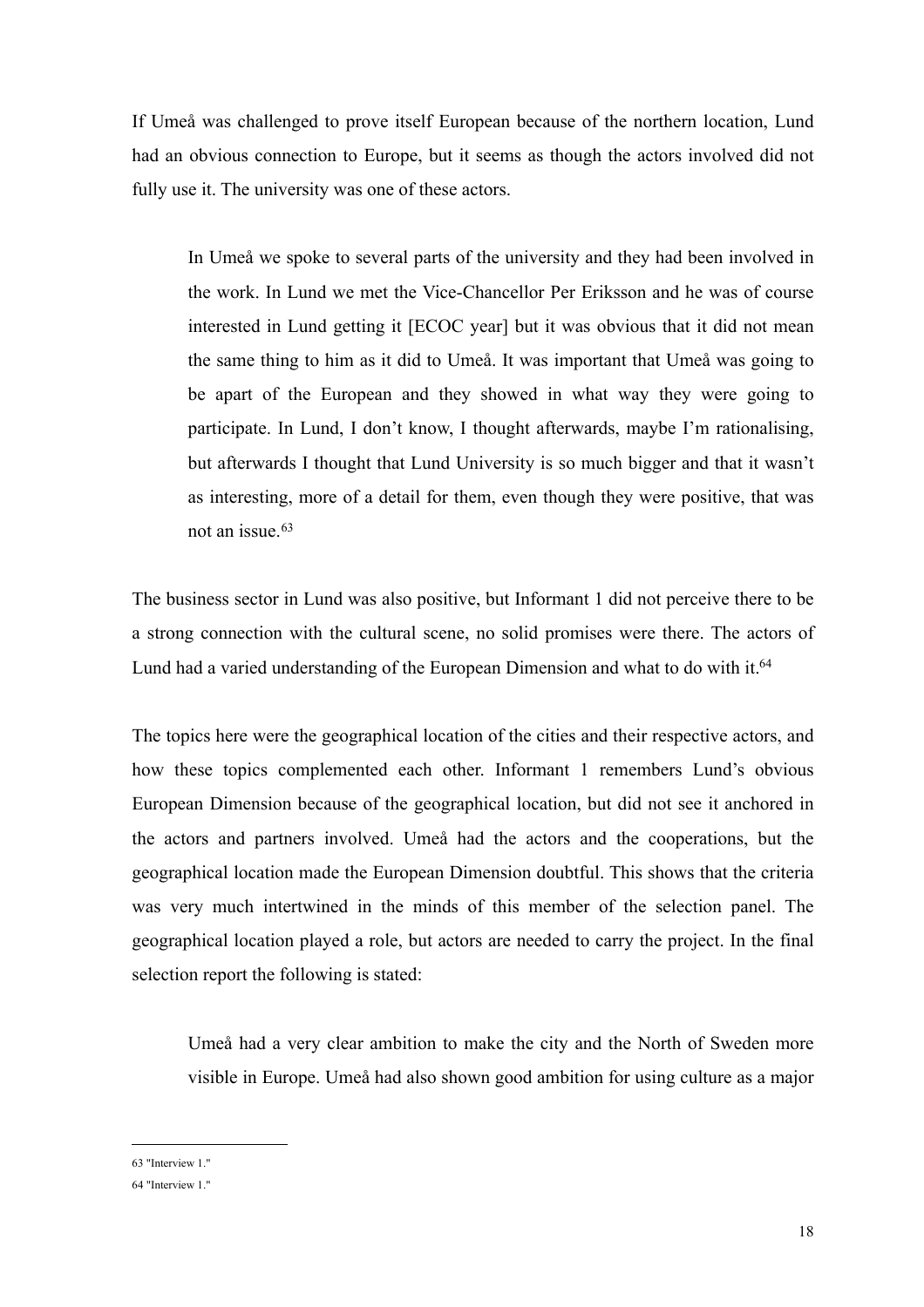If Umeå was challenged to prove itself European because of the northern location, Lund had an obvious connection to Europe, but it seems as though the actors involved did not fully use it. The university was one of these actors.

> In Umeå we spoke to several parts of the university and they had been involved in the work. In Lund we met the Vice-Chancellor Per Eriksson and he was of course interested in Lund getting it [ECOC year] but it was obvious that it did not mean the same thing to him as it did to Umeå. It was important that Umeå was going to be apart of the European and they showed in what way they were going to participate. In Lund, I don't know, I thought afterwards, maybe I'm rationalising, but afterwards I thought that Lund University is so much bigger and that it wasn't as interesting, more of a detail for them, even though they were positive, that was not an issue.[63]

The business sector in Lund was also positive, but Informant 1 did not perceive there to be a strong connection with the cultural scene, no solid promises were there. The actors of Lund had a varied understanding of the European Dimension and what to do with it.[64]

The topics here were the geographical location of the cities and their respective actors, and how these topics complemented each other. Informant 1 remembers Lund's obvious European Dimension because of the geographical location, but did not see it anchored in the actors and partners involved. Umeå had the actors and the cooperations, but the geographical location made the European Dimension doubtful. This shows that the criteria was very much intertwined in the minds of this member of the selection panel. The geographical location played a role, but actors are needed to carry the project. In the final selection report the following is stated:

> Umeå had a very clear ambition to make the city and the North of Sweden more visible in Europe. Umeå had also shown good ambition for using culture as a major

---

63 "Interview 1."

64 "Interview 1."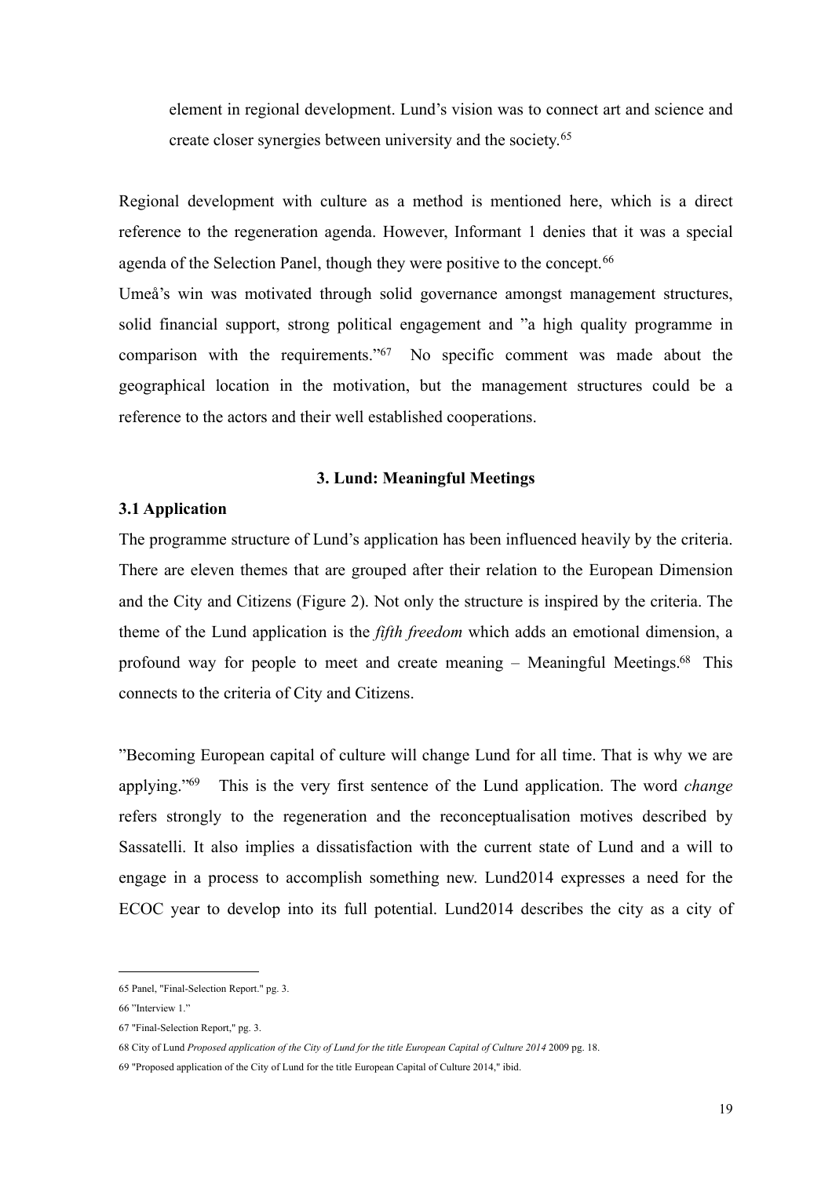element in regional development. Lund's vision was to connect art and science and create closer synergies between university and the society.[65]

Regional development with culture as a method is mentioned here, which is a direct reference to the regeneration agenda. However, Informant 1 denies that it was a special agenda of the Selection Panel, though they were positive to the concept.[66]

Umeå's win was motivated through solid governance amongst management structures, solid financial support, strong political engagement and ”a high quality programme in comparison with the requirements.”[67] No specific comment was made about the geographical location in the motivation, but the management structures could be a reference to the actors and their well established cooperations.

### 3. Lund: Meaningful Meetings

#### 3.1 Application

The programme structure of Lund's application has been influenced heavily by the criteria. There are eleven themes that are grouped after their relation to the European Dimension and the City and Citizens (Figure 2). Not only the structure is inspired by the criteria. The theme of the Lund application is the *fifth freedom* which adds an emotional dimension, a profound way for people to meet and create meaning – Meaningful Meetings.[68] This connects to the criteria of City and Citizens.

”Becoming European capital of culture will change Lund for all time. That is why we are applying.”[69] This is the very first sentence of the Lund application. The word *change* refers strongly to the regeneration and the reconceptualisation motives described by Sassatelli. It also implies a dissatisfaction with the current state of Lund and a will to engage in a process to accomplish something new. Lund2014 expresses a need for the ECOC year to develop into its full potential. Lund2014 describes the city as a city of

---

65 Panel, "Final-Selection Report." pg. 3.

66 "Interview 1."

67 "Final-Selection Report," pg. 3.

68 City of Lund *Proposed application of the City of Lund for the title European Capital of Culture 2014* 2009 pg. 18.

69 "Proposed application of the City of Lund for the title European Capital of Culture 2014," ibid.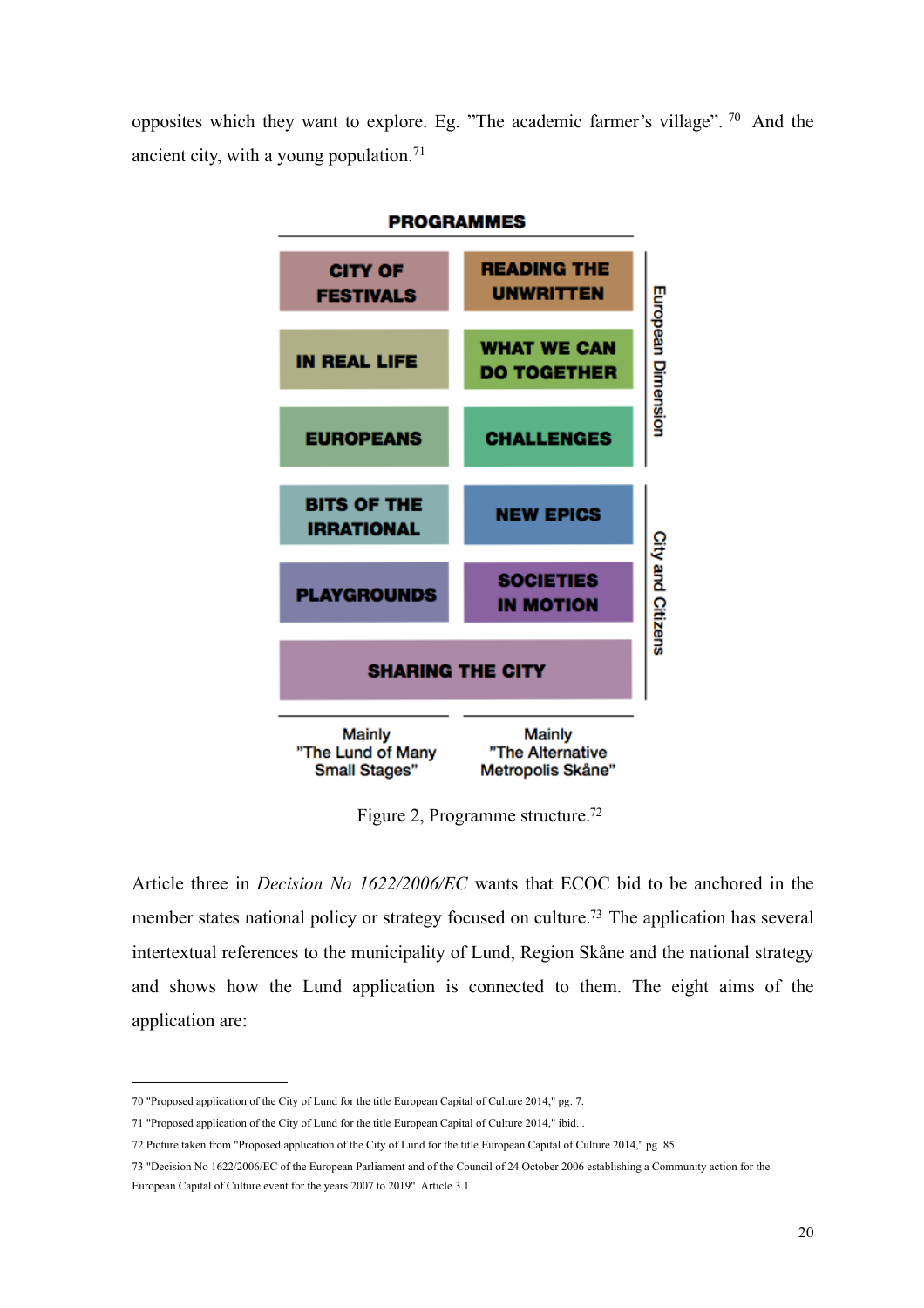opposites which they want to explore. Eg. "The academic farmer's village". [70] And the ancient city, with a young population.[71]

**PROGRAMMES**

| Mainly "The Lund of Many Small Stages" | Mainly "The Alternative Metropolis Skåne" | |
|---|---|---|
| CITY OF FESTIVALS | READING THE UNWRITTEN | European Dimension |
| IN REAL LIFE | WHAT WE CAN DO TOGETHER | European Dimension |
| EUROPEANS | CHALLENGES | European Dimension |
| BITS OF THE IRRATIONAL | NEW EPICS | City and Citizens |
| PLAYGROUNDS | SOCIETIES IN MOTION | City and Citizens |
| SHARING THE CITY | SHARING THE CITY | City and Citizens |

Figure 2, Programme structure.[72]

Article three in *Decision No 1622/2006/EC* wants that ECOC bid to be anchored in the member states national policy or strategy focused on culture.[73] The application has several intertextual references to the municipality of Lund, Region Skåne and the national strategy and shows how the Lund application is connected to them. The eight aims of the application are:

---

70 "Proposed application of the City of Lund for the title European Capital of Culture 2014," pg. 7.

71 "Proposed application of the City of Lund for the title European Capital of Culture 2014," ibid. .

72 Picture taken from "Proposed application of the City of Lund for the title European Capital of Culture 2014," pg. 85.

73 "Decision No 1622/2006/EC of the European Parliament and of the Council of 24 October 2006 establishing a Community action for the European Capital of Culture event for the years 2007 to 2019" Article 3.1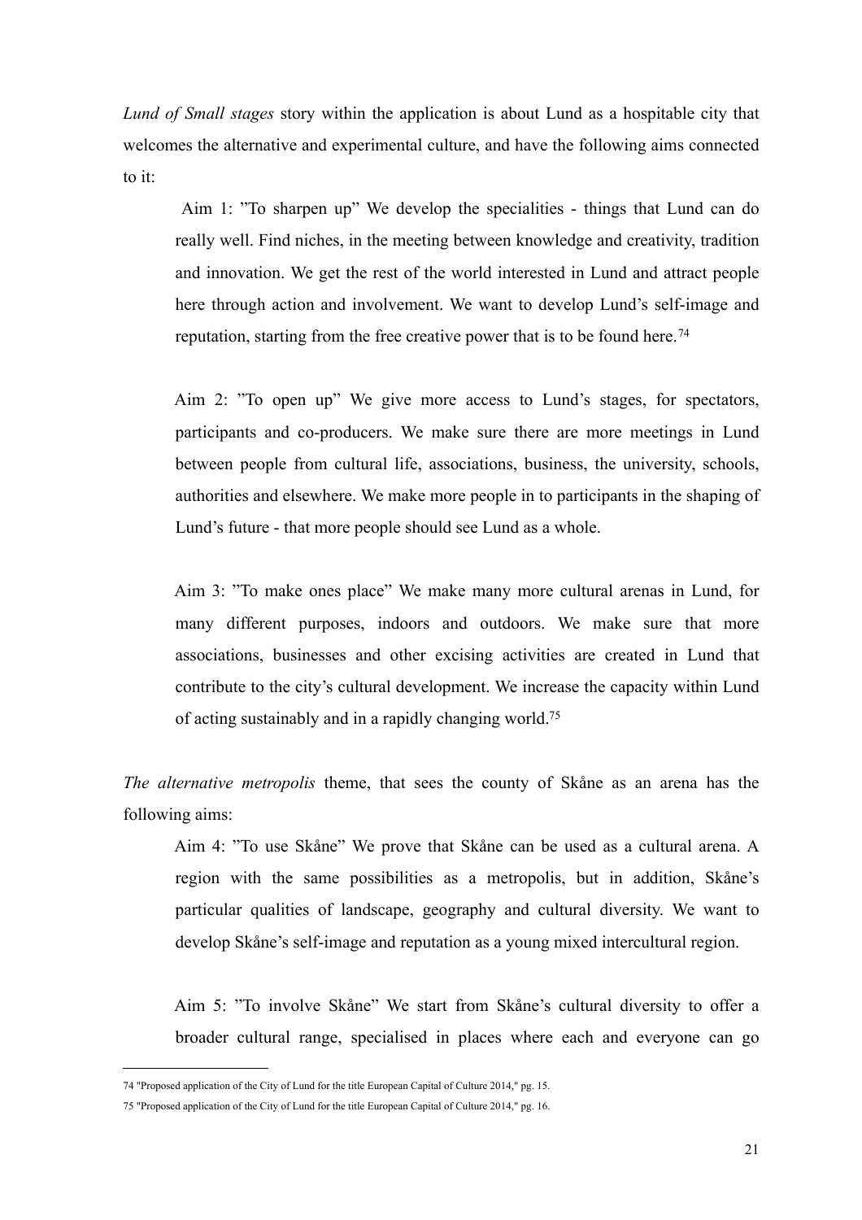*Lund of Small stages* story within the application is about Lund as a hospitable city that welcomes the alternative and experimental culture, and have the following aims connected to it:

> Aim 1: ”To sharpen up” We develop the specialities - things that Lund can do really well. Find niches, in the meeting between knowledge and creativity, tradition and innovation. We get the rest of the world interested in Lund and attract people here through action and involvement. We want to develop Lund’s self-image and reputation, starting from the free creative power that is to be found here.[74]
>
> Aim 2: ”To open up” We give more access to Lund’s stages, for spectators, participants and co-producers. We make sure there are more meetings in Lund between people from cultural life, associations, business, the university, schools, authorities and elsewhere. We make more people in to participants in the shaping of Lund’s future - that more people should see Lund as a whole.
>
> Aim 3: ”To make ones place” We make many more cultural arenas in Lund, for many different purposes, indoors and outdoors. We make sure that more associations, businesses and other excising activities are created in Lund that contribute to the city’s cultural development. We increase the capacity within Lund of acting sustainably and in a rapidly changing world.[75]

*The alternative metropolis* theme, that sees the county of Skåne as an arena has the following aims:

> Aim 4: ”To use Skåne” We prove that Skåne can be used as a cultural arena. A region with the same possibilities as a metropolis, but in addition, Skåne’s particular qualities of landscape, geography and cultural diversity. We want to develop Skåne’s self-image and reputation as a young mixed intercultural region.
>
> Aim 5: ”To involve Skåne” We start from Skåne’s cultural diversity to offer a broader cultural range, specialised in places where each and everyone can go

---

74 "Proposed application of the City of Lund for the title European Capital of Culture 2014," pg. 15.

75 "Proposed application of the City of Lund for the title European Capital of Culture 2014," pg. 16.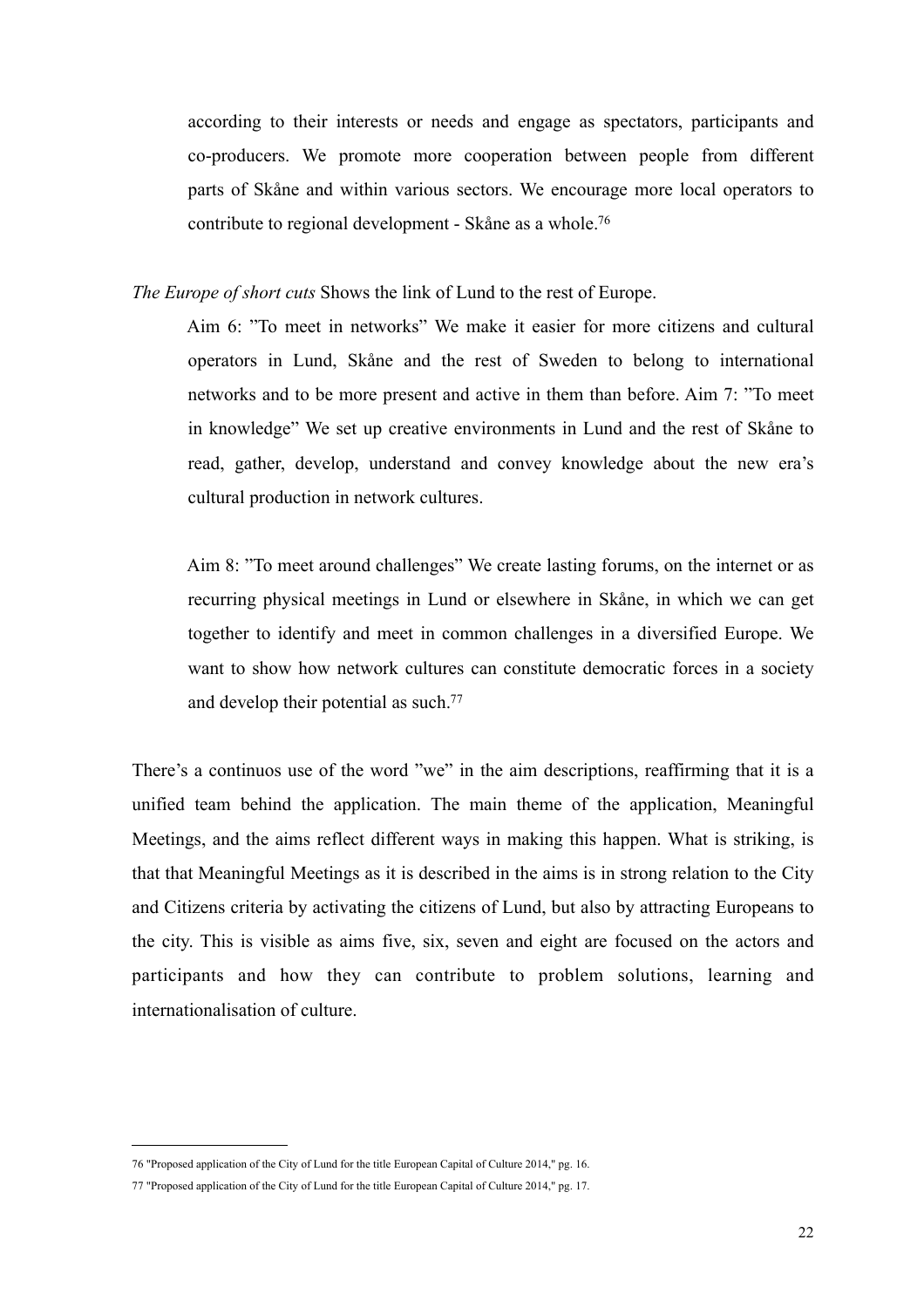according to their interests or needs and engage as spectators, participants and co-producers. We promote more cooperation between people from different parts of Skåne and within various sectors. We encourage more local operators to contribute to regional development - Skåne as a whole.[76]

*The Europe of short cuts* Shows the link of Lund to the rest of Europe.

> Aim 6: ”To meet in networks” We make it easier for more citizens and cultural operators in Lund, Skåne and the rest of Sweden to belong to international networks and to be more present and active in them than before. Aim 7: ”To meet in knowledge” We set up creative environments in Lund and the rest of Skåne to read, gather, develop, understand and convey knowledge about the new era's cultural production in network cultures.
>
> Aim 8: ”To meet around challenges” We create lasting forums, on the internet or as recurring physical meetings in Lund or elsewhere in Skåne, in which we can get together to identify and meet in common challenges in a diversified Europe. We want to show how network cultures can constitute democratic forces in a society and develop their potential as such.[77]

There's a continuos use of the word ”we” in the aim descriptions, reaffirming that it is a unified team behind the application. The main theme of the application, Meaningful Meetings, and the aims reflect different ways in making this happen. What is striking, is that that Meaningful Meetings as it is described in the aims is in strong relation to the City and Citizens criteria by activating the citizens of Lund, but also by attracting Europeans to the city. This is visible as aims five, six, seven and eight are focused on the actors and participants and how they can contribute to problem solutions, learning and internationalisation of culture.

---

76 "Proposed application of the City of Lund for the title European Capital of Culture 2014," pg. 16.

77 "Proposed application of the City of Lund for the title European Capital of Culture 2014," pg. 17.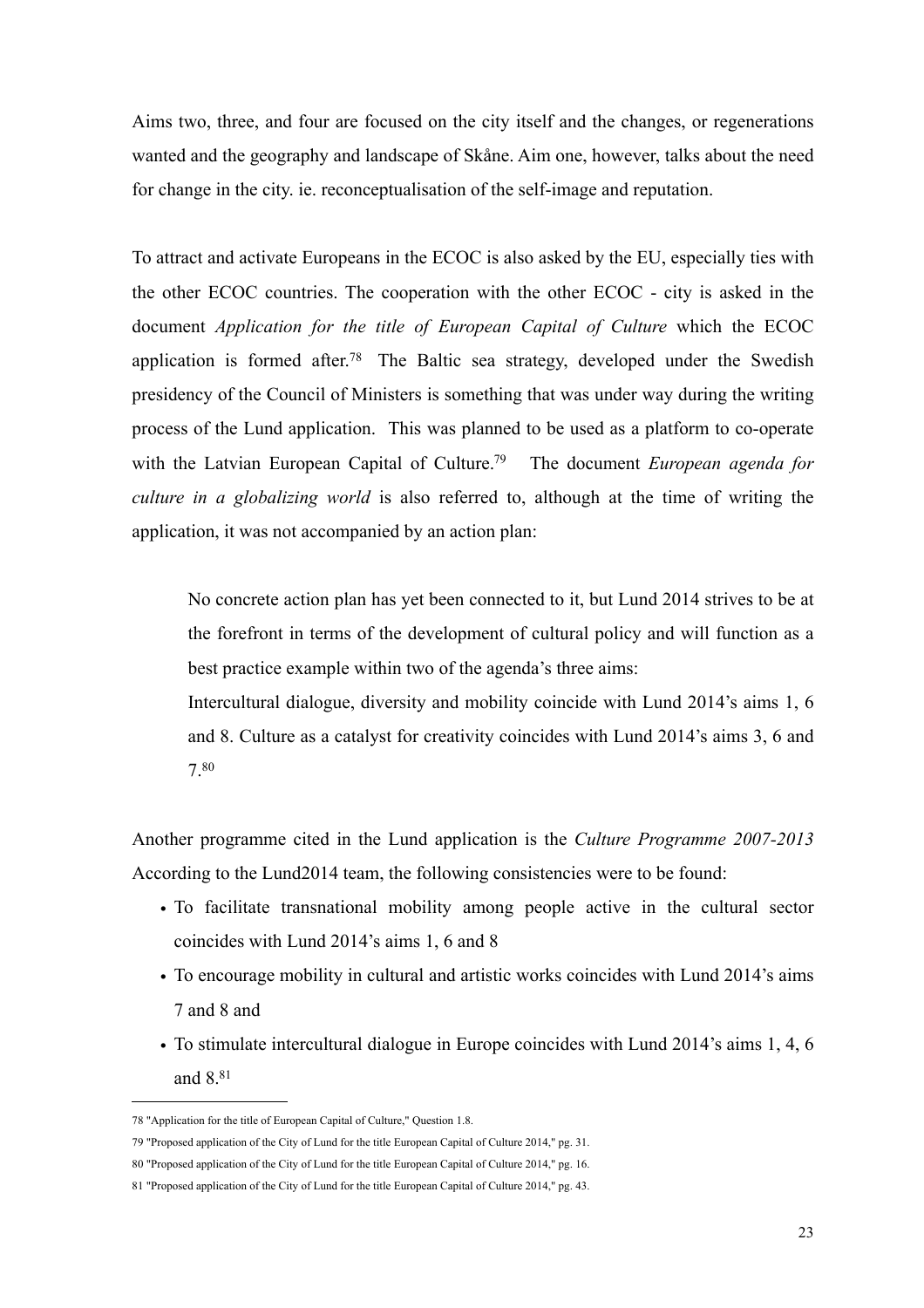Aims two, three, and four are focused on the city itself and the changes, or regenerations wanted and the geography and landscape of Skåne. Aim one, however, talks about the need for change in the city. ie. reconceptualisation of the self-image and reputation.

To attract and activate Europeans in the ECOC is also asked by the EU, especially ties with the other ECOC countries. The cooperation with the other ECOC - city is asked in the document *Application for the title of European Capital of Culture* which the ECOC application is formed after.[78] The Baltic sea strategy, developed under the Swedish presidency of the Council of Ministers is something that was under way during the writing process of the Lund application. This was planned to be used as a platform to co-operate with the Latvian European Capital of Culture.[79] The document *European agenda for culture in a globalizing world* is also referred to, although at the time of writing the application, it was not accompanied by an action plan:

> No concrete action plan has yet been connected to it, but Lund 2014 strives to be at the forefront in terms of the development of cultural policy and will function as a best practice example within two of the agenda's three aims:
> Intercultural dialogue, diversity and mobility coincide with Lund 2014's aims 1, 6 and 8. Culture as a catalyst for creativity coincides with Lund 2014's aims 3, 6 and 7.[80]

Another programme cited in the Lund application is the *Culture Programme 2007-2013* According to the Lund2014 team, the following consistencies were to be found:

- To facilitate transnational mobility among people active in the cultural sector coincides with Lund 2014's aims 1, 6 and 8
- To encourage mobility in cultural and artistic works coincides with Lund 2014's aims 7 and 8 and
- To stimulate intercultural dialogue in Europe coincides with Lund 2014's aims 1, 4, 6 and 8.[81]

---

78 "Application for the title of European Capital of Culture," Question 1.8.

79 "Proposed application of the City of Lund for the title European Capital of Culture 2014," pg. 31.

80 "Proposed application of the City of Lund for the title European Capital of Culture 2014," pg. 16.

81 "Proposed application of the City of Lund for the title European Capital of Culture 2014," pg. 43.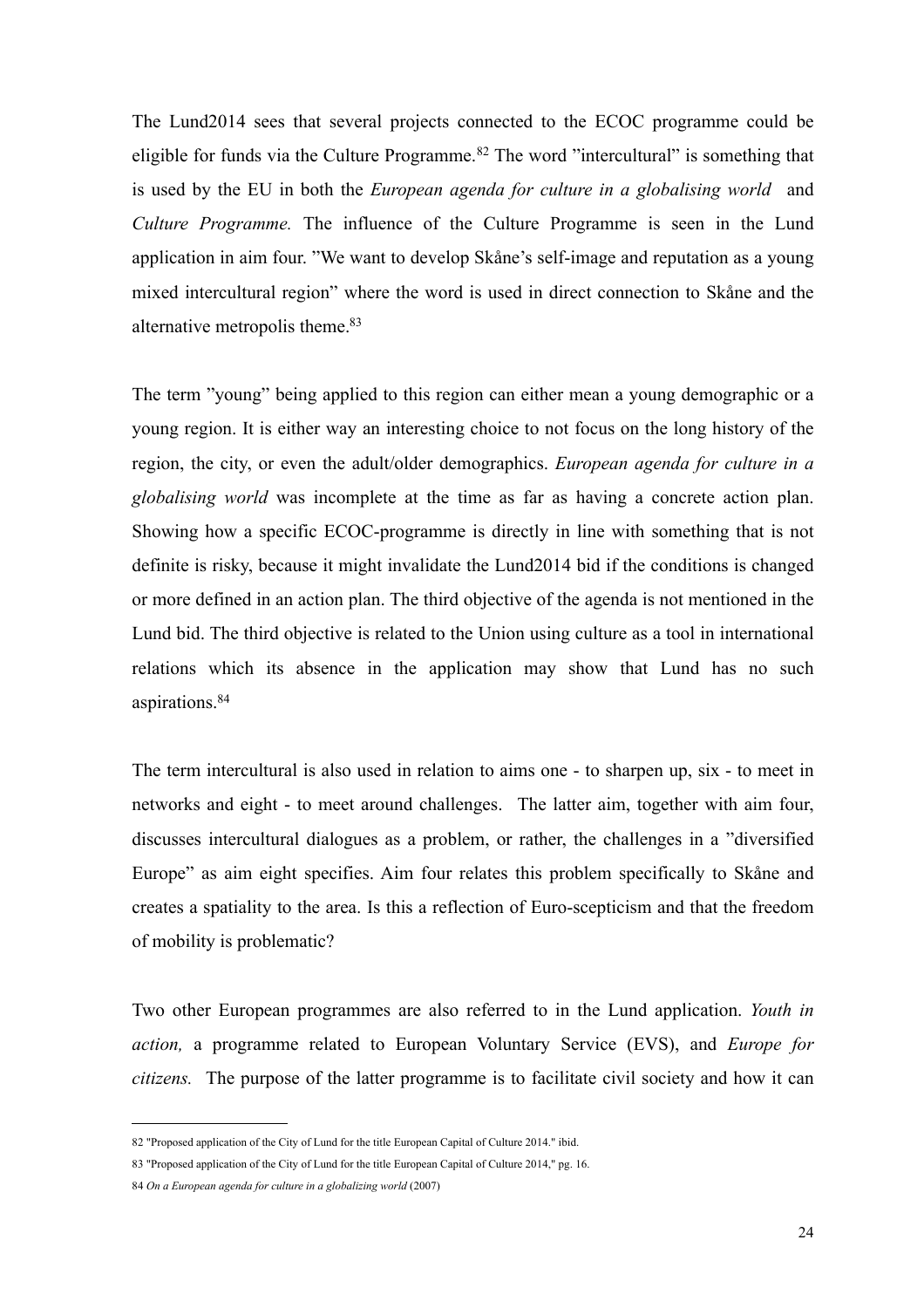The Lund2014 sees that several projects connected to the ECOC programme could be eligible for funds via the Culture Programme.[82] The word ”intercultural” is something that is used by the EU in both the *European agenda for culture in a globalising world* and *Culture Programme.* The influence of the Culture Programme is seen in the Lund application in aim four. ”We want to develop Skåne's self-image and reputation as a young mixed intercultural region” where the word is used in direct connection to Skåne and the alternative metropolis theme.[83]

The term ”young” being applied to this region can either mean a young demographic or a young region. It is either way an interesting choice to not focus on the long history of the region, the city, or even the adult/older demographics. *European agenda for culture in a globalising world* was incomplete at the time as far as having a concrete action plan. Showing how a specific ECOC-programme is directly in line with something that is not definite is risky, because it might invalidate the Lund2014 bid if the conditions is changed or more defined in an action plan. The third objective of the agenda is not mentioned in the Lund bid. The third objective is related to the Union using culture as a tool in international relations which its absence in the application may show that Lund has no such aspirations.[84]

The term intercultural is also used in relation to aims one - to sharpen up, six - to meet in networks and eight - to meet around challenges. The latter aim, together with aim four, discusses intercultural dialogues as a problem, or rather, the challenges in a ”diversified Europe” as aim eight specifies. Aim four relates this problem specifically to Skåne and creates a spatiality to the area. Is this a reflection of Euro-scepticism and that the freedom of mobility is problematic?

Two other European programmes are also referred to in the Lund application. *Youth in action,* a programme related to European Voluntary Service (EVS), and *Europe for citizens.* The purpose of the latter programme is to facilitate civil society and how it can

---

82 "Proposed application of the City of Lund for the title European Capital of Culture 2014." ibid.

83 "Proposed application of the City of Lund for the title European Capital of Culture 2014," pg. 16.

84 *On a European agenda for culture in a globalizing world* (2007)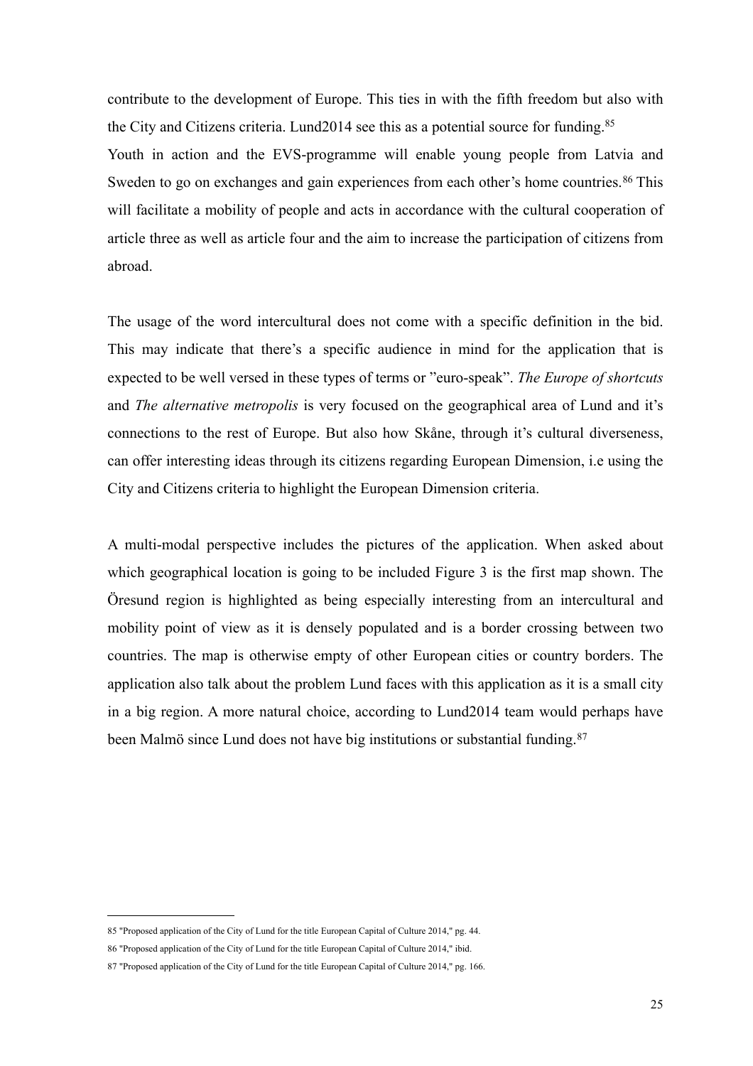contribute to the development of Europe. This ties in with the fifth freedom but also with the City and Citizens criteria. Lund2014 see this as a potential source for funding.[85]

Youth in action and the EVS-programme will enable young people from Latvia and Sweden to go on exchanges and gain experiences from each other's home countries.[86] This will facilitate a mobility of people and acts in accordance with the cultural cooperation of article three as well as article four and the aim to increase the participation of citizens from abroad.

The usage of the word intercultural does not come with a specific definition in the bid. This may indicate that there's a specific audience in mind for the application that is expected to be well versed in these types of terms or "euro-speak". *The Europe of shortcuts* and *The alternative metropolis* is very focused on the geographical area of Lund and it's connections to the rest of Europe. But also how Skåne, through it's cultural diverseness, can offer interesting ideas through its citizens regarding European Dimension, i.e using the City and Citizens criteria to highlight the European Dimension criteria.

A multi-modal perspective includes the pictures of the application. When asked about which geographical location is going to be included Figure 3 is the first map shown. The Öresund region is highlighted as being especially interesting from an intercultural and mobility point of view as it is densely populated and is a border crossing between two countries. The map is otherwise empty of other European cities or country borders. The application also talk about the problem Lund faces with this application as it is a small city in a big region. A more natural choice, according to Lund2014 team would perhaps have been Malmö since Lund does not have big institutions or substantial funding.[87]

---

85 "Proposed application of the City of Lund for the title European Capital of Culture 2014," pg. 44.

86 "Proposed application of the City of Lund for the title European Capital of Culture 2014," ibid.

87 "Proposed application of the City of Lund for the title European Capital of Culture 2014," pg. 166.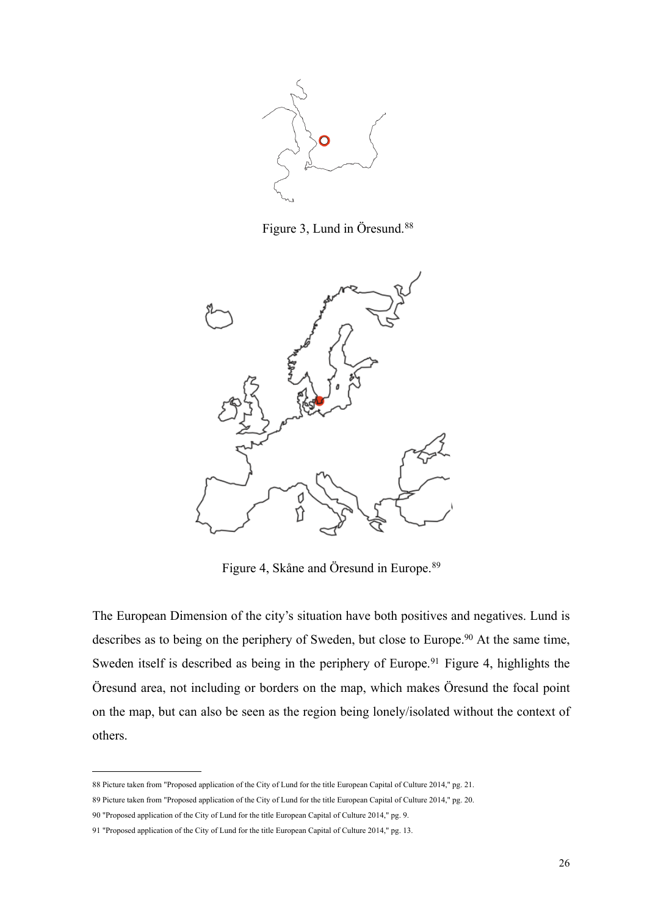Figure 3, Lund in Öresund.[88]

Figure 4, Skåne and Öresund in Europe.[89]

The European Dimension of the city's situation have both positives and negatives. Lund is describes as to being on the periphery of Sweden, but close to Europe.[90] At the same time, Sweden itself is described as being in the periphery of Europe.[91] Figure 4, highlights the Öresund area, not including or borders on the map, which makes Öresund the focal point on the map, but can also be seen as the region being lonely/isolated without the context of others.

---

88 Picture taken from "Proposed application of the City of Lund for the title European Capital of Culture 2014," pg. 21.

89 Picture taken from "Proposed application of the City of Lund for the title European Capital of Culture 2014," pg. 20.

90 "Proposed application of the City of Lund for the title European Capital of Culture 2014," pg. 9.

91 "Proposed application of the City of Lund for the title European Capital of Culture 2014," pg. 13.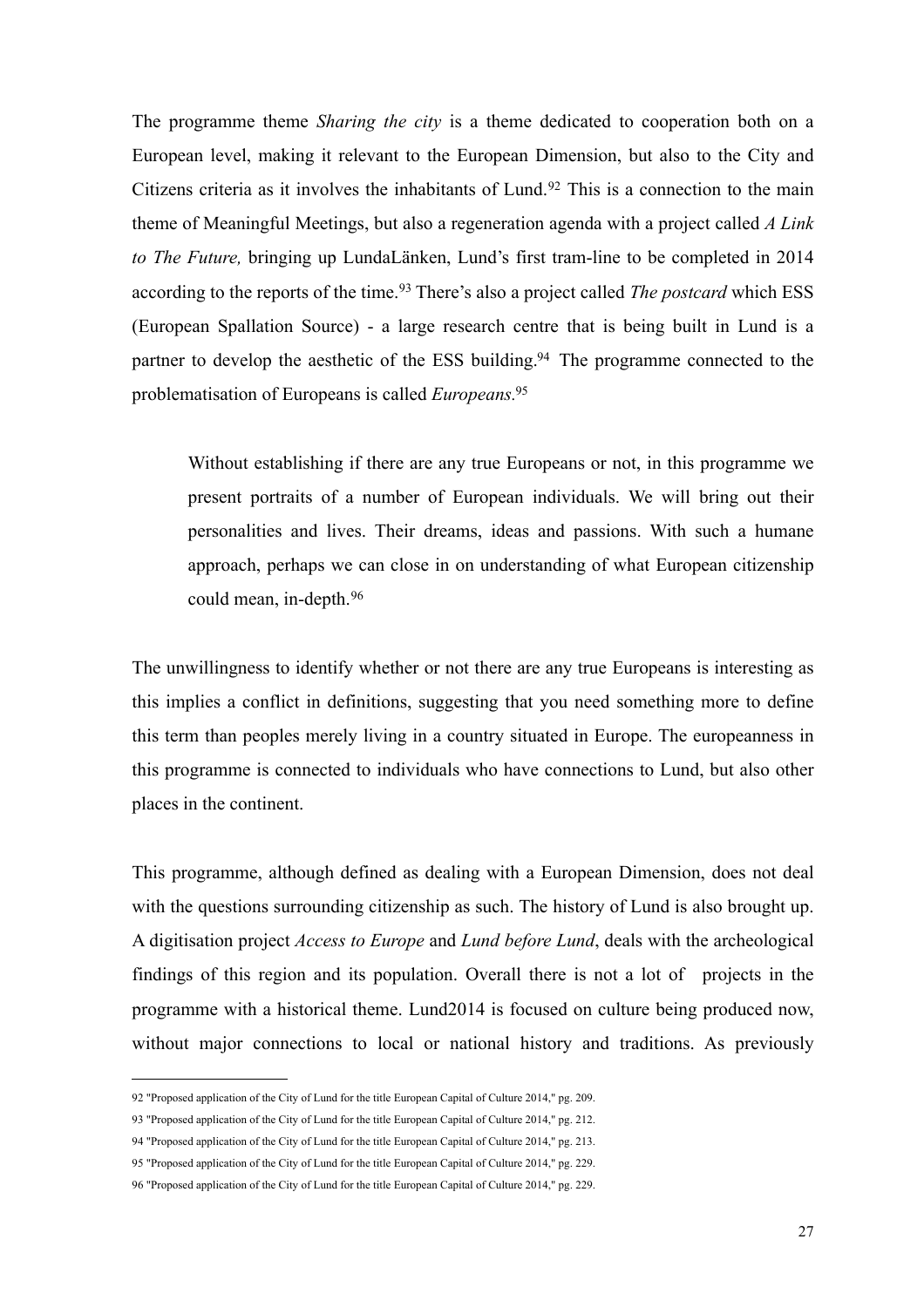The programme theme *Sharing the city* is a theme dedicated to cooperation both on a European level, making it relevant to the European Dimension, but also to the City and Citizens criteria as it involves the inhabitants of Lund.[92] This is a connection to the main theme of Meaningful Meetings, but also a regeneration agenda with a project called *A Link to The Future,* bringing up LundaLänken, Lund's first tram-line to be completed in 2014 according to the reports of the time.[93] There's also a project called *The postcard* which ESS (European Spallation Source) - a large research centre that is being built in Lund is a partner to develop the aesthetic of the ESS building.[94] The programme connected to the problematisation of Europeans is called *Europeans.*[95]

> Without establishing if there are any true Europeans or not, in this programme we present portraits of a number of European individuals. We will bring out their personalities and lives. Their dreams, ideas and passions. With such a humane approach, perhaps we can close in on understanding of what European citizenship could mean, in-depth.[96]

The unwillingness to identify whether or not there are any true Europeans is interesting as this implies a conflict in definitions, suggesting that you need something more to define this term than peoples merely living in a country situated in Europe. The europeanness in this programme is connected to individuals who have connections to Lund, but also other places in the continent.

This programme, although defined as dealing with a European Dimension, does not deal with the questions surrounding citizenship as such. The history of Lund is also brought up. A digitisation project *Access to Europe* and *Lund before Lund*, deals with the archeological findings of this region and its population. Overall there is not a lot of projects in the programme with a historical theme. Lund2014 is focused on culture being produced now, without major connections to local or national history and traditions. As previously

---

92 "Proposed application of the City of Lund for the title European Capital of Culture 2014," pg. 209.

93 "Proposed application of the City of Lund for the title European Capital of Culture 2014," pg. 212.

94 "Proposed application of the City of Lund for the title European Capital of Culture 2014," pg. 213.

95 "Proposed application of the City of Lund for the title European Capital of Culture 2014," pg. 229.

96 "Proposed application of the City of Lund for the title European Capital of Culture 2014," pg. 229.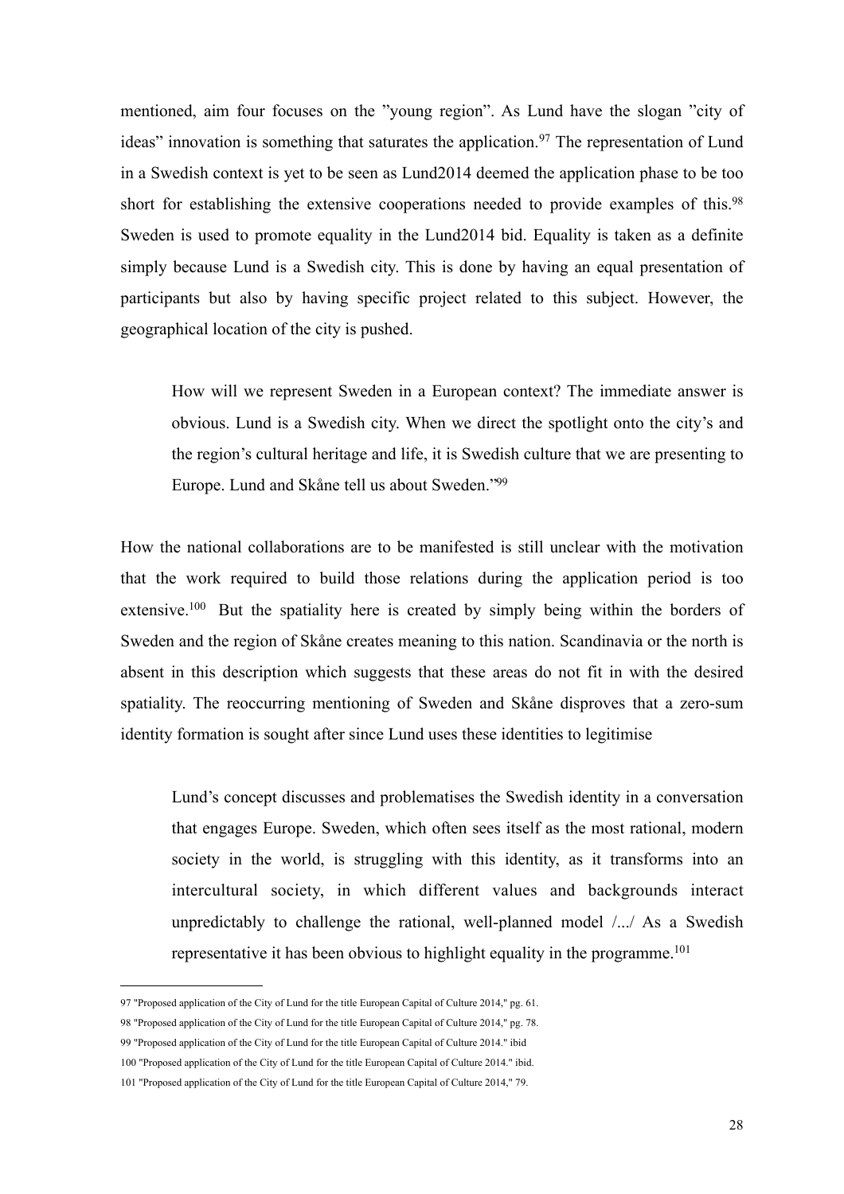mentioned, aim four focuses on the "young region". As Lund have the slogan "city of ideas" innovation is something that saturates the application.[97] The representation of Lund in a Swedish context is yet to be seen as Lund2014 deemed the application phase to be too short for establishing the extensive cooperations needed to provide examples of this.[98] Sweden is used to promote equality in the Lund2014 bid. Equality is taken as a definite simply because Lund is a Swedish city. This is done by having an equal presentation of participants but also by having specific project related to this subject. However, the geographical location of the city is pushed.

> How will we represent Sweden in a European context? The immediate answer is obvious. Lund is a Swedish city. When we direct the spotlight onto the city's and the region's cultural heritage and life, it is Swedish culture that we are presenting to Europe. Lund and Skåne tell us about Sweden."[99]

How the national collaborations are to be manifested is still unclear with the motivation that the work required to build those relations during the application period is too extensive.[100] But the spatiality here is created by simply being within the borders of Sweden and the region of Skåne creates meaning to this nation. Scandinavia or the north is absent in this description which suggests that these areas do not fit in with the desired spatiality. The reoccurring mentioning of Sweden and Skåne disproves that a zero-sum identity formation is sought after since Lund uses these identities to legitimise

> Lund's concept discusses and problematises the Swedish identity in a conversation that engages Europe. Sweden, which often sees itself as the most rational, modern society in the world, is struggling with this identity, as it transforms into an intercultural society, in which different values and backgrounds interact unpredictably to challenge the rational, well-planned model /.../ As a Swedish representative it has been obvious to highlight equality in the programme.[101]

---

97 "Proposed application of the City of Lund for the title European Capital of Culture 2014," pg. 61.

98 "Proposed application of the City of Lund for the title European Capital of Culture 2014," pg. 78.

99 "Proposed application of the City of Lund for the title European Capital of Culture 2014." ibid

100 "Proposed application of the City of Lund for the title European Capital of Culture 2014." ibid.

101 "Proposed application of the City of Lund for the title European Capital of Culture 2014," 79.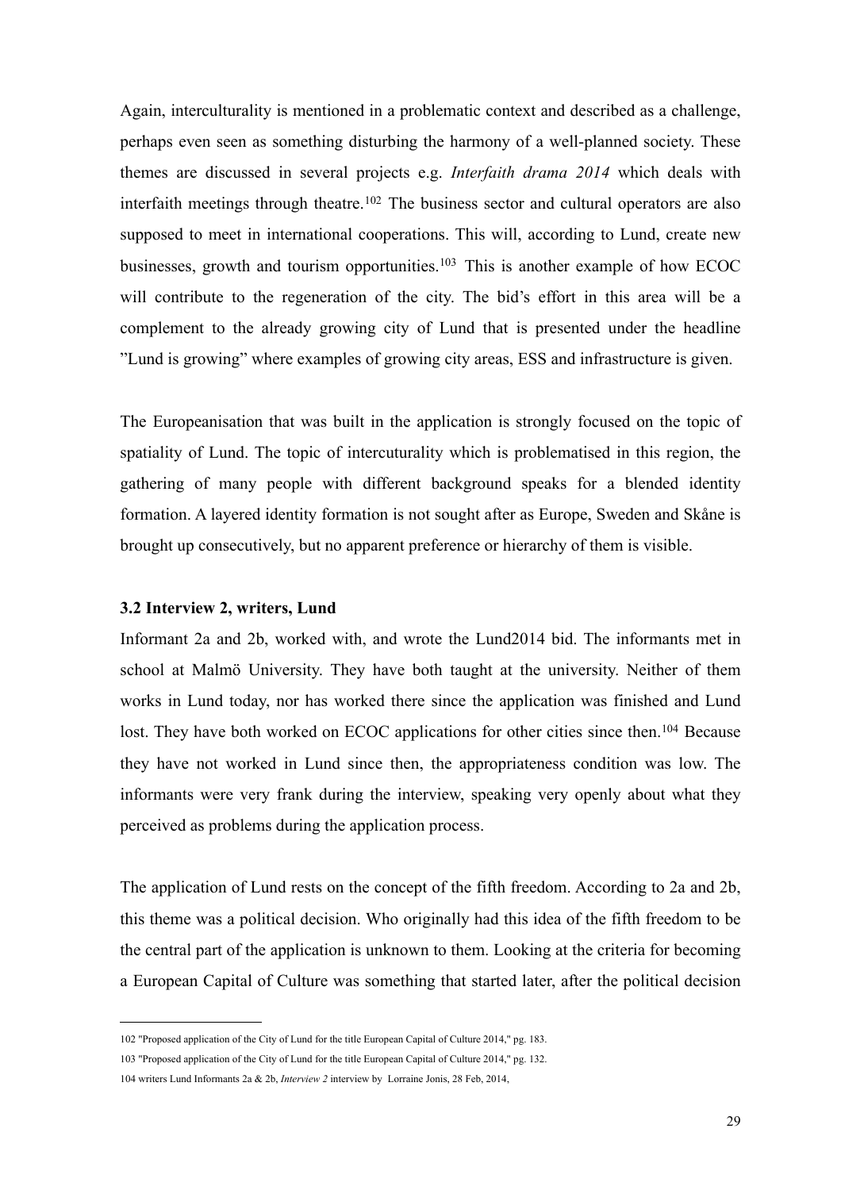Again, interculturality is mentioned in a problematic context and described as a challenge, perhaps even seen as something disturbing the harmony of a well-planned society. These themes are discussed in several projects e.g. *Interfaith drama 2014* which deals with interfaith meetings through theatre.[102] The business sector and cultural operators are also supposed to meet in international cooperations. This will, according to Lund, create new businesses, growth and tourism opportunities.[103] This is another example of how ECOC will contribute to the regeneration of the city. The bid's effort in this area will be a complement to the already growing city of Lund that is presented under the headline "Lund is growing" where examples of growing city areas, ESS and infrastructure is given.

The Europeanisation that was built in the application is strongly focused on the topic of spatiality of Lund. The topic of intercuturality which is problematised in this region, the gathering of many people with different background speaks for a blended identity formation. A layered identity formation is not sought after as Europe, Sweden and Skåne is brought up consecutively, but no apparent preference or hierarchy of them is visible.

### 3.2 Interview 2, writers, Lund

Informant 2a and 2b, worked with, and wrote the Lund2014 bid. The informants met in school at Malmö University. They have both taught at the university. Neither of them works in Lund today, nor has worked there since the application was finished and Lund lost. They have both worked on ECOC applications for other cities since then.[104] Because they have not worked in Lund since then, the appropriateness condition was low. The informants were very frank during the interview, speaking very openly about what they perceived as problems during the application process.

The application of Lund rests on the concept of the fifth freedom. According to 2a and 2b, this theme was a political decision. Who originally had this idea of the fifth freedom to be the central part of the application is unknown to them. Looking at the criteria for becoming a European Capital of Culture was something that started later, after the political decision

---

102 "Proposed application of the City of Lund for the title European Capital of Culture 2014," pg. 183.

103 "Proposed application of the City of Lund for the title European Capital of Culture 2014," pg. 132.

104 writers Lund Informants 2a & 2b, *Interview 2* interview by Lorraine Jonis, 28 Feb, 2014,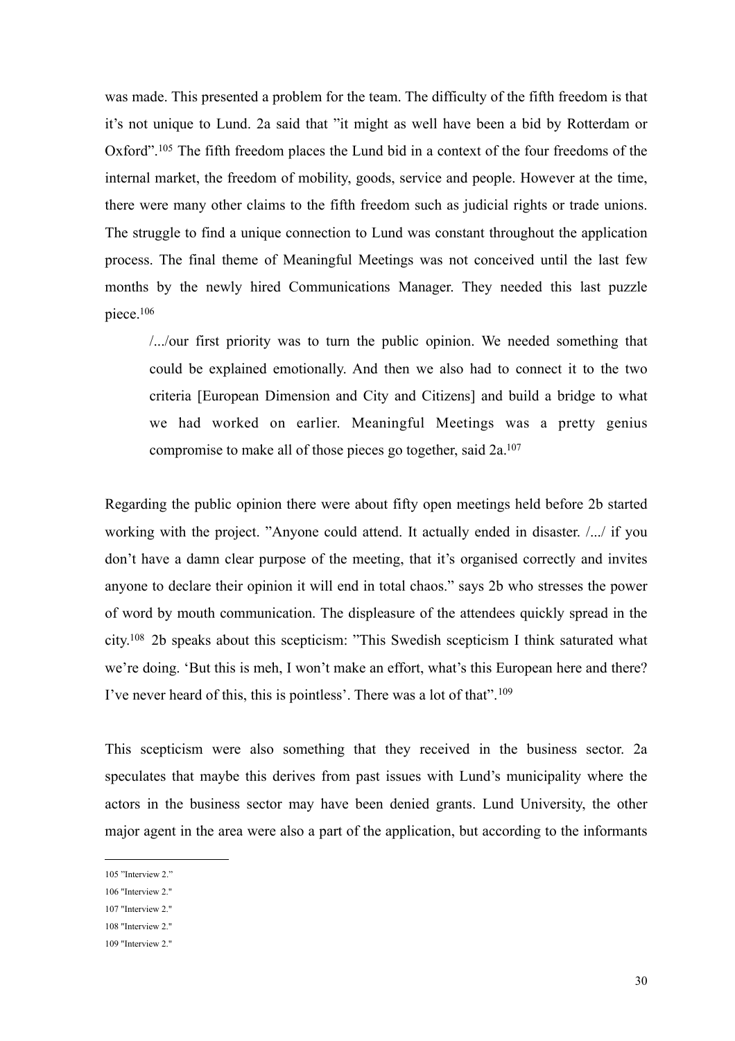was made. This presented a problem for the team. The difficulty of the fifth freedom is that it's not unique to Lund. 2a said that "it might as well have been a bid by Rotterdam or Oxford".[105] The fifth freedom places the Lund bid in a context of the four freedoms of the internal market, the freedom of mobility, goods, service and people. However at the time, there were many other claims to the fifth freedom such as judicial rights or trade unions. The struggle to find a unique connection to Lund was constant throughout the application process. The final theme of Meaningful Meetings was not conceived until the last few months by the newly hired Communications Manager. They needed this last puzzle piece.[106]

> /.../our first priority was to turn the public opinion. We needed something that could be explained emotionally. And then we also had to connect it to the two criteria [European Dimension and City and Citizens] and build a bridge to what we had worked on earlier. Meaningful Meetings was a pretty genius compromise to make all of those pieces go together, said 2a.[107]

Regarding the public opinion there were about fifty open meetings held before 2b started working with the project. "Anyone could attend. It actually ended in disaster. /.../ if you don't have a damn clear purpose of the meeting, that it's organised correctly and invites anyone to declare their opinion it will end in total chaos." says 2b who stresses the power of word by mouth communication. The displeasure of the attendees quickly spread in the city.[108] 2b speaks about this scepticism: "This Swedish scepticism I think saturated what we're doing. 'But this is meh, I won't make an effort, what's this European here and there? I've never heard of this, this is pointless'. There was a lot of that".[109]

This scepticism were also something that they received in the business sector. 2a speculates that maybe this derives from past issues with Lund's municipality where the actors in the business sector may have been denied grants. Lund University, the other major agent in the area were also a part of the application, but according to the informants

---

105 "Interview 2."

106 "Interview 2."

107 "Interview 2."

108 "Interview 2."

109 "Interview 2."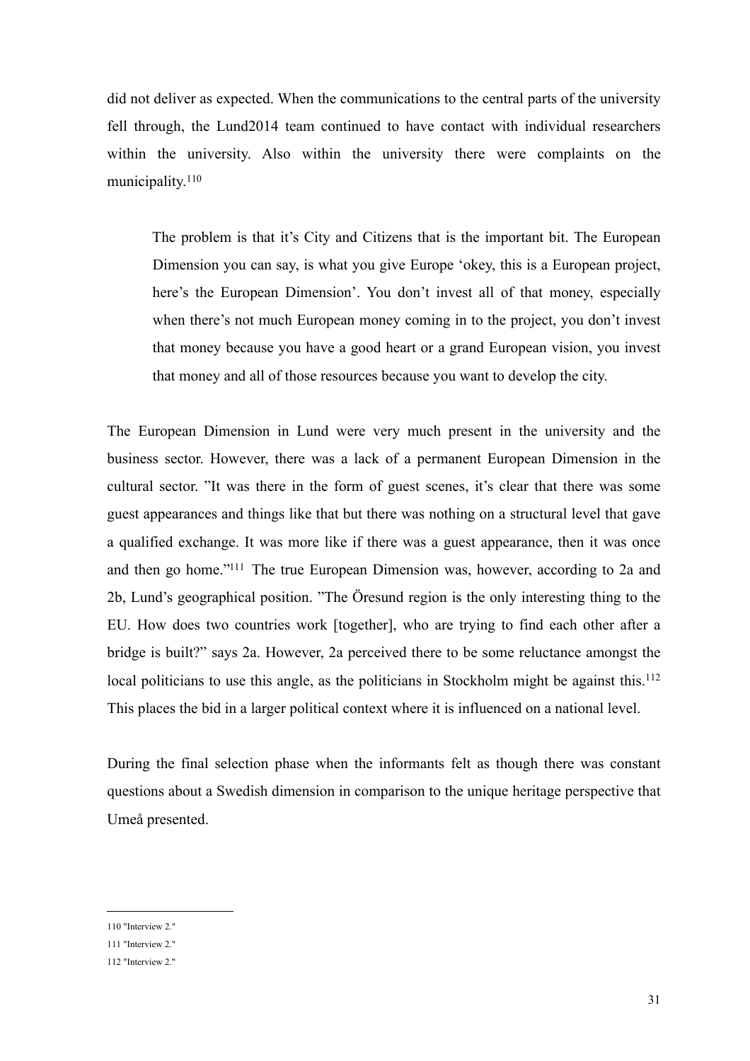did not deliver as expected. When the communications to the central parts of the university fell through, the Lund2014 team continued to have contact with individual researchers within the university. Also within the university there were complaints on the municipality.[110]

> The problem is that it's City and Citizens that is the important bit. The European Dimension you can say, is what you give Europe 'okey, this is a European project, here's the European Dimension'. You don't invest all of that money, especially when there's not much European money coming in to the project, you don't invest that money because you have a good heart or a grand European vision, you invest that money and all of those resources because you want to develop the city.

The European Dimension in Lund were very much present in the university and the business sector. However, there was a lack of a permanent European Dimension in the cultural sector. "It was there in the form of guest scenes, it's clear that there was some guest appearances and things like that but there was nothing on a structural level that gave a qualified exchange. It was more like if there was a guest appearance, then it was once and then go home."[111] The true European Dimension was, however, according to 2a and 2b, Lund's geographical position. "The Öresund region is the only interesting thing to the EU. How does two countries work [together], who are trying to find each other after a bridge is built?" says 2a. However, 2a perceived there to be some reluctance amongst the local politicians to use this angle, as the politicians in Stockholm might be against this.[112] This places the bid in a larger political context where it is influenced on a national level.

During the final selection phase when the informants felt as though there was constant questions about a Swedish dimension in comparison to the unique heritage perspective that Umeå presented.

---

110 "Interview 2."

111 "Interview 2."

112 "Interview 2."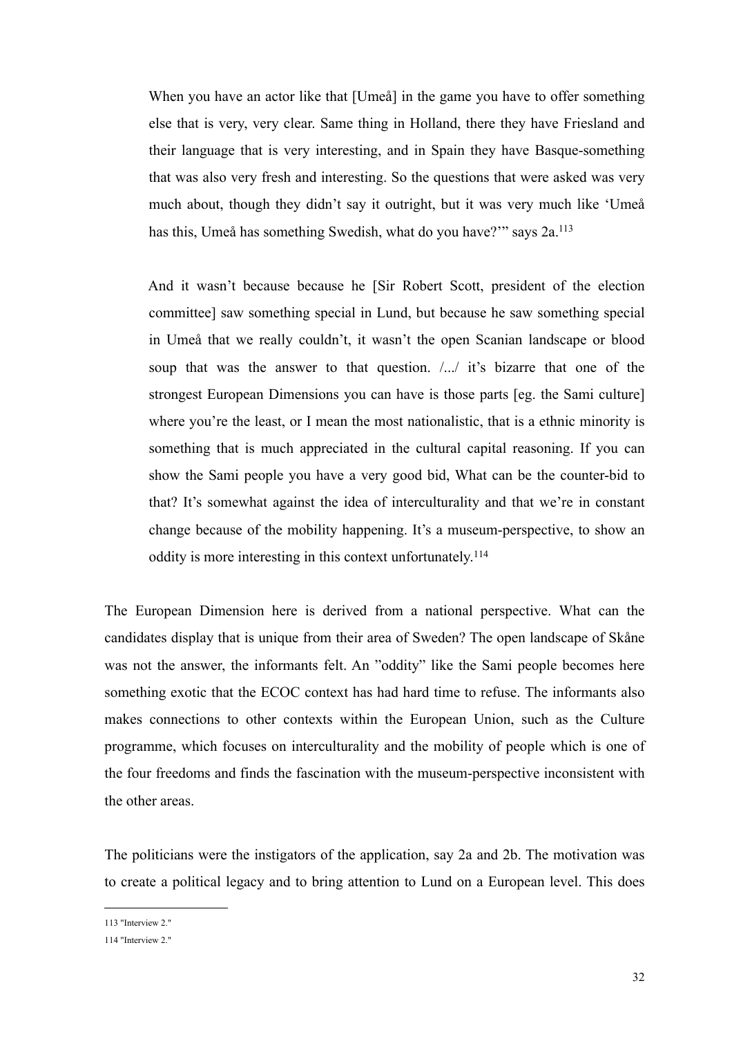> When you have an actor like that [Umeå] in the game you have to offer something else that is very, very clear. Same thing in Holland, there they have Friesland and their language that is very interesting, and in Spain they have Basque-something that was also very fresh and interesting. So the questions that were asked was very much about, though they didn't say it outright, but it was very much like 'Umeå has this, Umeå has something Swedish, what do you have?'" says 2a.[113]

> And it wasn't because because he [Sir Robert Scott, president of the election committee] saw something special in Lund, but because he saw something special in Umeå that we really couldn't, it wasn't the open Scanian landscape or blood soup that was the answer to that question. /.../ it's bizarre that one of the strongest European Dimensions you can have is those parts [eg. the Sami culture] where you're the least, or I mean the most nationalistic, that is a ethnic minority is something that is much appreciated in the cultural capital reasoning. If you can show the Sami people you have a very good bid, What can be the counter-bid to that? It's somewhat against the idea of interculturality and that we're in constant change because of the mobility happening. It's a museum-perspective, to show an oddity is more interesting in this context unfortunately.[114]

The European Dimension here is derived from a national perspective. What can the candidates display that is unique from their area of Sweden? The open landscape of Skåne was not the answer, the informants felt. An "oddity" like the Sami people becomes here something exotic that the ECOC context has had hard time to refuse. The informants also makes connections to other contexts within the European Union, such as the Culture programme, which focuses on interculturality and the mobility of people which is one of the four freedoms and finds the fascination with the museum-perspective inconsistent with the other areas.

The politicians were the instigators of the application, say 2a and 2b. The motivation was to create a political legacy and to bring attention to Lund on a European level. This does

---

113 "Interview 2."

114 "Interview 2."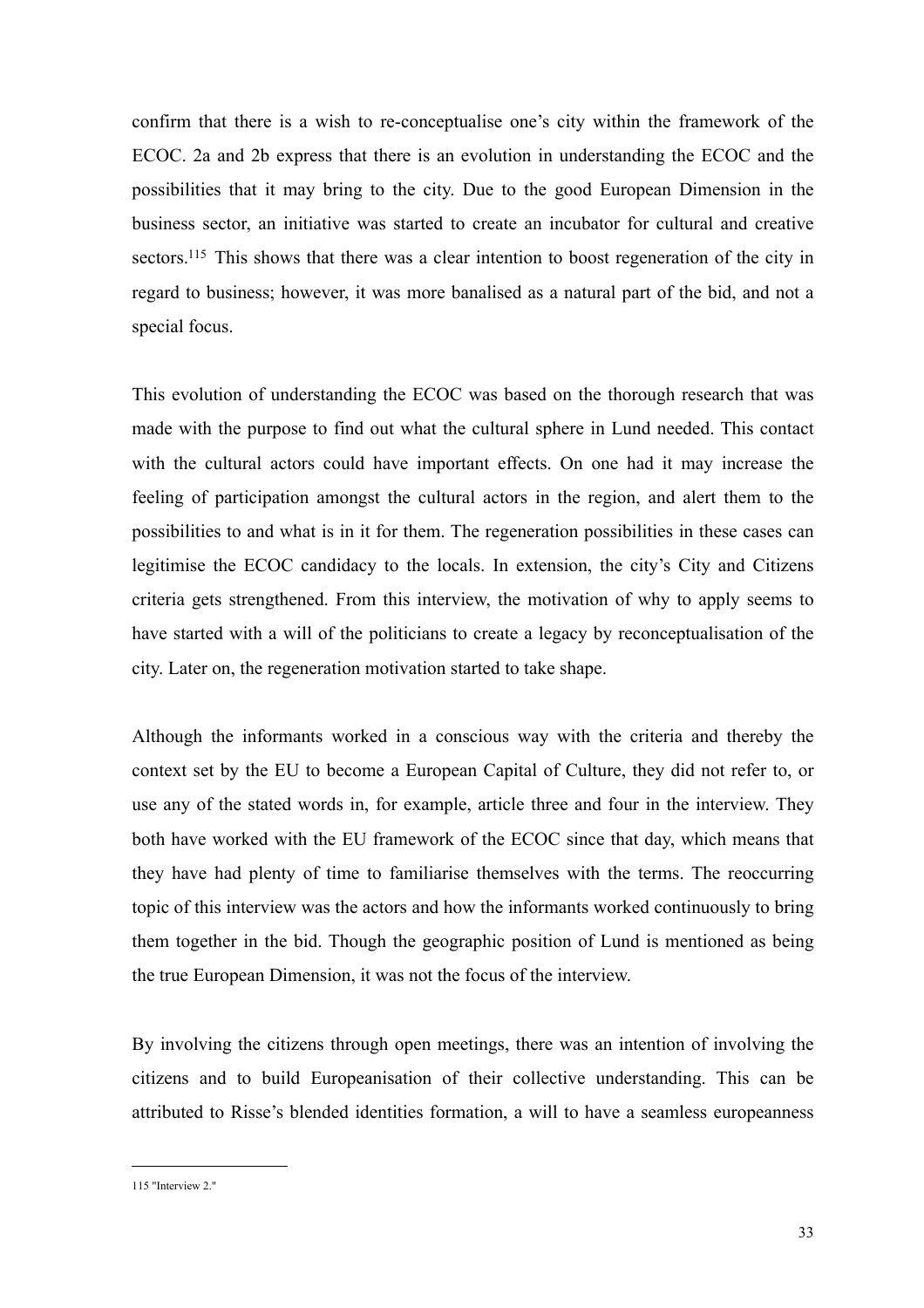confirm that there is a wish to re-conceptualise one's city within the framework of the ECOC. 2a and 2b express that there is an evolution in understanding the ECOC and the possibilities that it may bring to the city. Due to the good European Dimension in the business sector, an initiative was started to create an incubator for cultural and creative sectors.[115] This shows that there was a clear intention to boost regeneration of the city in regard to business; however, it was more banalised as a natural part of the bid, and not a special focus.

This evolution of understanding the ECOC was based on the thorough research that was made with the purpose to find out what the cultural sphere in Lund needed. This contact with the cultural actors could have important effects. On one had it may increase the feeling of participation amongst the cultural actors in the region, and alert them to the possibilities to and what is in it for them. The regeneration possibilities in these cases can legitimise the ECOC candidacy to the locals. In extension, the city's City and Citizens criteria gets strengthened. From this interview, the motivation of why to apply seems to have started with a will of the politicians to create a legacy by reconceptualisation of the city. Later on, the regeneration motivation started to take shape.

Although the informants worked in a conscious way with the criteria and thereby the context set by the EU to become a European Capital of Culture, they did not refer to, or use any of the stated words in, for example, article three and four in the interview. They both have worked with the EU framework of the ECOC since that day, which means that they have had plenty of time to familiarise themselves with the terms. The reoccurring topic of this interview was the actors and how the informants worked continuously to bring them together in the bid. Though the geographic position of Lund is mentioned as being the true European Dimension, it was not the focus of the interview.

By involving the citizens through open meetings, there was an intention of involving the citizens and to build Europeanisation of their collective understanding. This can be attributed to Risse's blended identities formation, a will to have a seamless europeanness

---

115 "Interview 2."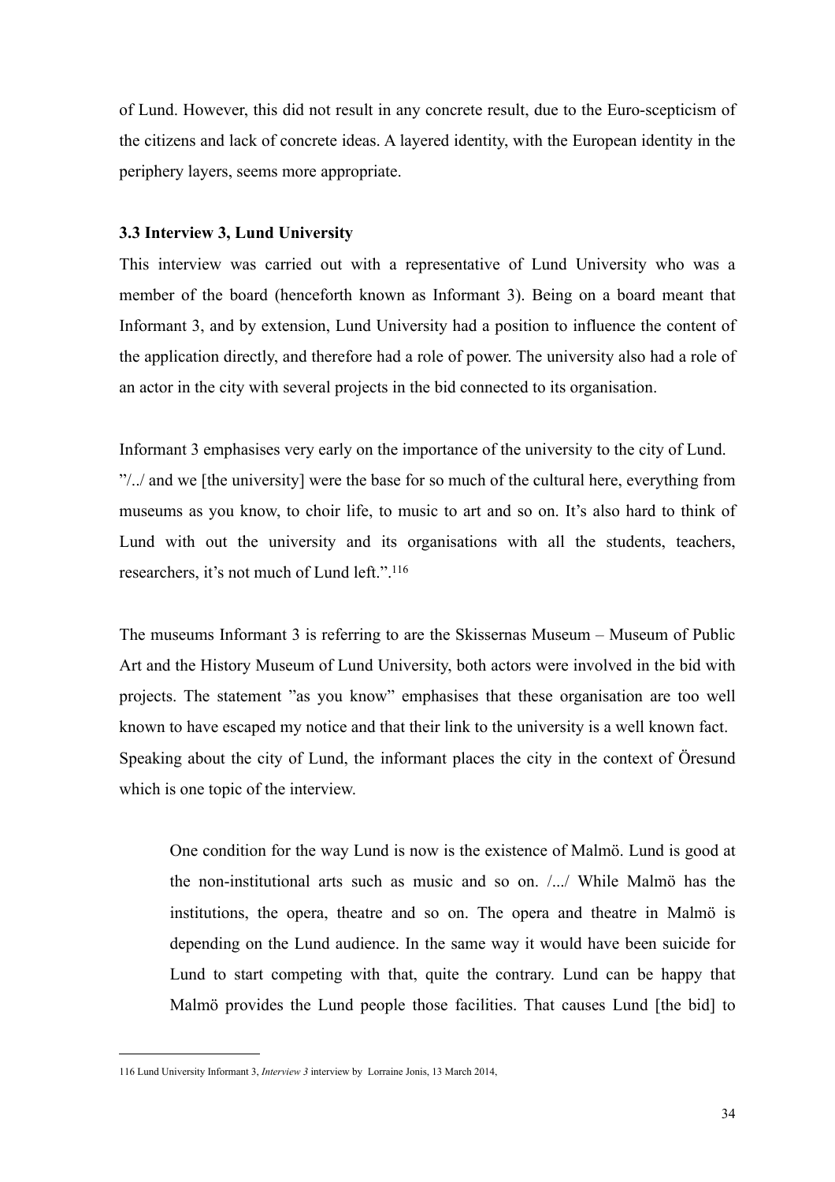of Lund. However, this did not result in any concrete result, due to the Euro-scepticism of the citizens and lack of concrete ideas. A layered identity, with the European identity in the periphery layers, seems more appropriate.

### 3.3 Interview 3, Lund University

This interview was carried out with a representative of Lund University who was a member of the board (henceforth known as Informant 3). Being on a board meant that Informant 3, and by extension, Lund University had a position to influence the content of the application directly, and therefore had a role of power. The university also had a role of an actor in the city with several projects in the bid connected to its organisation.

Informant 3 emphasises very early on the importance of the university to the city of Lund. "/../ and we [the university] were the base for so much of the cultural here, everything from museums as you know, to choir life, to music to art and so on. It's also hard to think of Lund with out the university and its organisations with all the students, teachers, researchers, it's not much of Lund left.".[116]

The museums Informant 3 is referring to are the Skissernas Museum – Museum of Public Art and the History Museum of Lund University, both actors were involved in the bid with projects. The statement "as you know" emphasises that these organisation are too well known to have escaped my notice and that their link to the university is a well known fact. Speaking about the city of Lund, the informant places the city in the context of Öresund which is one topic of the interview.

> One condition for the way Lund is now is the existence of Malmö. Lund is good at the non-institutional arts such as music and so on. /.../ While Malmö has the institutions, the opera, theatre and so on. The opera and theatre in Malmö is depending on the Lund audience. In the same way it would have been suicide for Lund to start competing with that, quite the contrary. Lund can be happy that Malmö provides the Lund people those facilities. That causes Lund [the bid] to

---

116 Lund University Informant 3, *Interview 3* interview by Lorraine Jonis, 13 March 2014,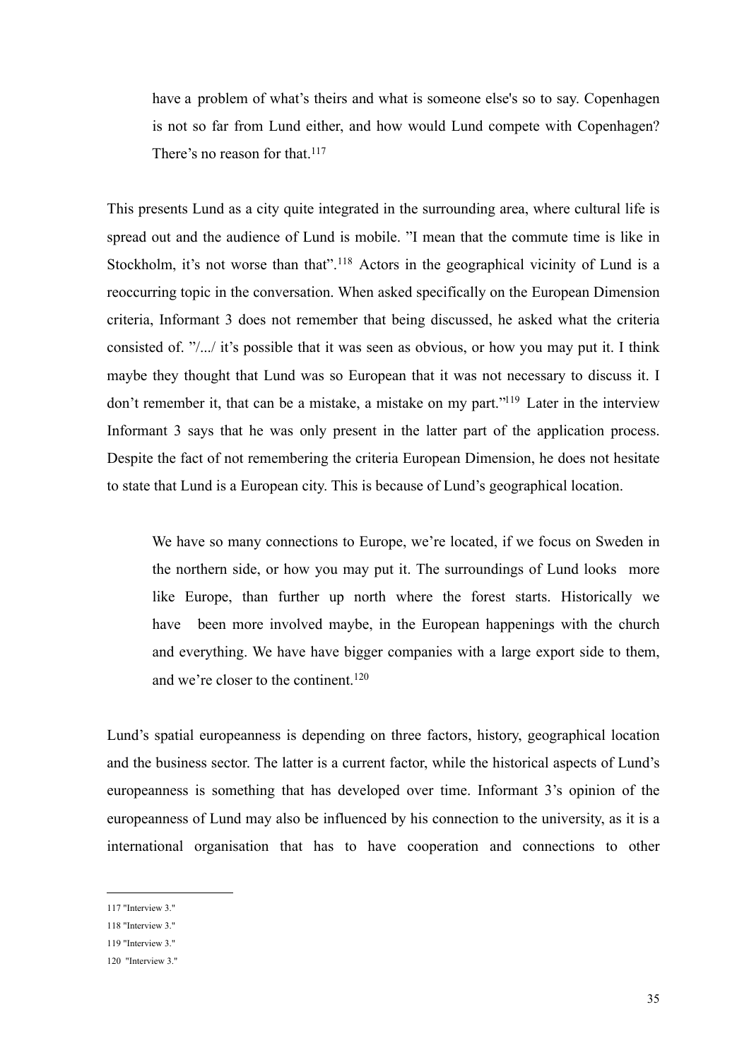> have a problem of what's theirs and what is someone else's so to say. Copenhagen is not so far from Lund either, and how would Lund compete with Copenhagen? There's no reason for that.[117]

This presents Lund as a city quite integrated in the surrounding area, where cultural life is spread out and the audience of Lund is mobile. "I mean that the commute time is like in Stockholm, it's not worse than that".[118] Actors in the geographical vicinity of Lund is a reoccurring topic in the conversation. When asked specifically on the European Dimension criteria, Informant 3 does not remember that being discussed, he asked what the criteria consisted of. "/.../ it's possible that it was seen as obvious, or how you may put it. I think maybe they thought that Lund was so European that it was not necessary to discuss it. I don't remember it, that can be a mistake, a mistake on my part."[119] Later in the interview Informant 3 says that he was only present in the latter part of the application process. Despite the fact of not remembering the criteria European Dimension, he does not hesitate to state that Lund is a European city. This is because of Lund's geographical location.

> We have so many connections to Europe, we're located, if we focus on Sweden in the northern side, or how you may put it. The surroundings of Lund looks more like Europe, than further up north where the forest starts. Historically we have been more involved maybe, in the European happenings with the church and everything. We have have bigger companies with a large export side to them, and we're closer to the continent.[120]

Lund's spatial europeanness is depending on three factors, history, geographical location and the business sector. The latter is a current factor, while the historical aspects of Lund's europeanness is something that has developed over time. Informant 3's opinion of the europeanness of Lund may also be influenced by his connection to the university, as it is a international organisation that has to have cooperation and connections to other

---

117 "Interview 3."

118 "Interview 3."

119 "Interview 3."

120 "Interview 3."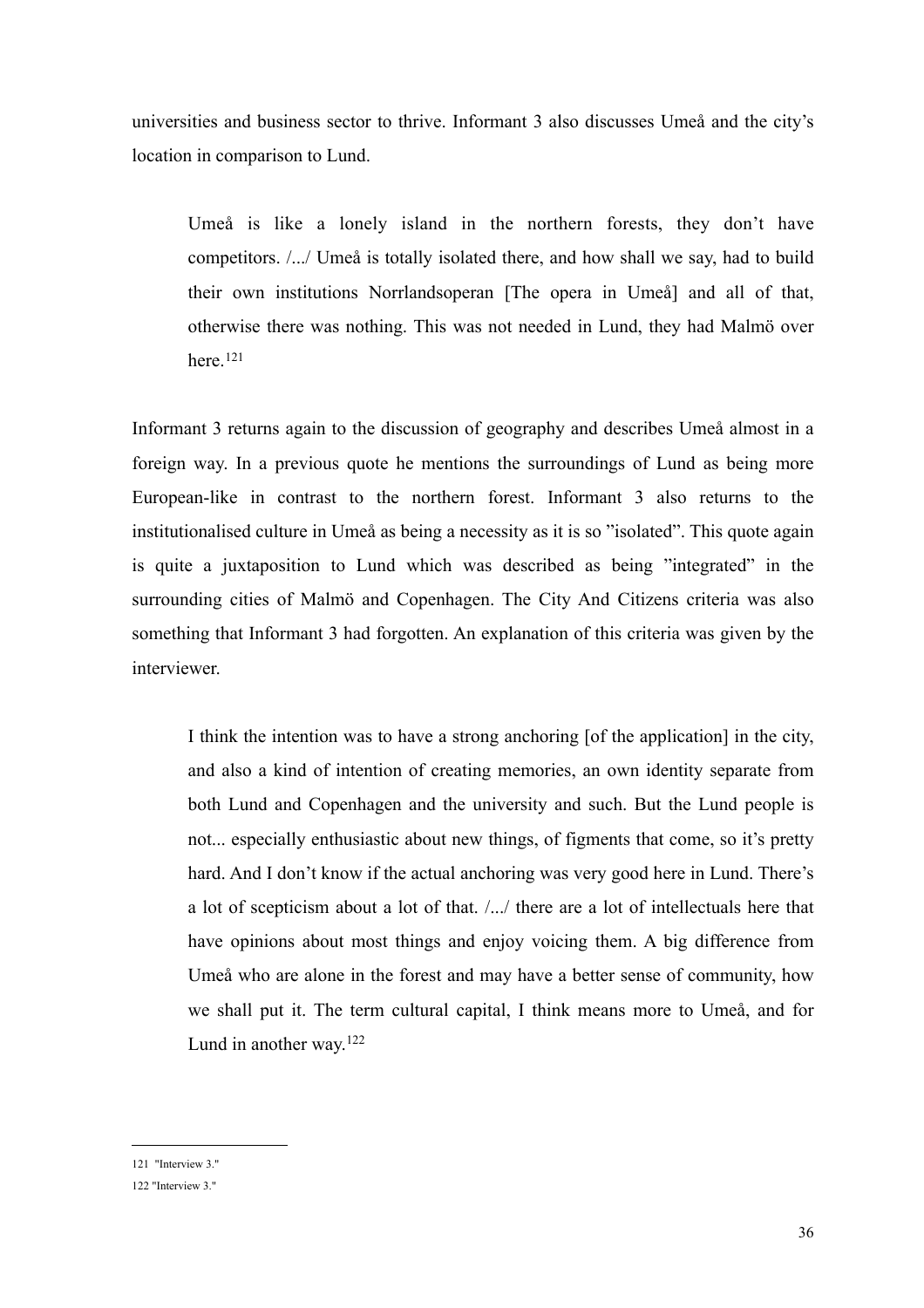universities and business sector to thrive. Informant 3 also discusses Umeå and the city's location in comparison to Lund.

> Umeå is like a lonely island in the northern forests, they don't have competitors. /.../ Umeå is totally isolated there, and how shall we say, had to build their own institutions Norrlandsoperan [The opera in Umeå] and all of that, otherwise there was nothing. This was not needed in Lund, they had Malmö over here.[121]

Informant 3 returns again to the discussion of geography and describes Umeå almost in a foreign way. In a previous quote he mentions the surroundings of Lund as being more European-like in contrast to the northern forest. Informant 3 also returns to the institutionalised culture in Umeå as being a necessity as it is so "isolated". This quote again is quite a juxtaposition to Lund which was described as being "integrated" in the surrounding cities of Malmö and Copenhagen. The City And Citizens criteria was also something that Informant 3 had forgotten. An explanation of this criteria was given by the interviewer.

> I think the intention was to have a strong anchoring [of the application] in the city, and also a kind of intention of creating memories, an own identity separate from both Lund and Copenhagen and the university and such. But the Lund people is not... especially enthusiastic about new things, of figments that come, so it's pretty hard. And I don't know if the actual anchoring was very good here in Lund. There's a lot of scepticism about a lot of that. /.../ there are a lot of intellectuals here that have opinions about most things and enjoy voicing them. A big difference from Umeå who are alone in the forest and may have a better sense of community, how we shall put it. The term cultural capital, I think means more to Umeå, and for Lund in another way.[122]

---

121 "Interview 3."

122 "Interview 3."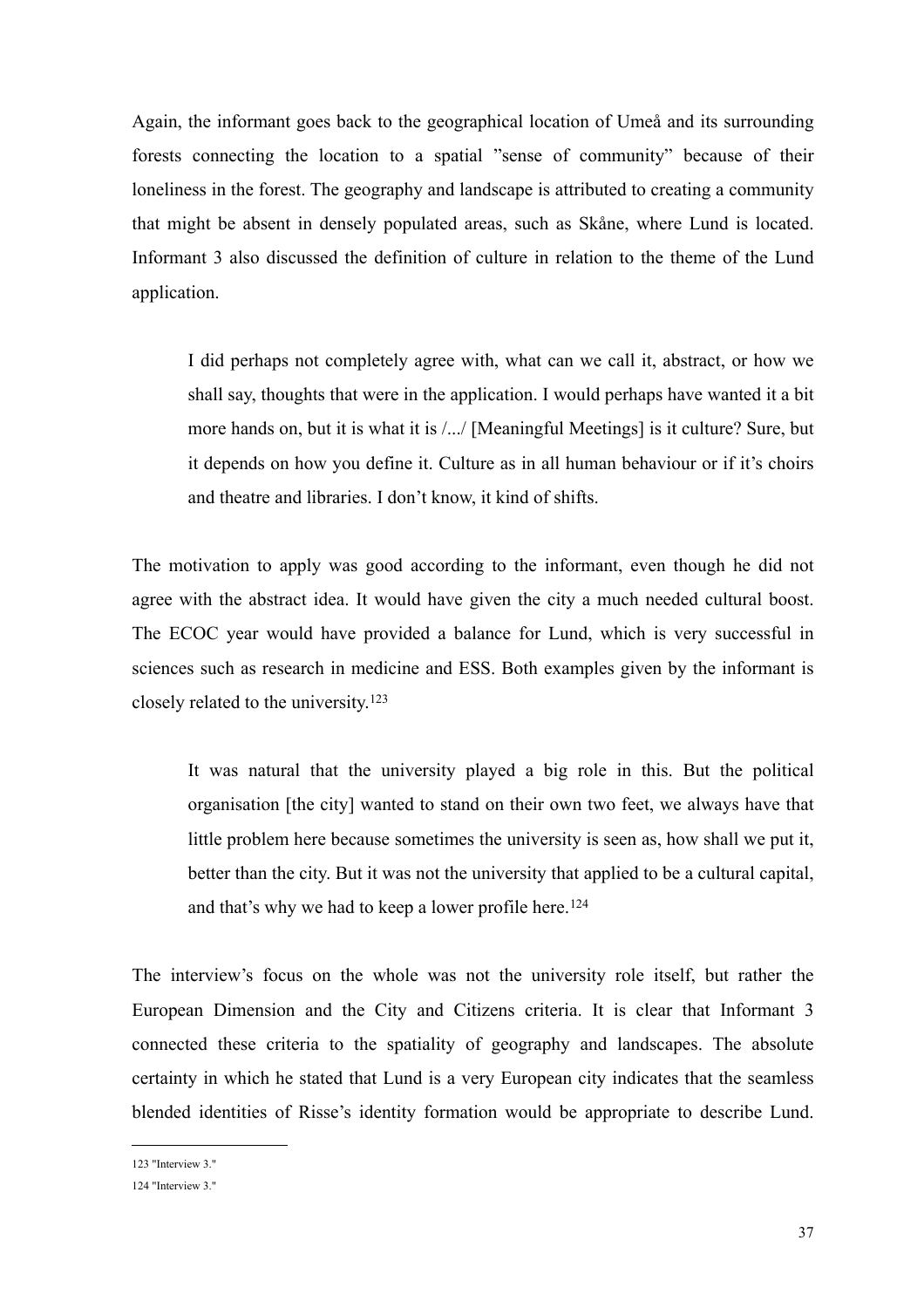Again, the informant goes back to the geographical location of Umeå and its surrounding forests connecting the location to a spatial ”sense of community” because of their loneliness in the forest. The geography and landscape is attributed to creating a community that might be absent in densely populated areas, such as Skåne, where Lund is located. Informant 3 also discussed the definition of culture in relation to the theme of the Lund application.

> I did perhaps not completely agree with, what can we call it, abstract, or how we shall say, thoughts that were in the application. I would perhaps have wanted it a bit more hands on, but it is what it is /.../ [Meaningful Meetings] is it culture? Sure, but it depends on how you define it. Culture as in all human behaviour or if it's choirs and theatre and libraries. I don't know, it kind of shifts.

The motivation to apply was good according to the informant, even though he did not agree with the abstract idea. It would have given the city a much needed cultural boost. The ECOC year would have provided a balance for Lund, which is very successful in sciences such as research in medicine and ESS. Both examples given by the informant is closely related to the university.[123]

> It was natural that the university played a big role in this. But the political organisation [the city] wanted to stand on their own two feet, we always have that little problem here because sometimes the university is seen as, how shall we put it, better than the city. But it was not the university that applied to be a cultural capital, and that's why we had to keep a lower profile here.[124]

The interview's focus on the whole was not the university role itself, but rather the European Dimension and the City and Citizens criteria. It is clear that Informant 3 connected these criteria to the spatiality of geography and landscapes. The absolute certainty in which he stated that Lund is a very European city indicates that the seamless blended identities of Risse's identity formation would be appropriate to describe Lund.

---

123 "Interview 3."

124 "Interview 3."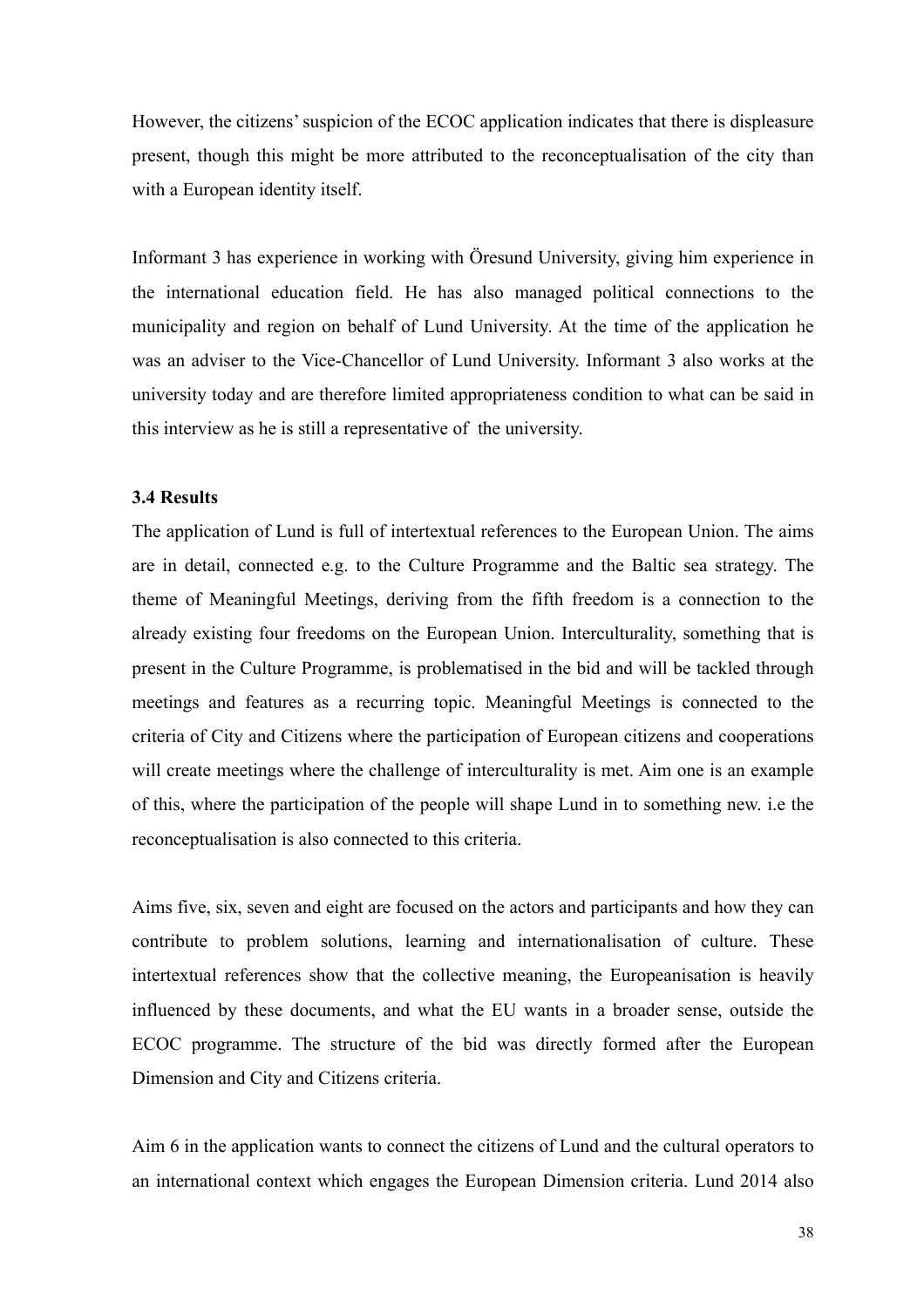However, the citizens' suspicion of the ECOC application indicates that there is displeasure present, though this might be more attributed to the reconceptualisation of the city than with a European identity itself.

Informant 3 has experience in working with Öresund University, giving him experience in the international education field. He has also managed political connections to the municipality and region on behalf of Lund University. At the time of the application he was an adviser to the Vice-Chancellor of Lund University. Informant 3 also works at the university today and are therefore limited appropriateness condition to what can be said in this interview as he is still a representative of the university.

### 3.4 Results

The application of Lund is full of intertextual references to the European Union. The aims are in detail, connected e.g. to the Culture Programme and the Baltic sea strategy. The theme of Meaningful Meetings, deriving from the fifth freedom is a connection to the already existing four freedoms on the European Union. Interculturality, something that is present in the Culture Programme, is problematised in the bid and will be tackled through meetings and features as a recurring topic. Meaningful Meetings is connected to the criteria of City and Citizens where the participation of European citizens and cooperations will create meetings where the challenge of interculturality is met. Aim one is an example of this, where the participation of the people will shape Lund in to something new. i.e the reconceptualisation is also connected to this criteria.

Aims five, six, seven and eight are focused on the actors and participants and how they can contribute to problem solutions, learning and internationalisation of culture. These intertextual references show that the collective meaning, the Europeanisation is heavily influenced by these documents, and what the EU wants in a broader sense, outside the ECOC programme. The structure of the bid was directly formed after the European Dimension and City and Citizens criteria.

Aim 6 in the application wants to connect the citizens of Lund and the cultural operators to an international context which engages the European Dimension criteria. Lund 2014 also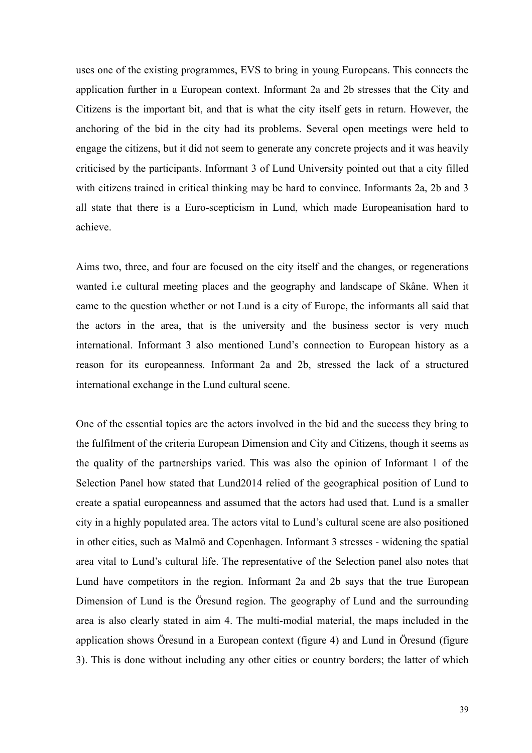uses one of the existing programmes, EVS to bring in young Europeans. This connects the application further in a European context. Informant 2a and 2b stresses that the City and Citizens is the important bit, and that is what the city itself gets in return. However, the anchoring of the bid in the city had its problems. Several open meetings were held to engage the citizens, but it did not seem to generate any concrete projects and it was heavily criticised by the participants. Informant 3 of Lund University pointed out that a city filled with citizens trained in critical thinking may be hard to convince. Informants 2a, 2b and 3 all state that there is a Euro-scepticism in Lund, which made Europeanisation hard to achieve.

Aims two, three, and four are focused on the city itself and the changes, or regenerations wanted i.e cultural meeting places and the geography and landscape of Skåne. When it came to the question whether or not Lund is a city of Europe, the informants all said that the actors in the area, that is the university and the business sector is very much international. Informant 3 also mentioned Lund's connection to European history as a reason for its europeanness. Informant 2a and 2b, stressed the lack of a structured international exchange in the Lund cultural scene.

One of the essential topics are the actors involved in the bid and the success they bring to the fulfilment of the criteria European Dimension and City and Citizens, though it seems as the quality of the partnerships varied. This was also the opinion of Informant 1 of the Selection Panel how stated that Lund2014 relied of the geographical position of Lund to create a spatial europeanness and assumed that the actors had used that. Lund is a smaller city in a highly populated area. The actors vital to Lund's cultural scene are also positioned in other cities, such as Malmö and Copenhagen. Informant 3 stresses - widening the spatial area vital to Lund's cultural life. The representative of the Selection panel also notes that Lund have competitors in the region. Informant 2a and 2b says that the true European Dimension of Lund is the Öresund region. The geography of Lund and the surrounding area is also clearly stated in aim 4. The multi-modial material, the maps included in the application shows Öresund in a European context (figure 4) and Lund in Öresund (figure 3). This is done without including any other cities or country borders; the latter of which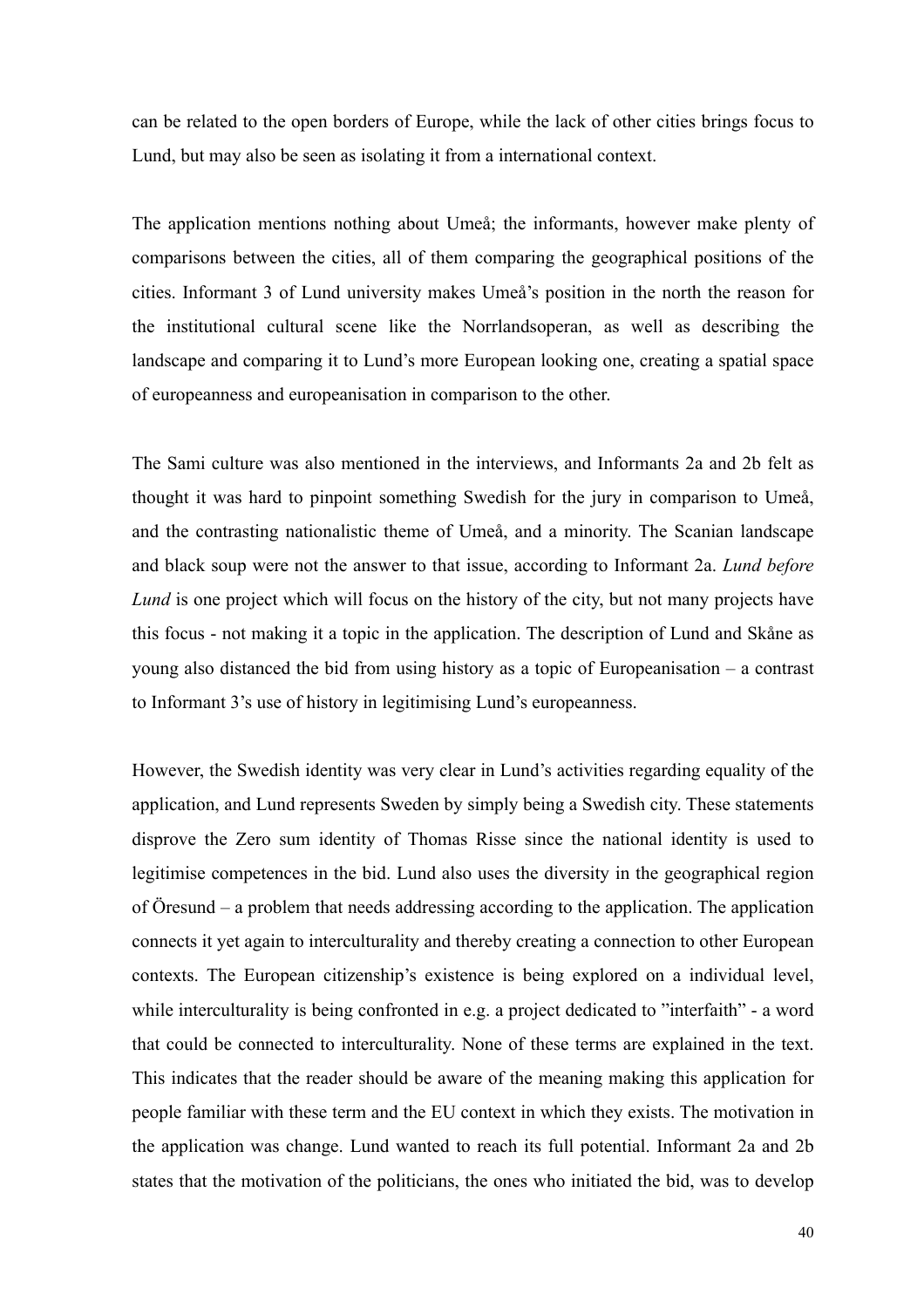can be related to the open borders of Europe, while the lack of other cities brings focus to Lund, but may also be seen as isolating it from a international context.

The application mentions nothing about Umeå; the informants, however make plenty of comparisons between the cities, all of them comparing the geographical positions of the cities. Informant 3 of Lund university makes Umeå's position in the north the reason for the institutional cultural scene like the Norrlandsoperan, as well as describing the landscape and comparing it to Lund's more European looking one, creating a spatial space of europeanness and europeanisation in comparison to the other.

The Sami culture was also mentioned in the interviews, and Informants 2a and 2b felt as thought it was hard to pinpoint something Swedish for the jury in comparison to Umeå, and the contrasting nationalistic theme of Umeå, and a minority. The Scanian landscape and black soup were not the answer to that issue, according to Informant 2a. *Lund before Lund* is one project which will focus on the history of the city, but not many projects have this focus - not making it a topic in the application. The description of Lund and Skåne as young also distanced the bid from using history as a topic of Europeanisation – a contrast to Informant 3's use of history in legitimising Lund's europeanness.

However, the Swedish identity was very clear in Lund's activities regarding equality of the application, and Lund represents Sweden by simply being a Swedish city. These statements disprove the Zero sum identity of Thomas Risse since the national identity is used to legitimise competences in the bid. Lund also uses the diversity in the geographical region of Öresund – a problem that needs addressing according to the application. The application connects it yet again to interculturality and thereby creating a connection to other European contexts. The European citizenship's existence is being explored on a individual level, while interculturality is being confronted in e.g. a project dedicated to "interfaith" - a word that could be connected to interculturality. None of these terms are explained in the text. This indicates that the reader should be aware of the meaning making this application for people familiar with these term and the EU context in which they exists. The motivation in the application was change. Lund wanted to reach its full potential. Informant 2a and 2b states that the motivation of the politicians, the ones who initiated the bid, was to develop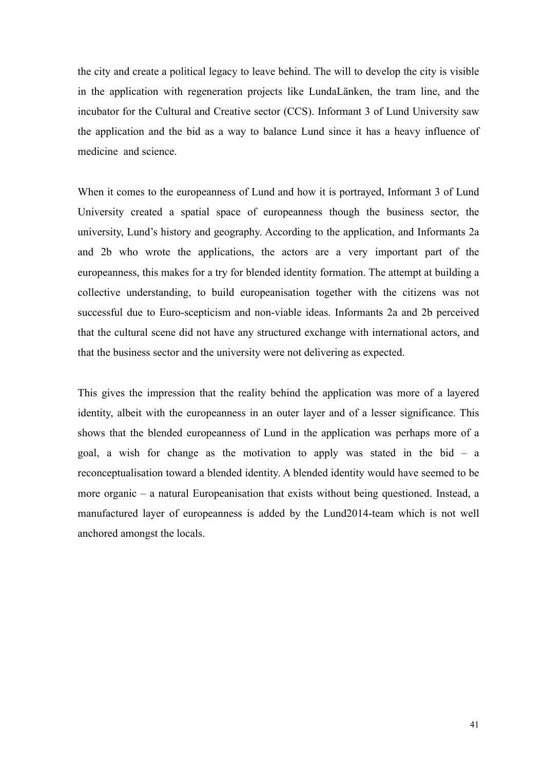the city and create a political legacy to leave behind. The will to develop the city is visible in the application with regeneration projects like LundaLänken, the tram line, and the incubator for the Cultural and Creative sector (CCS). Informant 3 of Lund University saw the application and the bid as a way to balance Lund since it has a heavy influence of medicine and science.

When it comes to the europeanness of Lund and how it is portrayed, Informant 3 of Lund University created a spatial space of europeanness though the business sector, the university, Lund's history and geography. According to the application, and Informants 2a and 2b who wrote the applications, the actors are a very important part of the europeanness, this makes for a try for blended identity formation. The attempt at building a collective understanding, to build europeanisation together with the citizens was not successful due to Euro-scepticism and non-viable ideas. Informants 2a and 2b perceived that the cultural scene did not have any structured exchange with international actors, and that the business sector and the university were not delivering as expected.

This gives the impression that the reality behind the application was more of a layered identity, albeit with the europeanness in an outer layer and of a lesser significance. This shows that the blended europeanness of Lund in the application was perhaps more of a goal, a wish for change as the motivation to apply was stated in the bid – a reconceptualisation toward a blended identity. A blended identity would have seemed to be more organic – a natural Europeanisation that exists without being questioned. Instead, a manufactured layer of europeanness is added by the Lund2014-team which is not well anchored amongst the locals.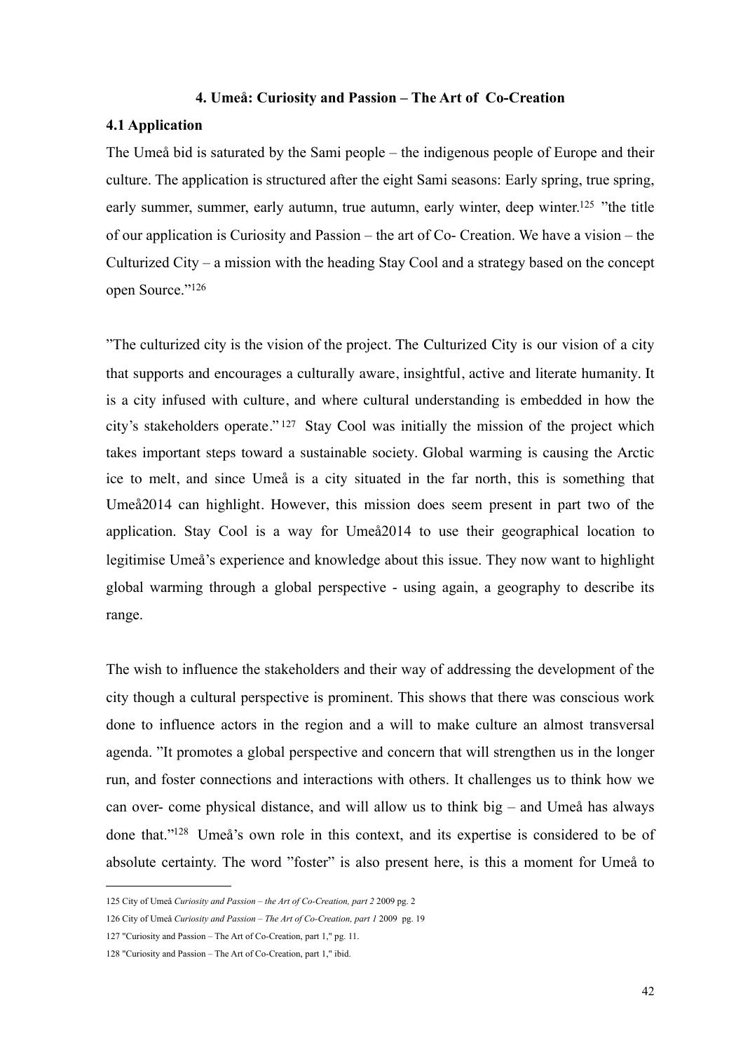## 4. Umeå: Curiosity and Passion – The Art of Co-Creation

### 4.1 Application

The Umeå bid is saturated by the Sami people – the indigenous people of Europe and their culture. The application is structured after the eight Sami seasons: Early spring, true spring, early summer, summer, early autumn, true autumn, early winter, deep winter.[125] ”the title of our application is Curiosity and Passion – the art of Co- Creation. We have a vision – the Culturized City – a mission with the heading Stay Cool and a strategy based on the concept open Source.”[126]

”The culturized city is the vision of the project. The Culturized City is our vision of a city that supports and encourages a culturally aware, insightful, active and literate humanity. It is a city infused with culture, and where cultural understanding is embedded in how the city's stakeholders operate.”[127] Stay Cool was initially the mission of the project which takes important steps toward a sustainable society. Global warming is causing the Arctic ice to melt, and since Umeå is a city situated in the far north, this is something that Umeå2014 can highlight. However, this mission does seem present in part two of the application. Stay Cool is a way for Umeå2014 to use their geographical location to legitimise Umeå's experience and knowledge about this issue. They now want to highlight global warming through a global perspective - using again, a geography to describe its range.

The wish to influence the stakeholders and their way of addressing the development of the city though a cultural perspective is prominent. This shows that there was conscious work done to influence actors in the region and a will to make culture an almost transversal agenda. ”It promotes a global perspective and concern that will strengthen us in the longer run, and foster connections and interactions with others. It challenges us to think how we can over- come physical distance, and will allow us to think big – and Umeå has always done that.”[128] Umeå's own role in this context, and its expertise is considered to be of absolute certainty. The word ”foster” is also present here, is this a moment for Umeå to

---

125 City of Umeå *Curiosity and Passion – the Art of Co-Creation, part 2* 2009 pg. 2

126 City of Umeå *Curiosity and Passion – The Art of Co-Creation, part 1* 2009 pg. 19

127 "Curiosity and Passion – The Art of Co-Creation, part 1," pg. 11.

128 "Curiosity and Passion – The Art of Co-Creation, part 1," ibid.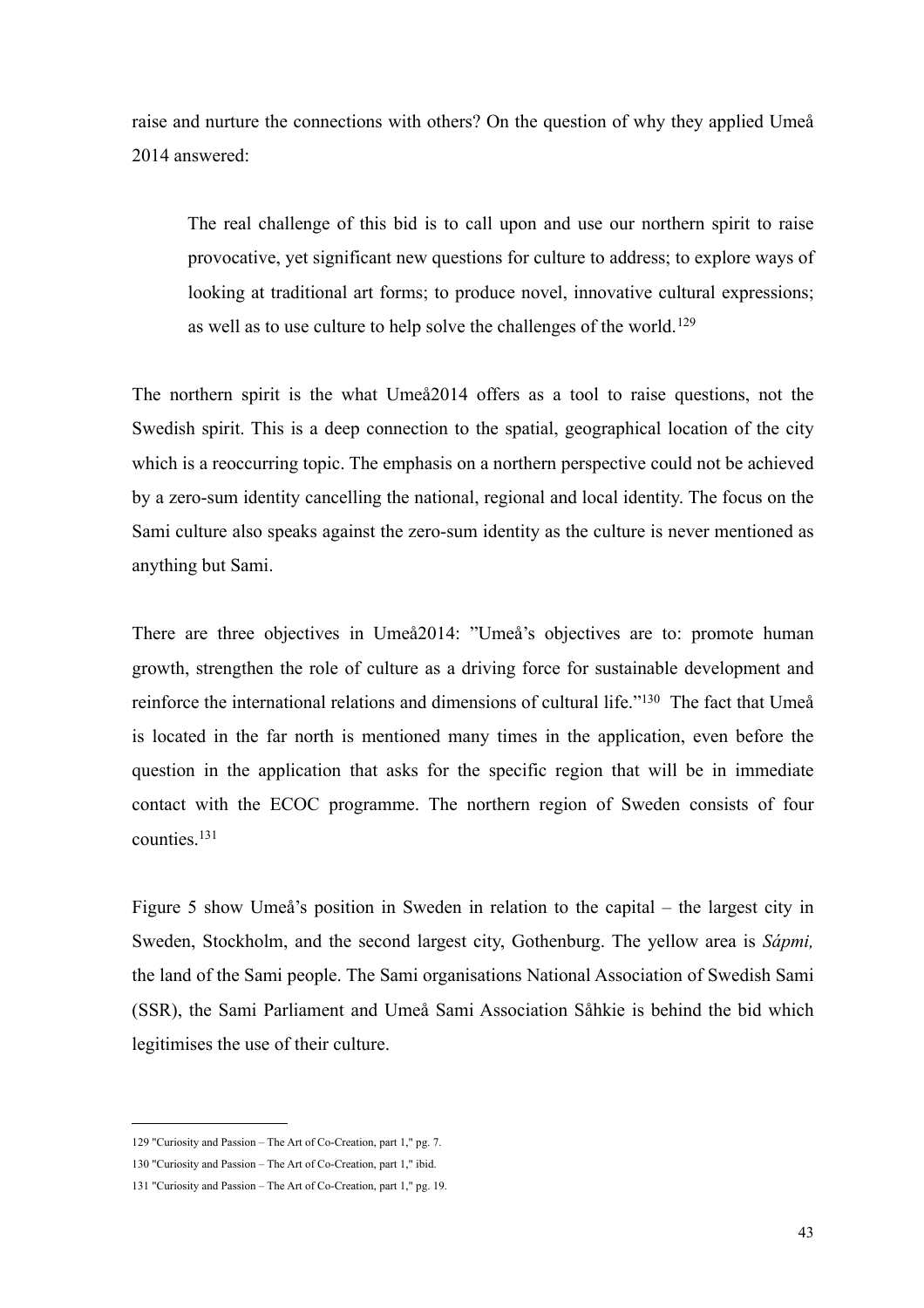raise and nurture the connections with others? On the question of why they applied Umeå 2014 answered:

> The real challenge of this bid is to call upon and use our northern spirit to raise provocative, yet significant new questions for culture to address; to explore ways of looking at traditional art forms; to produce novel, innovative cultural expressions; as well as to use culture to help solve the challenges of the world.[129]

The northern spirit is the what Umeå2014 offers as a tool to raise questions, not the Swedish spirit. This is a deep connection to the spatial, geographical location of the city which is a reoccurring topic. The emphasis on a northern perspective could not be achieved by a zero-sum identity cancelling the national, regional and local identity. The focus on the Sami culture also speaks against the zero-sum identity as the culture is never mentioned as anything but Sami.

There are three objectives in Umeå2014: ”Umeå's objectives are to: promote human growth, strengthen the role of culture as a driving force for sustainable development and reinforce the international relations and dimensions of cultural life.”[130] The fact that Umeå is located in the far north is mentioned many times in the application, even before the question in the application that asks for the specific region that will be in immediate contact with the ECOC programme. The northern region of Sweden consists of four counties.[131]

Figure 5 show Umeå's position in Sweden in relation to the capital – the largest city in Sweden, Stockholm, and the second largest city, Gothenburg. The yellow area is *Sápmi,* the land of the Sami people. The Sami organisations National Association of Swedish Sami (SSR), the Sami Parliament and Umeå Sami Association Såhkie is behind the bid which legitimises the use of their culture.

---

129 "Curiosity and Passion – The Art of Co-Creation, part 1," pg. 7.

130 "Curiosity and Passion – The Art of Co-Creation, part 1," ibid.

131 "Curiosity and Passion – The Art of Co-Creation, part 1," pg. 19.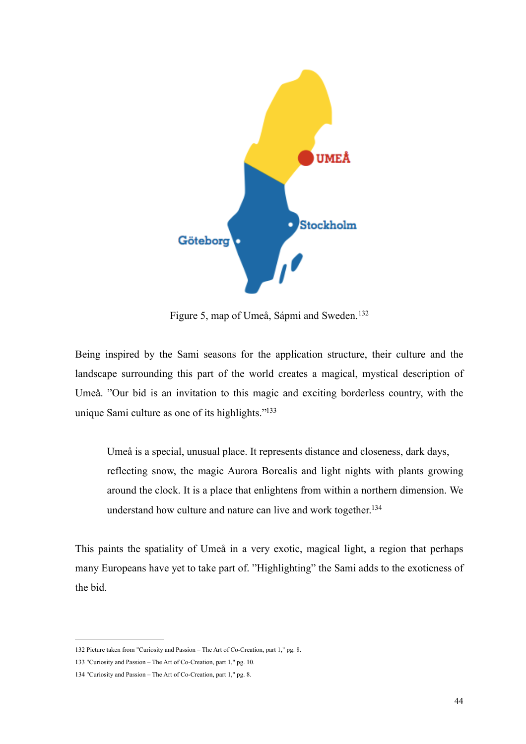Figure 5, map of Umeå, Sápmi and Sweden.[132]

Being inspired by the Sami seasons for the application structure, their culture and the landscape surrounding this part of the world creates a magical, mystical description of Umeå. ”Our bid is an invitation to this magic and exciting borderless country, with the unique Sami culture as one of its highlights.”[133]

> Umeå is a special, unusual place. It represents distance and closeness, dark days, reflecting snow, the magic Aurora Borealis and light nights with plants growing around the clock. It is a place that enlightens from within a northern dimension. We understand how culture and nature can live and work together.[134]

This paints the spatiality of Umeå in a very exotic, magical light, a region that perhaps many Europeans have yet to take part of. ”Highlighting” the Sami adds to the exoticness of the bid.

---

132 Picture taken from "Curiosity and Passion – The Art of Co-Creation, part 1," pg. 8.

133 "Curiosity and Passion – The Art of Co-Creation, part 1," pg. 10.

134 "Curiosity and Passion – The Art of Co-Creation, part 1," pg. 8.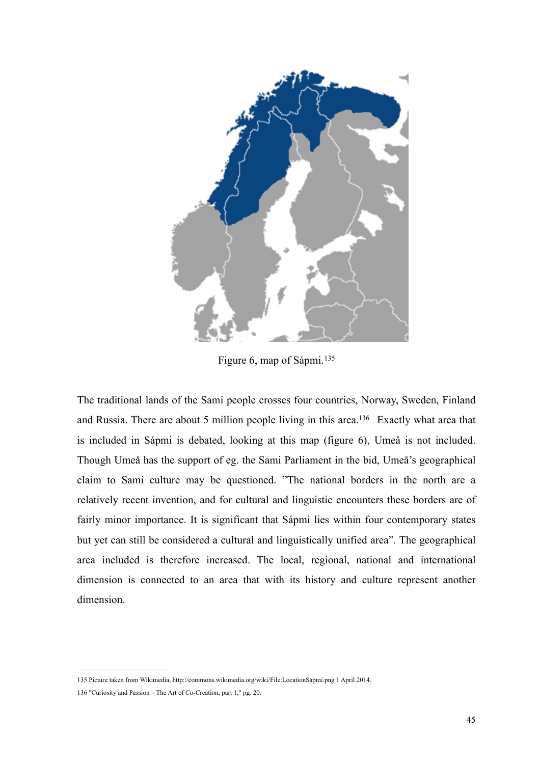Figure 6, map of Sápmi.[135]

The traditional lands of the Sami people crosses four countries, Norway, Sweden, Finland and Russia. There are about 5 million people living in this area.[136] Exactly what area that is included in Sápmi is debated, looking at this map (figure 6), Umeå is not included. Though Umeå has the support of eg. the Sami Parliament in the bid, Umeå's geographical claim to Sami culture may be questioned. "The national borders in the north are a relatively recent invention, and for cultural and linguistic encounters these borders are of fairly minor importance. It is significant that Sápmi lies within four contemporary states but yet can still be considered a cultural and linguistically unified area". The geographical area included is therefore increased. The local, regional, national and international dimension is connected to an area that with its history and culture represent another dimension.

---

135 Picture taken from Wikimedia, http://commons.wikimedia.org/wiki/File:LocationSapmi.png 1 April 2014.

136 "Curiosity and Passion – The Art of Co-Creation, part 1," pg. 20.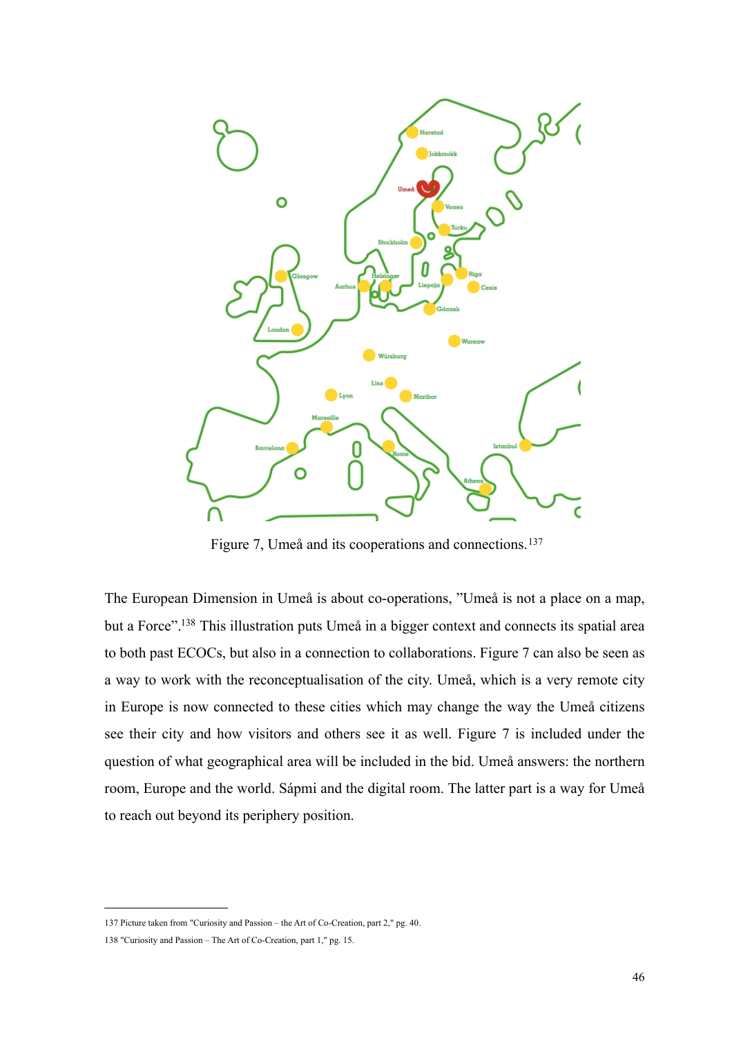Figure 7, Umeå and its cooperations and connections.[137]

The European Dimension in Umeå is about co-operations, ”Umeå is not a place on a map, but a Force”.[138] This illustration puts Umeå in a bigger context and connects its spatial area to both past ECOCs, but also in a connection to collaborations. Figure 7 can also be seen as a way to work with the reconceptualisation of the city. Umeå, which is a very remote city in Europe is now connected to these cities which may change the way the Umeå citizens see their city and how visitors and others see it as well. Figure 7 is included under the question of what geographical area will be included in the bid. Umeå answers: the northern room, Europe and the world. Sápmi and the digital room. The latter part is a way for Umeå to reach out beyond its periphery position.

137 Picture taken from "Curiosity and Passion – the Art of Co-Creation, part 2," pg. 40.

138 "Curiosity and Passion – The Art of Co-Creation, part 1," pg. 15.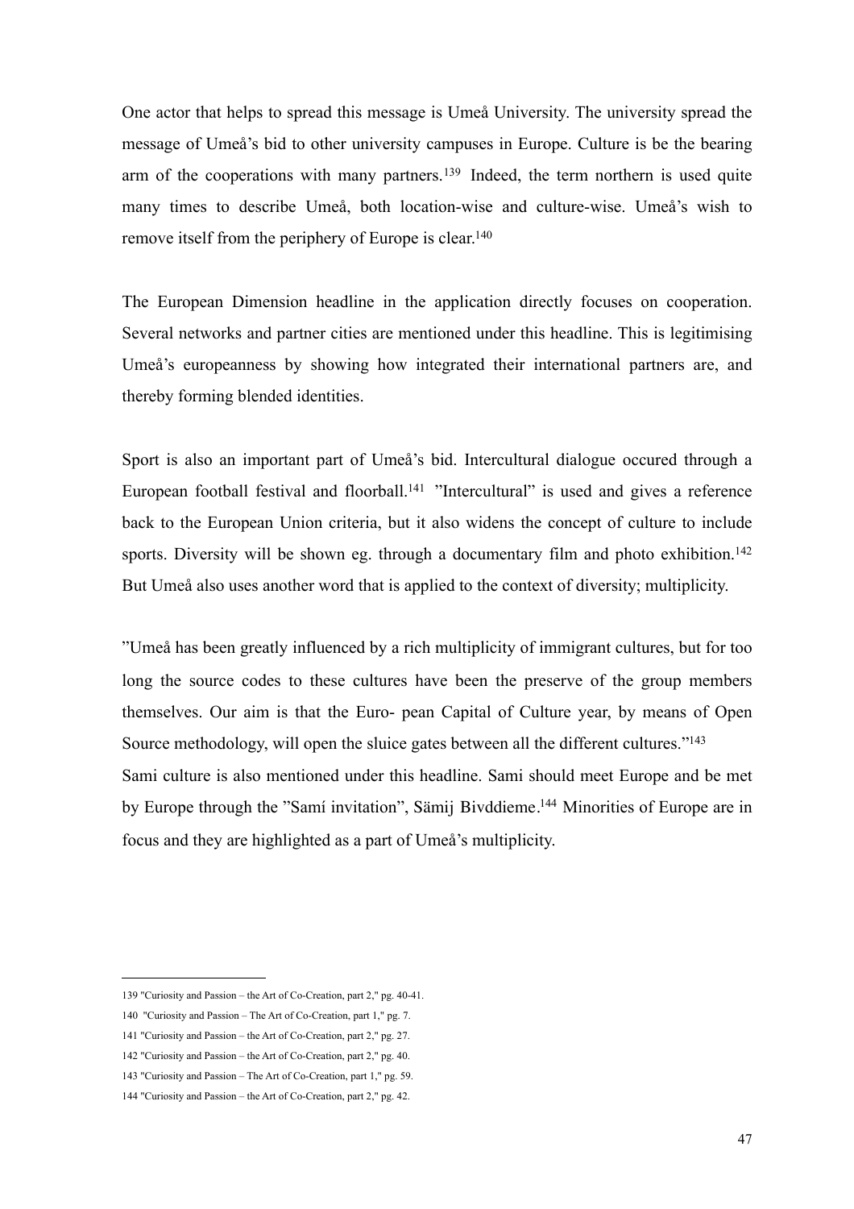One actor that helps to spread this message is Umeå University. The university spread the message of Umeå's bid to other university campuses in Europe. Culture is be the bearing arm of the cooperations with many partners.[139] Indeed, the term northern is used quite many times to describe Umeå, both location-wise and culture-wise. Umeå's wish to remove itself from the periphery of Europe is clear.[140]

The European Dimension headline in the application directly focuses on cooperation. Several networks and partner cities are mentioned under this headline. This is legitimising Umeå's europeanness by showing how integrated their international partners are, and thereby forming blended identities.

Sport is also an important part of Umeå's bid. Intercultural dialogue occured through a European football festival and floorball.[141] ”Intercultural” is used and gives a reference back to the European Union criteria, but it also widens the concept of culture to include sports. Diversity will be shown eg. through a documentary film and photo exhibition.[142] But Umeå also uses another word that is applied to the context of diversity; multiplicity.

”Umeå has been greatly influenced by a rich multiplicity of immigrant cultures, but for too long the source codes to these cultures have been the preserve of the group members themselves. Our aim is that the Euro- pean Capital of Culture year, by means of Open Source methodology, will open the sluice gates between all the different cultures.”[143]

Sami culture is also mentioned under this headline. Sami should meet Europe and be met by Europe through the ”Samí invitation”, Sämij Bivddieme.[144] Minorities of Europe are in focus and they are highlighted as a part of Umeå's multiplicity.

---

139 "Curiosity and Passion – the Art of Co-Creation, part 2," pg. 40-41.

140 "Curiosity and Passion – The Art of Co-Creation, part 1," pg. 7.

141 "Curiosity and Passion – the Art of Co-Creation, part 2," pg. 27.

142 "Curiosity and Passion – the Art of Co-Creation, part 2," pg. 40.

143 "Curiosity and Passion – The Art of Co-Creation, part 1," pg. 59.

144 "Curiosity and Passion – the Art of Co-Creation, part 2," pg. 42.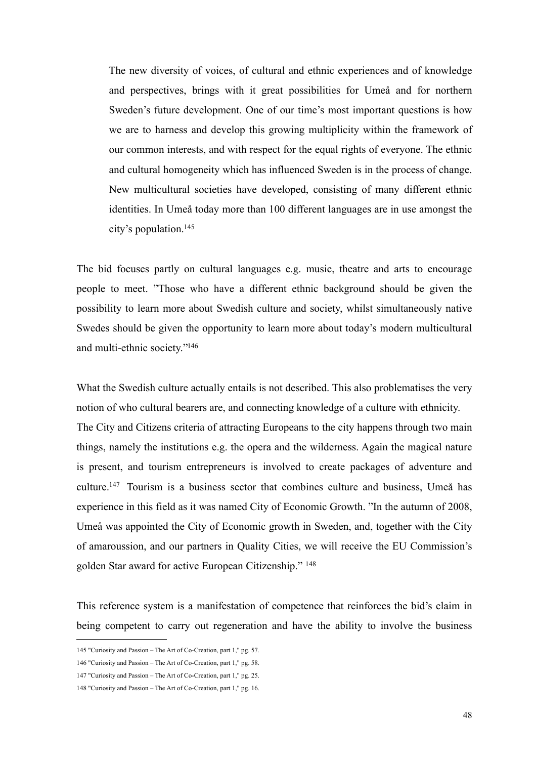> The new diversity of voices, of cultural and ethnic experiences and of knowledge and perspectives, brings with it great possibilities for Umeå and for northern Sweden's future development. One of our time's most important questions is how we are to harness and develop this growing multiplicity within the framework of our common interests, and with respect for the equal rights of everyone. The ethnic and cultural homogeneity which has influenced Sweden is in the process of change. New multicultural societies have developed, consisting of many different ethnic identities. In Umeå today more than 100 different languages are in use amongst the city's population.[145]

The bid focuses partly on cultural languages e.g. music, theatre and arts to encourage people to meet. "Those who have a different ethnic background should be given the possibility to learn more about Swedish culture and society, whilst simultaneously native Swedes should be given the opportunity to learn more about today's modern multicultural and multi-ethnic society."[146]

What the Swedish culture actually entails is not described. This also problematises the very notion of who cultural bearers are, and connecting knowledge of a culture with ethnicity. The City and Citizens criteria of attracting Europeans to the city happens through two main things, namely the institutions e.g. the opera and the wilderness. Again the magical nature is present, and tourism entrepreneurs is involved to create packages of adventure and culture.[147] Tourism is a business sector that combines culture and business, Umeå has experience in this field as it was named City of Economic Growth. "In the autumn of 2008, Umeå was appointed the City of Economic growth in Sweden, and, together with the City of amaroussion, and our partners in Quality Cities, we will receive the EU Commission's golden Star award for active European Citizenship." [148]

This reference system is a manifestation of competence that reinforces the bid's claim in being competent to carry out regeneration and have the ability to involve the business

---

145 "Curiosity and Passion – The Art of Co-Creation, part 1," pg. 57.

146 "Curiosity and Passion – The Art of Co-Creation, part 1," pg. 58.

147 "Curiosity and Passion – The Art of Co-Creation, part 1," pg. 25.

148 "Curiosity and Passion – The Art of Co-Creation, part 1," pg. 16.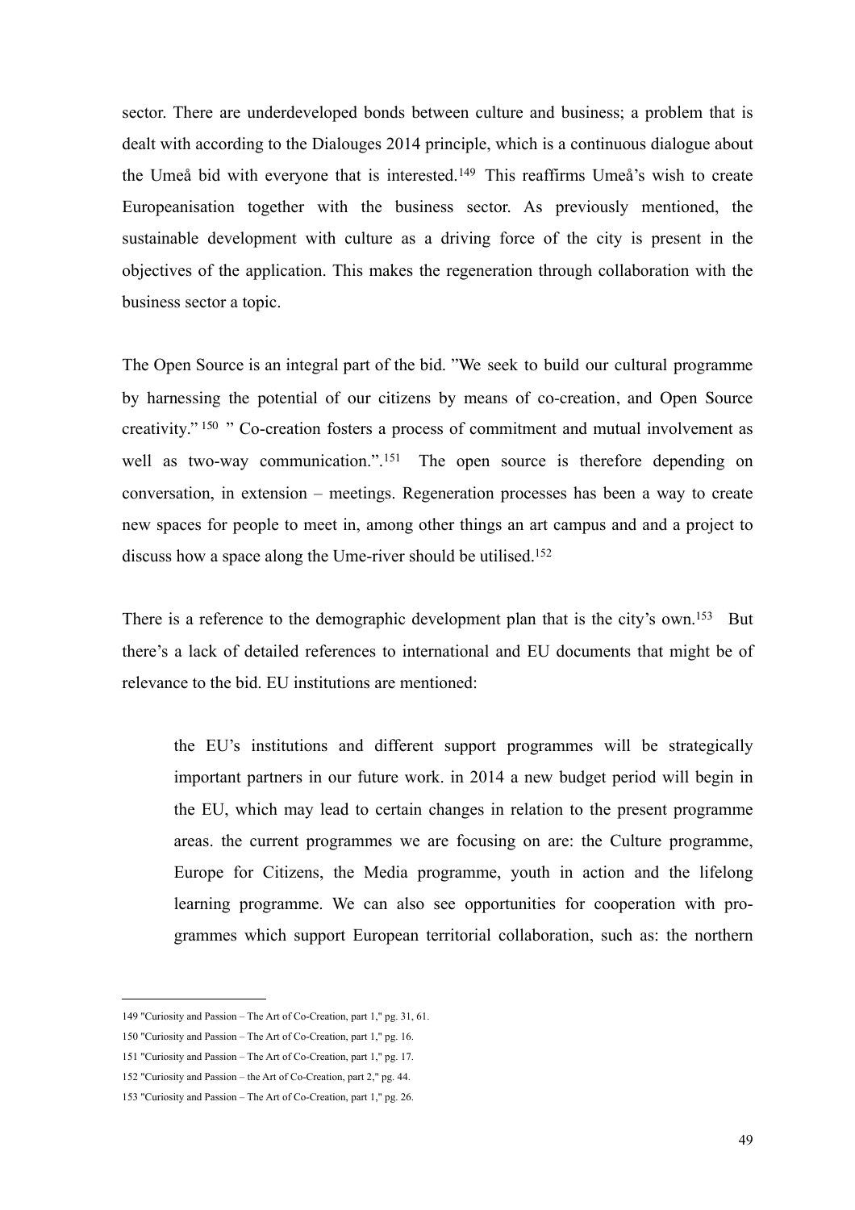sector. There are underdeveloped bonds between culture and business; a problem that is dealt with according to the Dialouges 2014 principle, which is a continuous dialogue about the Umeå bid with everyone that is interested.[149] This reaffirms Umeå's wish to create Europeanisation together with the business sector. As previously mentioned, the sustainable development with culture as a driving force of the city is present in the objectives of the application. This makes the regeneration through collaboration with the business sector a topic.

The Open Source is an integral part of the bid. "We seek to build our cultural programme by harnessing the potential of our citizens by means of co-creation, and Open Source creativity."[150] " Co-creation fosters a process of commitment and mutual involvement as well as two-way communication.".[151] The open source is therefore depending on conversation, in extension – meetings. Regeneration processes has been a way to create new spaces for people to meet in, among other things an art campus and and a project to discuss how a space along the Ume-river should be utilised.[152]

There is a reference to the demographic development plan that is the city's own.[153] But there's a lack of detailed references to international and EU documents that might be of relevance to the bid. EU institutions are mentioned:

> the EU's institutions and different support programmes will be strategically important partners in our future work. in 2014 a new budget period will begin in the EU, which may lead to certain changes in relation to the present programme areas. the current programmes we are focusing on are: the Culture programme, Europe for Citizens, the Media programme, youth in action and the lifelong learning programme. We can also see opportunities for cooperation with programmes which support European territorial collaboration, such as: the northern

---

149 "Curiosity and Passion – The Art of Co-Creation, part 1," pg. 31, 61.

150 "Curiosity and Passion – The Art of Co-Creation, part 1," pg. 16.

151 "Curiosity and Passion – The Art of Co-Creation, part 1," pg. 17.

152 "Curiosity and Passion – the Art of Co-Creation, part 2," pg. 44.

153 "Curiosity and Passion – The Art of Co-Creation, part 1," pg. 26.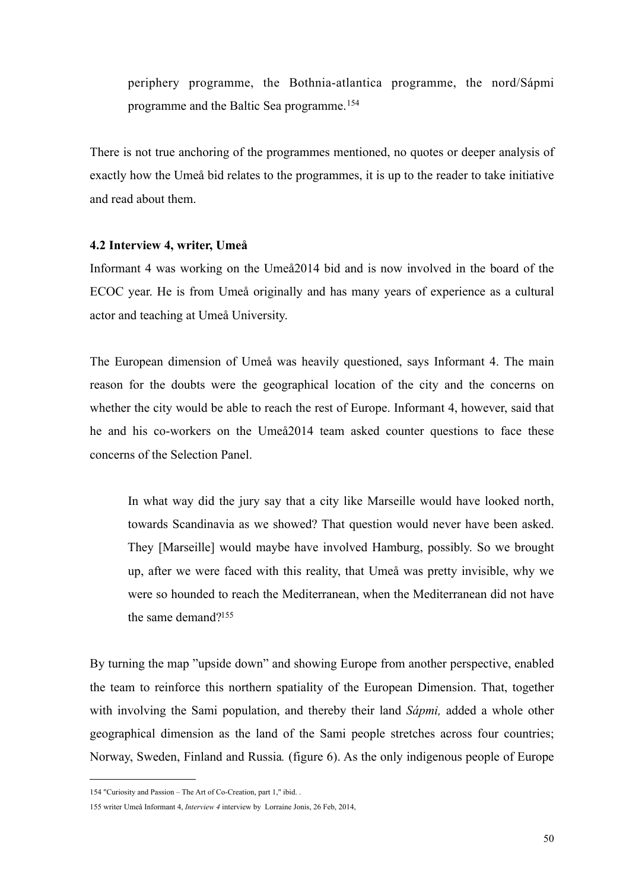> periphery programme, the Bothnia-atlantica programme, the nord/Sápmi programme and the Baltic Sea programme.[154]

There is not true anchoring of the programmes mentioned, no quotes or deeper analysis of exactly how the Umeå bid relates to the programmes, it is up to the reader to take initiative and read about them.

### 4.2 Interview 4, writer, Umeå

Informant 4 was working on the Umeå2014 bid and is now involved in the board of the ECOC year. He is from Umeå originally and has many years of experience as a cultural actor and teaching at Umeå University.

The European dimension of Umeå was heavily questioned, says Informant 4. The main reason for the doubts were the geographical location of the city and the concerns on whether the city would be able to reach the rest of Europe. Informant 4, however, said that he and his co-workers on the Umeå2014 team asked counter questions to face these concerns of the Selection Panel.

> In what way did the jury say that a city like Marseille would have looked north, towards Scandinavia as we showed? That question would never have been asked. They [Marseille] would maybe have involved Hamburg, possibly. So we brought up, after we were faced with this reality, that Umeå was pretty invisible, why we were so hounded to reach the Mediterranean, when the Mediterranean did not have the same demand?[155]

By turning the map "upside down" and showing Europe from another perspective, enabled the team to reinforce this northern spatiality of the European Dimension. That, together with involving the Sami population, and thereby their land *Sápmi,* added a whole other geographical dimension as the land of the Sami people stretches across four countries; Norway, Sweden, Finland and Russia. (figure 6). As the only indigenous people of Europe

---

154 "Curiosity and Passion – The Art of Co-Creation, part 1," ibid. .

155 writer Umeå Informant 4, *Interview 4* interview by Lorraine Jonis, 26 Feb, 2014,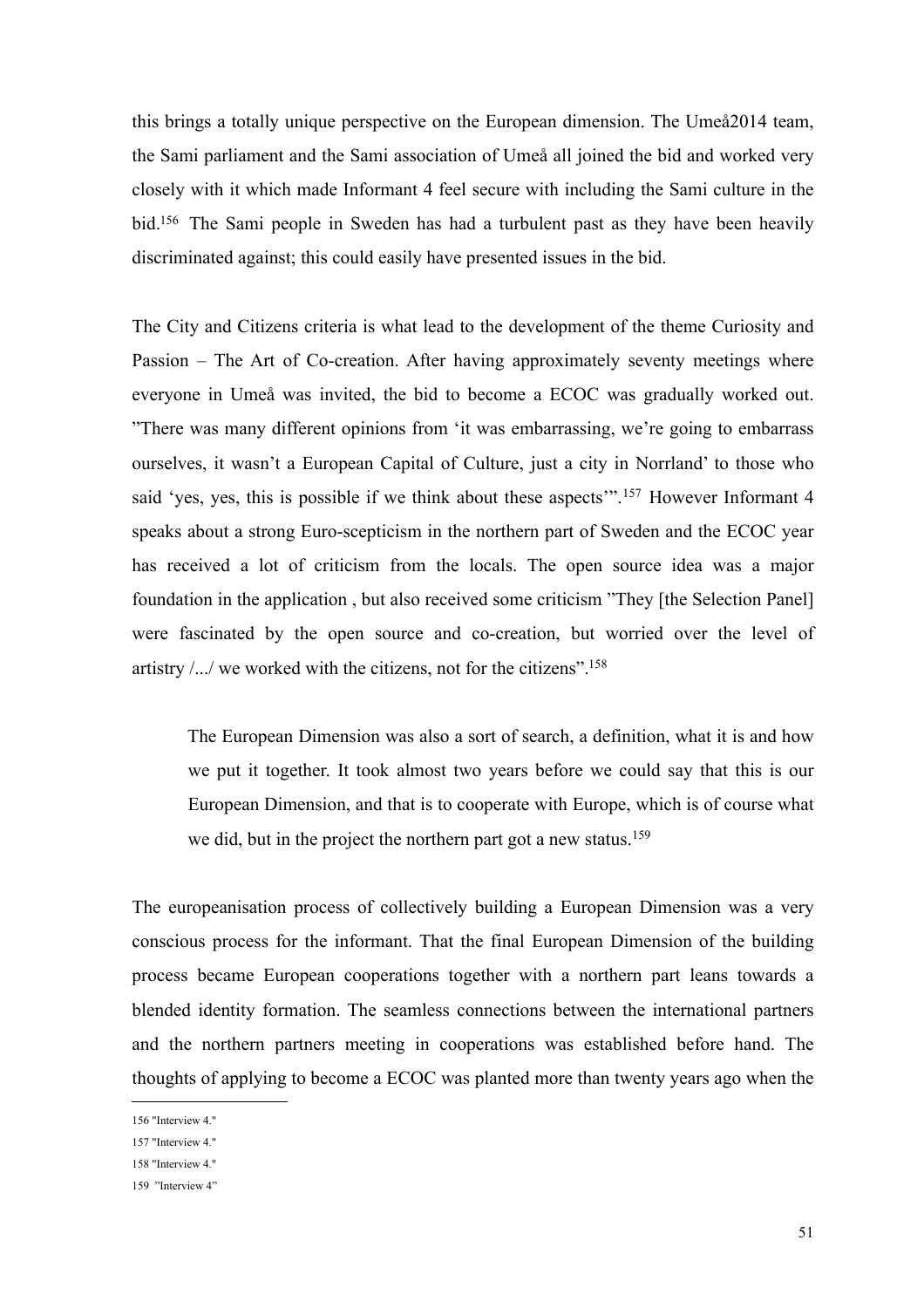this brings a totally unique perspective on the European dimension. The Umeå2014 team, the Sami parliament and the Sami association of Umeå all joined the bid and worked very closely with it which made Informant 4 feel secure with including the Sami culture in the bid.[156] The Sami people in Sweden has had a turbulent past as they have been heavily discriminated against; this could easily have presented issues in the bid.

The City and Citizens criteria is what lead to the development of the theme Curiosity and Passion – The Art of Co-creation. After having approximately seventy meetings where everyone in Umeå was invited, the bid to become a ECOC was gradually worked out. ”There was many different opinions from 'it was embarrassing, we're going to embarrass ourselves, it wasn't a European Capital of Culture, just a city in Norrland' to those who said 'yes, yes, this is possible if we think about these aspects'”.[157] However Informant 4 speaks about a strong Euro-scepticism in the northern part of Sweden and the ECOC year has received a lot of criticism from the locals. The open source idea was a major foundation in the application , but also received some criticism ”They [the Selection Panel] were fascinated by the open source and co-creation, but worried over the level of artistry /.../ we worked with the citizens, not for the citizens”.[158]

> The European Dimension was also a sort of search, a definition, what it is and how we put it together. It took almost two years before we could say that this is our European Dimension, and that is to cooperate with Europe, which is of course what we did, but in the project the northern part got a new status.[159]

The europeanisation process of collectively building a European Dimension was a very conscious process for the informant. That the final European Dimension of the building process became European cooperations together with a northern part leans towards a blended identity formation. The seamless connections between the international partners and the northern partners meeting in cooperations was established before hand. The thoughts of applying to become a ECOC was planted more than twenty years ago when the

---

156 "Interview 4."

157 "Interview 4."

158 "Interview 4."

159 ”Interview 4”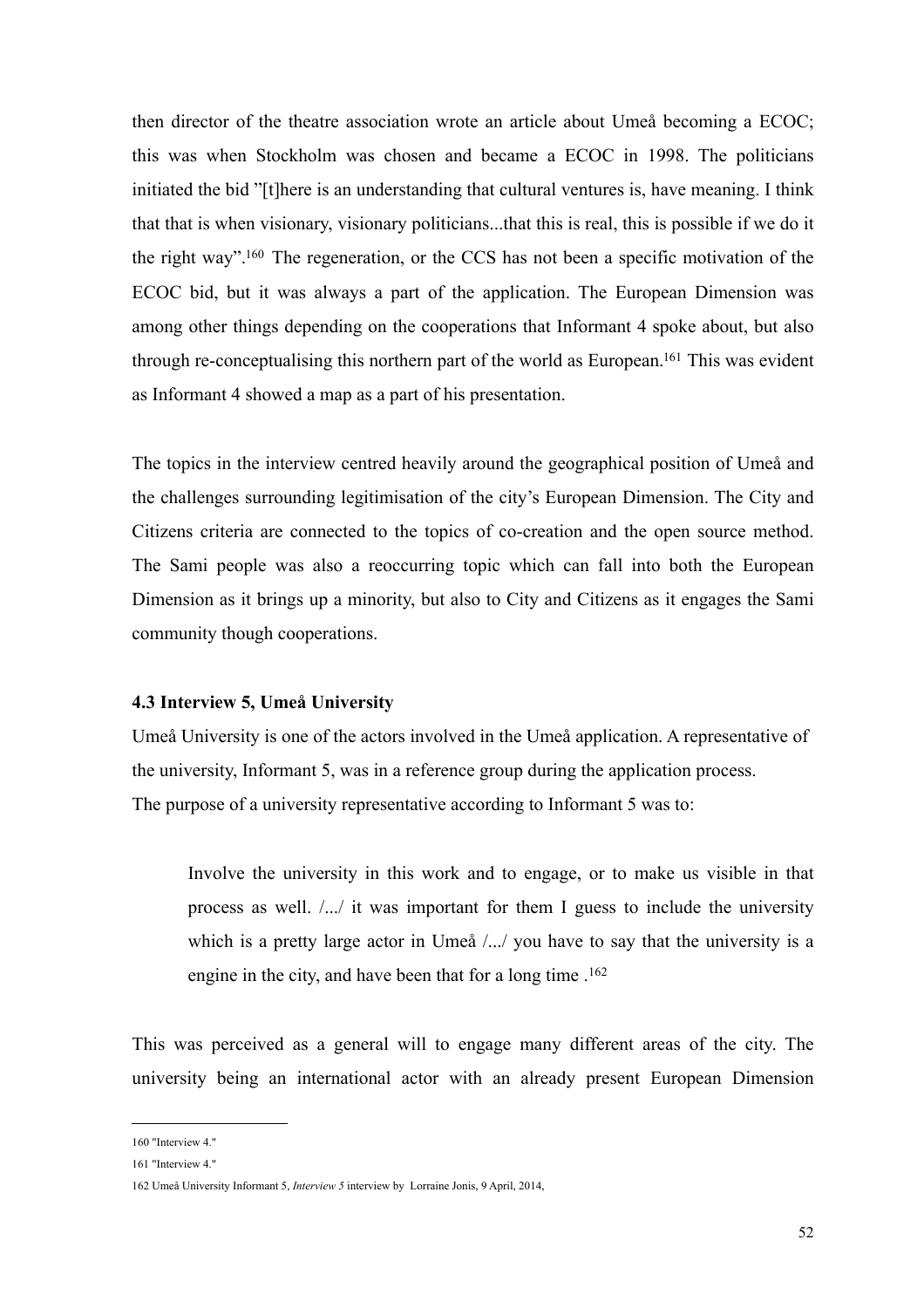then director of the theatre association wrote an article about Umeå becoming a ECOC; this was when Stockholm was chosen and became a ECOC in 1998. The politicians initiated the bid "[t]here is an understanding that cultural ventures is, have meaning. I think that that is when visionary, visionary politicians...that this is real, this is possible if we do it the right way".[160] The regeneration, or the CCS has not been a specific motivation of the ECOC bid, but it was always a part of the application. The European Dimension was among other things depending on the cooperations that Informant 4 spoke about, but also through re-conceptualising this northern part of the world as European.[161] This was evident as Informant 4 showed a map as a part of his presentation.

The topics in the interview centred heavily around the geographical position of Umeå and the challenges surrounding legitimisation of the city's European Dimension. The City and Citizens criteria are connected to the topics of co-creation and the open source method. The Sami people was also a reoccurring topic which can fall into both the European Dimension as it brings up a minority, but also to City and Citizens as it engages the Sami community though cooperations.

### 4.3 Interview 5, Umeå University

Umeå University is one of the actors involved in the Umeå application. A representative of the university, Informant 5, was in a reference group during the application process.
The purpose of a university representative according to Informant 5 was to:

> Involve the university in this work and to engage, or to make us visible in that process as well. /.../ it was important for them I guess to include the university which is a pretty large actor in Umeå /.../ you have to say that the university is a engine in the city, and have been that for a long time .[162]

This was perceived as a general will to engage many different areas of the city. The university being an international actor with an already present European Dimension

---

160 "Interview 4."

161 "Interview 4."

162 Umeå University Informant 5, *Interview 5* interview by Lorraine Jonis, 9 April, 2014,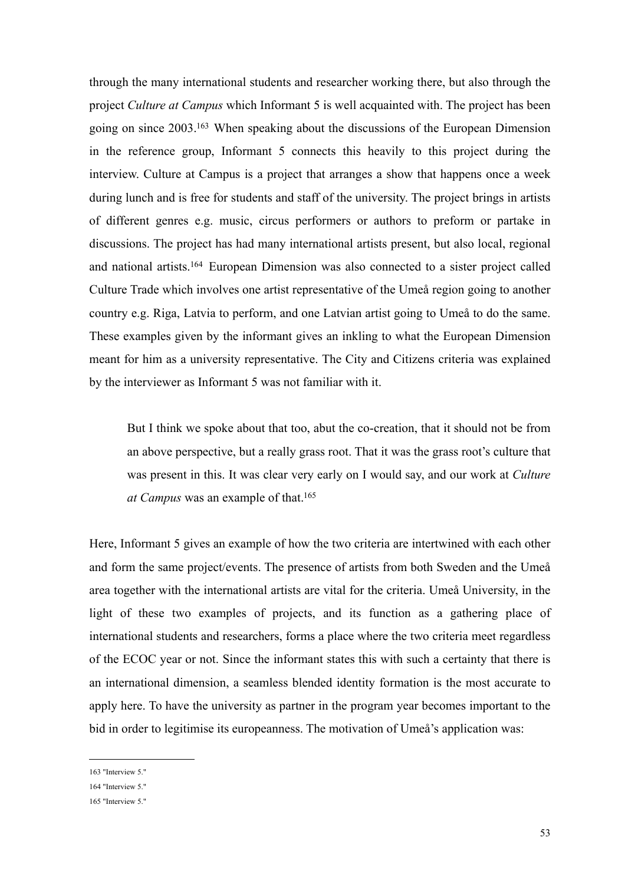through the many international students and researcher working there, but also through the project *Culture at Campus* which Informant 5 is well acquainted with. The project has been going on since 2003.[163] When speaking about the discussions of the European Dimension in the reference group, Informant 5 connects this heavily to this project during the interview. Culture at Campus is a project that arranges a show that happens once a week during lunch and is free for students and staff of the university. The project brings in artists of different genres e.g. music, circus performers or authors to preform or partake in discussions. The project has had many international artists present, but also local, regional and national artists.[164] European Dimension was also connected to a sister project called Culture Trade which involves one artist representative of the Umeå region going to another country e.g. Riga, Latvia to perform, and one Latvian artist going to Umeå to do the same. These examples given by the informant gives an inkling to what the European Dimension meant for him as a university representative. The City and Citizens criteria was explained by the interviewer as Informant 5 was not familiar with it.

> But I think we spoke about that too, abut the co-creation, that it should not be from an above perspective, but a really grass root. That it was the grass root's culture that was present in this. It was clear very early on I would say, and our work at *Culture at Campus* was an example of that.[165]

Here, Informant 5 gives an example of how the two criteria are intertwined with each other and form the same project/events. The presence of artists from both Sweden and the Umeå area together with the international artists are vital for the criteria. Umeå University, in the light of these two examples of projects, and its function as a gathering place of international students and researchers, forms a place where the two criteria meet regardless of the ECOC year or not. Since the informant states this with such a certainty that there is an international dimension, a seamless blended identity formation is the most accurate to apply here. To have the university as partner in the program year becomes important to the bid in order to legitimise its europeanness. The motivation of Umeå's application was:

---

163 "Interview 5."

164 "Interview 5."

165 "Interview 5."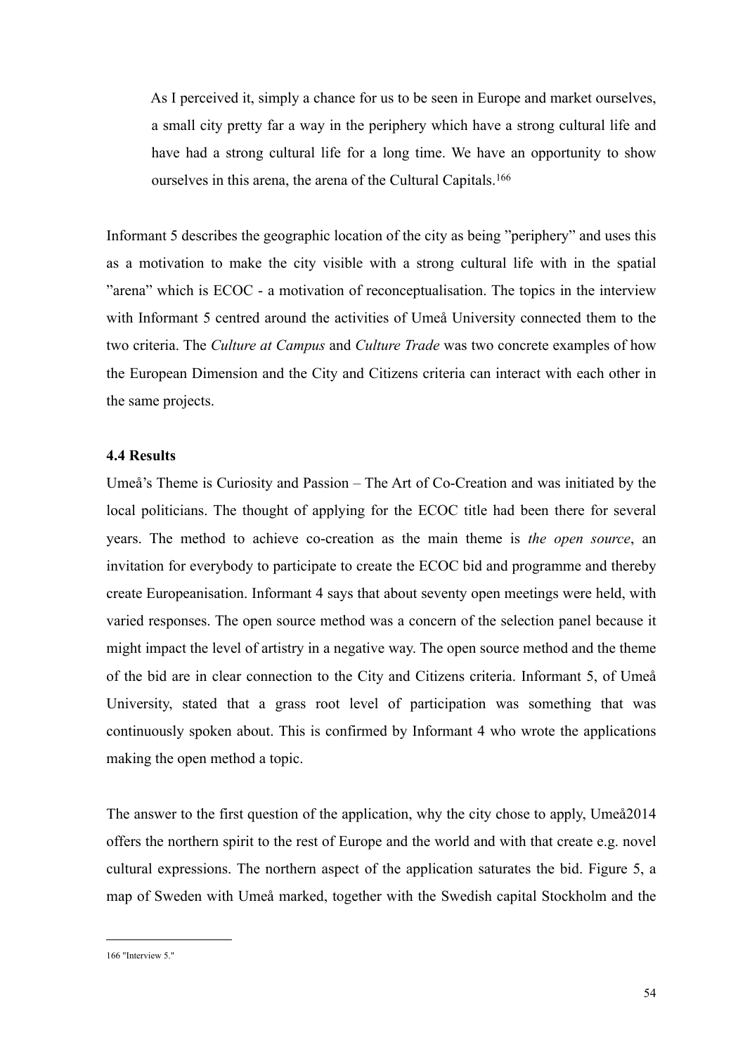> As I perceived it, simply a chance for us to be seen in Europe and market ourselves, a small city pretty far a way in the periphery which have a strong cultural life and have had a strong cultural life for a long time. We have an opportunity to show ourselves in this arena, the arena of the Cultural Capitals.[166]

Informant 5 describes the geographic location of the city as being ”periphery” and uses this as a motivation to make the city visible with a strong cultural life with in the spatial ”arena” which is ECOC - a motivation of reconceptualisation. The topics in the interview with Informant 5 centred around the activities of Umeå University connected them to the two criteria. The *Culture at Campus* and *Culture Trade* was two concrete examples of how the European Dimension and the City and Citizens criteria can interact with each other in the same projects.

### 4.4 Results

Umeå's Theme is Curiosity and Passion – The Art of Co-Creation and was initiated by the local politicians. The thought of applying for the ECOC title had been there for several years. The method to achieve co-creation as the main theme is *the open source*, an invitation for everybody to participate to create the ECOC bid and programme and thereby create Europeanisation. Informant 4 says that about seventy open meetings were held, with varied responses. The open source method was a concern of the selection panel because it might impact the level of artistry in a negative way. The open source method and the theme of the bid are in clear connection to the City and Citizens criteria. Informant 5, of Umeå University, stated that a grass root level of participation was something that was continuously spoken about. This is confirmed by Informant 4 who wrote the applications making the open method a topic.

The answer to the first question of the application, why the city chose to apply, Umeå2014 offers the northern spirit to the rest of Europe and the world and with that create e.g. novel cultural expressions. The northern aspect of the application saturates the bid. Figure 5, a map of Sweden with Umeå marked, together with the Swedish capital Stockholm and the

---

166 "Interview 5."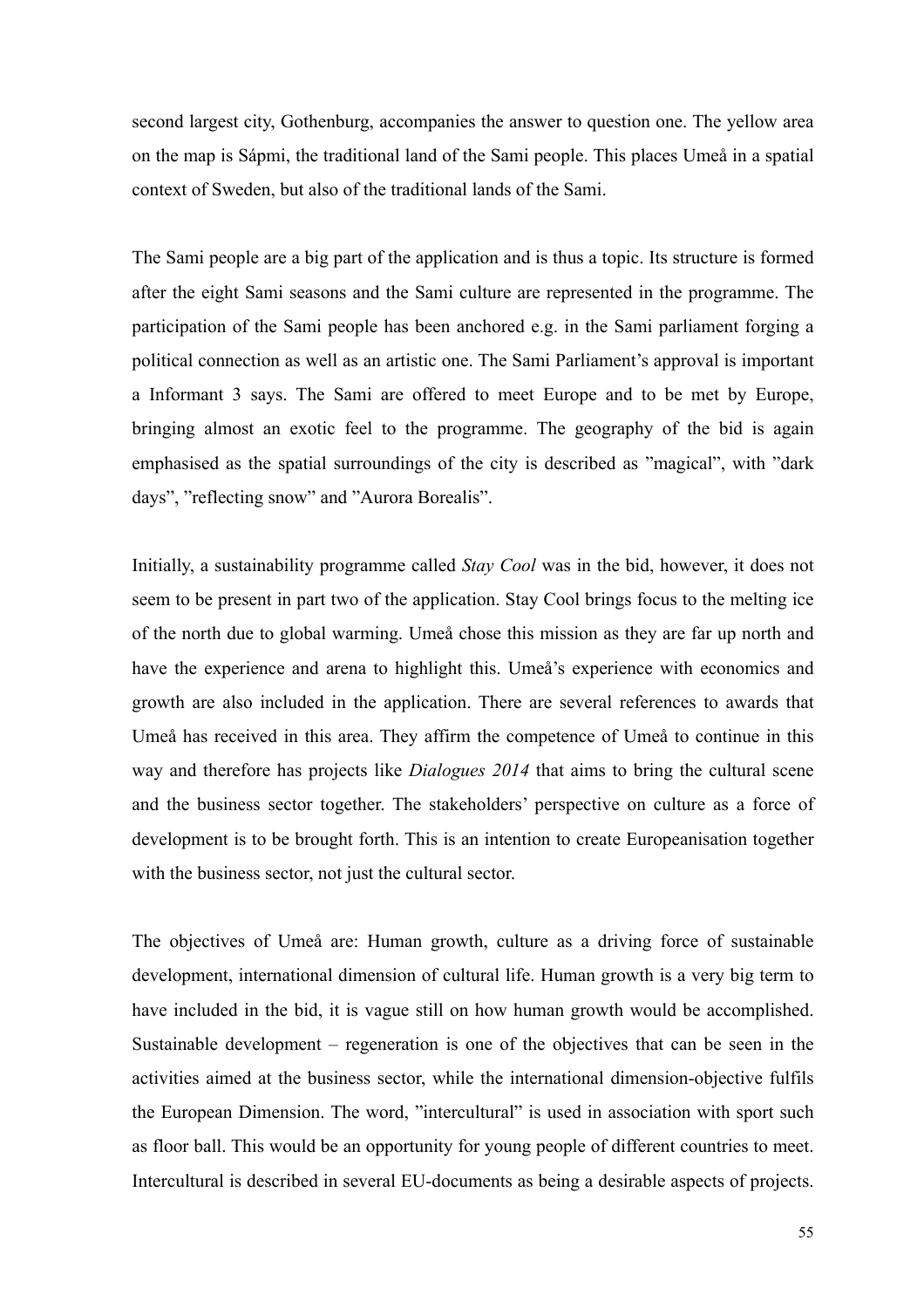second largest city, Gothenburg, accompanies the answer to question one. The yellow area on the map is Sápmi, the traditional land of the Sami people. This places Umeå in a spatial context of Sweden, but also of the traditional lands of the Sami.

The Sami people are a big part of the application and is thus a topic. Its structure is formed after the eight Sami seasons and the Sami culture are represented in the programme. The participation of the Sami people has been anchored e.g. in the Sami parliament forging a political connection as well as an artistic one. The Sami Parliament's approval is important a Informant 3 says. The Sami are offered to meet Europe and to be met by Europe, bringing almost an exotic feel to the programme. The geography of the bid is again emphasised as the spatial surroundings of the city is described as "magical", with "dark days", "reflecting snow" and "Aurora Borealis".

Initially, a sustainability programme called *Stay Cool* was in the bid, however, it does not seem to be present in part two of the application. Stay Cool brings focus to the melting ice of the north due to global warming. Umeå chose this mission as they are far up north and have the experience and arena to highlight this. Umeå's experience with economics and growth are also included in the application. There are several references to awards that Umeå has received in this area. They affirm the competence of Umeå to continue in this way and therefore has projects like *Dialogues 2014* that aims to bring the cultural scene and the business sector together. The stakeholders' perspective on culture as a force of development is to be brought forth. This is an intention to create Europeanisation together with the business sector, not just the cultural sector.

The objectives of Umeå are: Human growth, culture as a driving force of sustainable development, international dimension of cultural life. Human growth is a very big term to have included in the bid, it is vague still on how human growth would be accomplished. Sustainable development – regeneration is one of the objectives that can be seen in the activities aimed at the business sector, while the international dimension-objective fulfils the European Dimension. The word, "intercultural" is used in association with sport such as floor ball. This would be an opportunity for young people of different countries to meet. Intercultural is described in several EU-documents as being a desirable aspects of projects.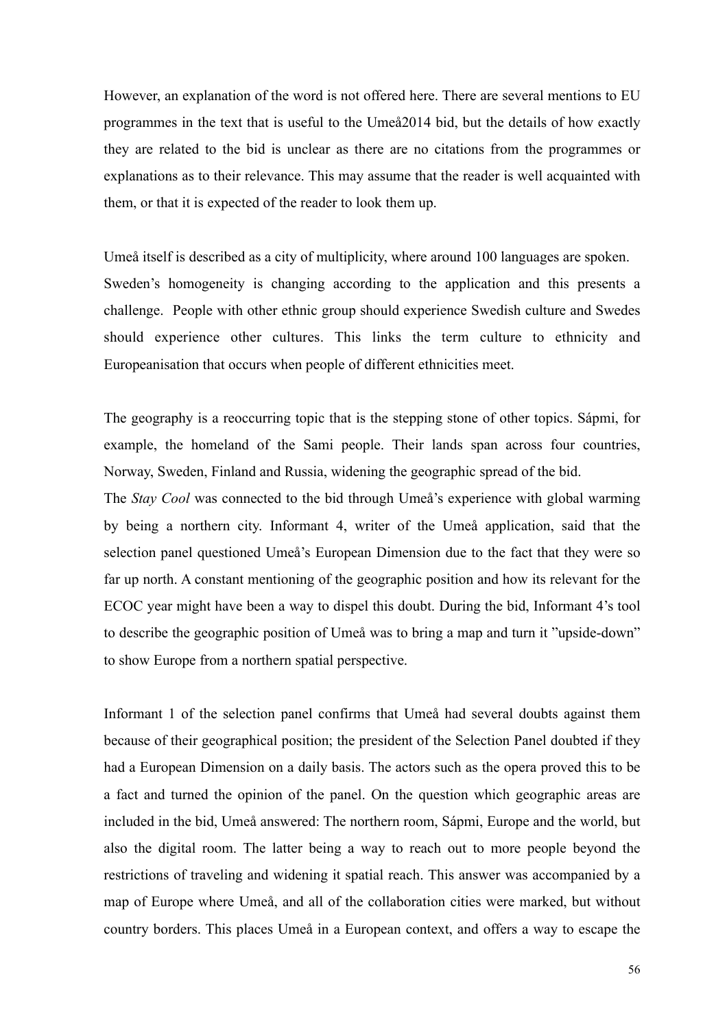However, an explanation of the word is not offered here. There are several mentions to EU programmes in the text that is useful to the Umeå2014 bid, but the details of how exactly they are related to the bid is unclear as there are no citations from the programmes or explanations as to their relevance. This may assume that the reader is well acquainted with them, or that it is expected of the reader to look them up.

Umeå itself is described as a city of multiplicity, where around 100 languages are spoken. Sweden's homogeneity is changing according to the application and this presents a challenge. People with other ethnic group should experience Swedish culture and Swedes should experience other cultures. This links the term culture to ethnicity and Europeanisation that occurs when people of different ethnicities meet.

The geography is a reoccurring topic that is the stepping stone of other topics. Sápmi, for example, the homeland of the Sami people. Their lands span across four countries, Norway, Sweden, Finland and Russia, widening the geographic spread of the bid.
The *Stay Cool* was connected to the bid through Umeå's experience with global warming by being a northern city. Informant 4, writer of the Umeå application, said that the selection panel questioned Umeå's European Dimension due to the fact that they were so far up north. A constant mentioning of the geographic position and how its relevant for the ECOC year might have been a way to dispel this doubt. During the bid, Informant 4's tool to describe the geographic position of Umeå was to bring a map and turn it "upside-down" to show Europe from a northern spatial perspective.

Informant 1 of the selection panel confirms that Umeå had several doubts against them because of their geographical position; the president of the Selection Panel doubted if they had a European Dimension on a daily basis. The actors such as the opera proved this to be a fact and turned the opinion of the panel. On the question which geographic areas are included in the bid, Umeå answered: The northern room, Sápmi, Europe and the world, but also the digital room. The latter being a way to reach out to more people beyond the restrictions of traveling and widening it spatial reach. This answer was accompanied by a map of Europe where Umeå, and all of the collaboration cities were marked, but without country borders. This places Umeå in a European context, and offers a way to escape the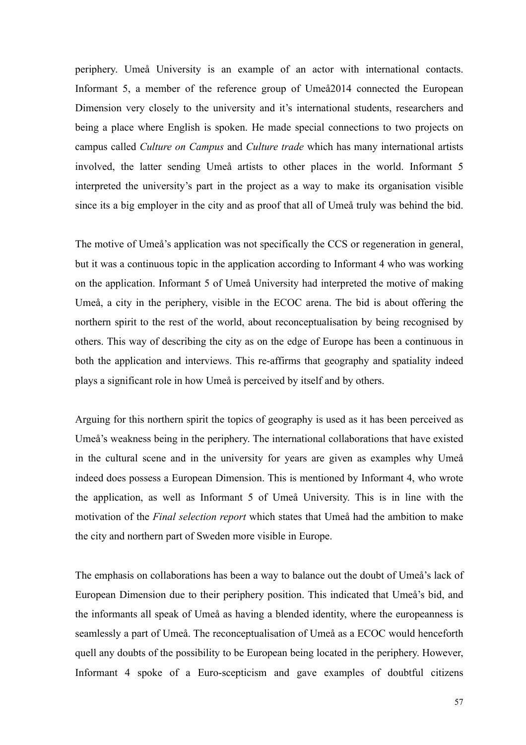periphery. Umeå University is an example of an actor with international contacts. Informant 5, a member of the reference group of Umeå2014 connected the European Dimension very closely to the university and it's international students, researchers and being a place where English is spoken. He made special connections to two projects on campus called *Culture on Campus* and *Culture trade* which has many international artists involved, the latter sending Umeå artists to other places in the world. Informant 5 interpreted the university's part in the project as a way to make its organisation visible since its a big employer in the city and as proof that all of Umeå truly was behind the bid.

The motive of Umeå's application was not specifically the CCS or regeneration in general, but it was a continuous topic in the application according to Informant 4 who was working on the application. Informant 5 of Umeå University had interpreted the motive of making Umeå, a city in the periphery, visible in the ECOC arena. The bid is about offering the northern spirit to the rest of the world, about reconceptualisation by being recognised by others. This way of describing the city as on the edge of Europe has been a continuous in both the application and interviews. This re-affirms that geography and spatiality indeed plays a significant role in how Umeå is perceived by itself and by others.

Arguing for this northern spirit the topics of geography is used as it has been perceived as Umeå's weakness being in the periphery. The international collaborations that have existed in the cultural scene and in the university for years are given as examples why Umeå indeed does possess a European Dimension. This is mentioned by Informant 4, who wrote the application, as well as Informant 5 of Umeå University. This is in line with the motivation of the *Final selection report* which states that Umeå had the ambition to make the city and northern part of Sweden more visible in Europe.

The emphasis on collaborations has been a way to balance out the doubt of Umeå's lack of European Dimension due to their periphery position. This indicated that Umeå's bid, and the informants all speak of Umeå as having a blended identity, where the europeanness is seamlessly a part of Umeå. The reconceptualisation of Umeå as a ECOC would henceforth quell any doubts of the possibility to be European being located in the periphery. However, Informant 4 spoke of a Euro-scepticism and gave examples of doubtful citizens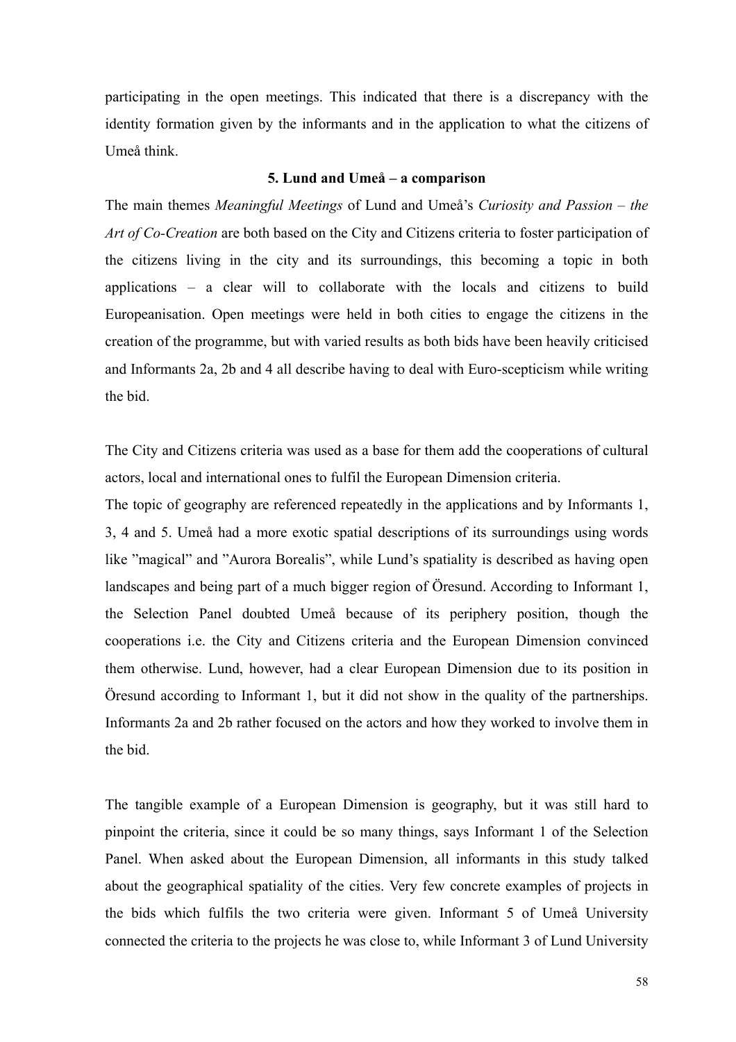participating in the open meetings. This indicated that there is a discrepancy with the identity formation given by the informants and in the application to what the citizens of Umeå think.

## 5. Lund and Umeå – a comparison

The main themes *Meaningful Meetings* of Lund and Umeå's *Curiosity and Passion – the Art of Co-Creation* are both based on the City and Citizens criteria to foster participation of the citizens living in the city and its surroundings, this becoming a topic in both applications – a clear will to collaborate with the locals and citizens to build Europeanisation. Open meetings were held in both cities to engage the citizens in the creation of the programme, but with varied results as both bids have been heavily criticised and Informants 2a, 2b and 4 all describe having to deal with Euro-scepticism while writing the bid.

The City and Citizens criteria was used as a base for them add the cooperations of cultural actors, local and international ones to fulfil the European Dimension criteria.

The topic of geography are referenced repeatedly in the applications and by Informants 1, 3, 4 and 5. Umeå had a more exotic spatial descriptions of its surroundings using words like "magical" and "Aurora Borealis", while Lund's spatiality is described as having open landscapes and being part of a much bigger region of Öresund. According to Informant 1, the Selection Panel doubted Umeå because of its periphery position, though the cooperations i.e. the City and Citizens criteria and the European Dimension convinced them otherwise. Lund, however, had a clear European Dimension due to its position in Öresund according to Informant 1, but it did not show in the quality of the partnerships. Informants 2a and 2b rather focused on the actors and how they worked to involve them in the bid.

The tangible example of a European Dimension is geography, but it was still hard to pinpoint the criteria, since it could be so many things, says Informant 1 of the Selection Panel. When asked about the European Dimension, all informants in this study talked about the geographical spatiality of the cities. Very few concrete examples of projects in the bids which fulfils the two criteria were given. Informant 5 of Umeå University connected the criteria to the projects he was close to, while Informant 3 of Lund University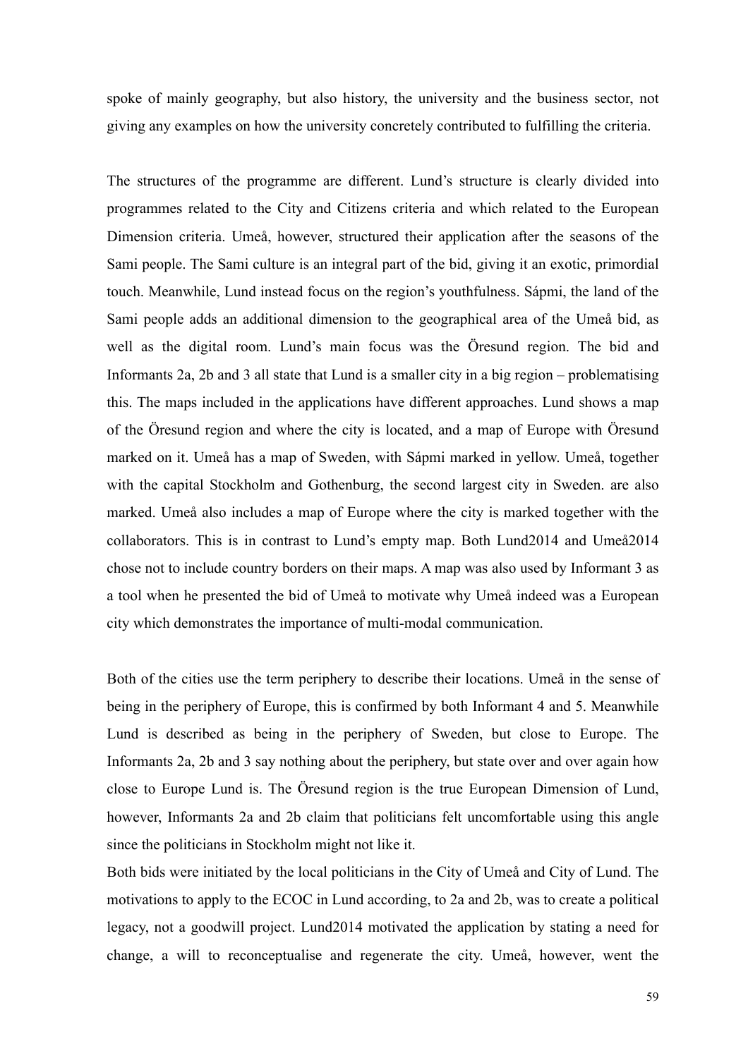spoke of mainly geography, but also history, the university and the business sector, not giving any examples on how the university concretely contributed to fulfilling the criteria.

The structures of the programme are different. Lund's structure is clearly divided into programmes related to the City and Citizens criteria and which related to the European Dimension criteria. Umeå, however, structured their application after the seasons of the Sami people. The Sami culture is an integral part of the bid, giving it an exotic, primordial touch. Meanwhile, Lund instead focus on the region's youthfulness. Sápmi, the land of the Sami people adds an additional dimension to the geographical area of the Umeå bid, as well as the digital room. Lund's main focus was the Öresund region. The bid and Informants 2a, 2b and 3 all state that Lund is a smaller city in a big region – problematising this. The maps included in the applications have different approaches. Lund shows a map of the Öresund region and where the city is located, and a map of Europe with Öresund marked on it. Umeå has a map of Sweden, with Sápmi marked in yellow. Umeå, together with the capital Stockholm and Gothenburg, the second largest city in Sweden. are also marked. Umeå also includes a map of Europe where the city is marked together with the collaborators. This is in contrast to Lund's empty map. Both Lund2014 and Umeå2014 chose not to include country borders on their maps. A map was also used by Informant 3 as a tool when he presented the bid of Umeå to motivate why Umeå indeed was a European city which demonstrates the importance of multi-modal communication.

Both of the cities use the term periphery to describe their locations. Umeå in the sense of being in the periphery of Europe, this is confirmed by both Informant 4 and 5. Meanwhile Lund is described as being in the periphery of Sweden, but close to Europe. The Informants 2a, 2b and 3 say nothing about the periphery, but state over and over again how close to Europe Lund is. The Öresund region is the true European Dimension of Lund, however, Informants 2a and 2b claim that politicians felt uncomfortable using this angle since the politicians in Stockholm might not like it.
Both bids were initiated by the local politicians in the City of Umeå and City of Lund. The motivations to apply to the ECOC in Lund according, to 2a and 2b, was to create a political legacy, not a goodwill project. Lund2014 motivated the application by stating a need for change, a will to reconceptualise and regenerate the city. Umeå, however, went the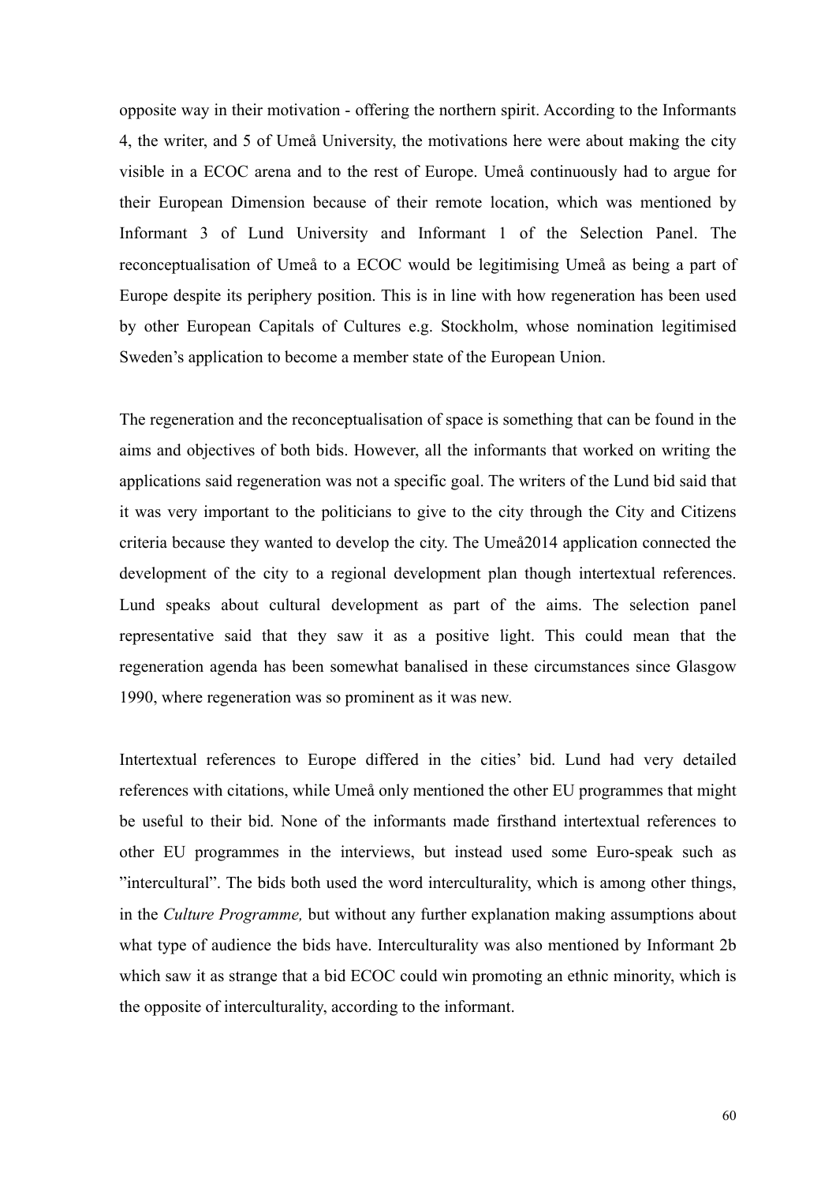opposite way in their motivation - offering the northern spirit. According to the Informants 4, the writer, and 5 of Umeå University, the motivations here were about making the city visible in a ECOC arena and to the rest of Europe. Umeå continuously had to argue for their European Dimension because of their remote location, which was mentioned by Informant 3 of Lund University and Informant 1 of the Selection Panel. The reconceptualisation of Umeå to a ECOC would be legitimising Umeå as being a part of Europe despite its periphery position. This is in line with how regeneration has been used by other European Capitals of Cultures e.g. Stockholm, whose nomination legitimised Sweden's application to become a member state of the European Union.

The regeneration and the reconceptualisation of space is something that can be found in the aims and objectives of both bids. However, all the informants that worked on writing the applications said regeneration was not a specific goal. The writers of the Lund bid said that it was very important to the politicians to give to the city through the City and Citizens criteria because they wanted to develop the city. The Umeå2014 application connected the development of the city to a regional development plan though intertextual references. Lund speaks about cultural development as part of the aims. The selection panel representative said that they saw it as a positive light. This could mean that the regeneration agenda has been somewhat banalised in these circumstances since Glasgow 1990, where regeneration was so prominent as it was new.

Intertextual references to Europe differed in the cities' bid. Lund had very detailed references with citations, while Umeå only mentioned the other EU programmes that might be useful to their bid. None of the informants made firsthand intertextual references to other EU programmes in the interviews, but instead used some Euro-speak such as "intercultural". The bids both used the word interculturality, which is among other things, in the *Culture Programme,* but without any further explanation making assumptions about what type of audience the bids have. Interculturality was also mentioned by Informant 2b which saw it as strange that a bid ECOC could win promoting an ethnic minority, which is the opposite of interculturality, according to the informant.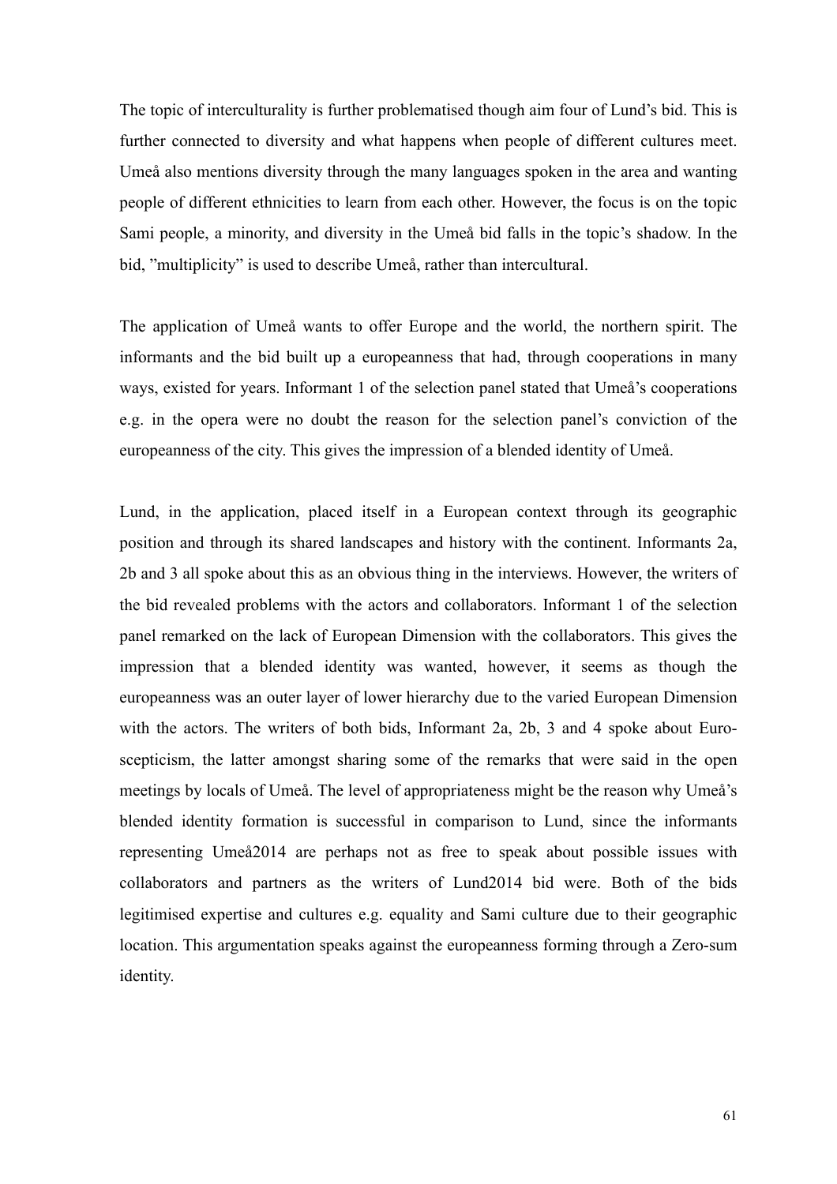The topic of interculturality is further problematised though aim four of Lund's bid. This is further connected to diversity and what happens when people of different cultures meet. Umeå also mentions diversity through the many languages spoken in the area and wanting people of different ethnicities to learn from each other. However, the focus is on the topic Sami people, a minority, and diversity in the Umeå bid falls in the topic's shadow. In the bid, "multiplicity" is used to describe Umeå, rather than intercultural.

The application of Umeå wants to offer Europe and the world, the northern spirit. The informants and the bid built up a europeanness that had, through cooperations in many ways, existed for years. Informant 1 of the selection panel stated that Umeå's cooperations e.g. in the opera were no doubt the reason for the selection panel's conviction of the europeanness of the city. This gives the impression of a blended identity of Umeå.

Lund, in the application, placed itself in a European context through its geographic position and through its shared landscapes and history with the continent. Informants 2a, 2b and 3 all spoke about this as an obvious thing in the interviews. However, the writers of the bid revealed problems with the actors and collaborators. Informant 1 of the selection panel remarked on the lack of European Dimension with the collaborators. This gives the impression that a blended identity was wanted, however, it seems as though the europeanness was an outer layer of lower hierarchy due to the varied European Dimension with the actors. The writers of both bids, Informant 2a, 2b, 3 and 4 spoke about Euro-scepticism, the latter amongst sharing some of the remarks that were said in the open meetings by locals of Umeå. The level of appropriateness might be the reason why Umeå's blended identity formation is successful in comparison to Lund, since the informants representing Umeå2014 are perhaps not as free to speak about possible issues with collaborators and partners as the writers of Lund2014 bid were. Both of the bids legitimised expertise and cultures e.g. equality and Sami culture due to their geographic location. This argumentation speaks against the europeanness forming through a Zero-sum identity.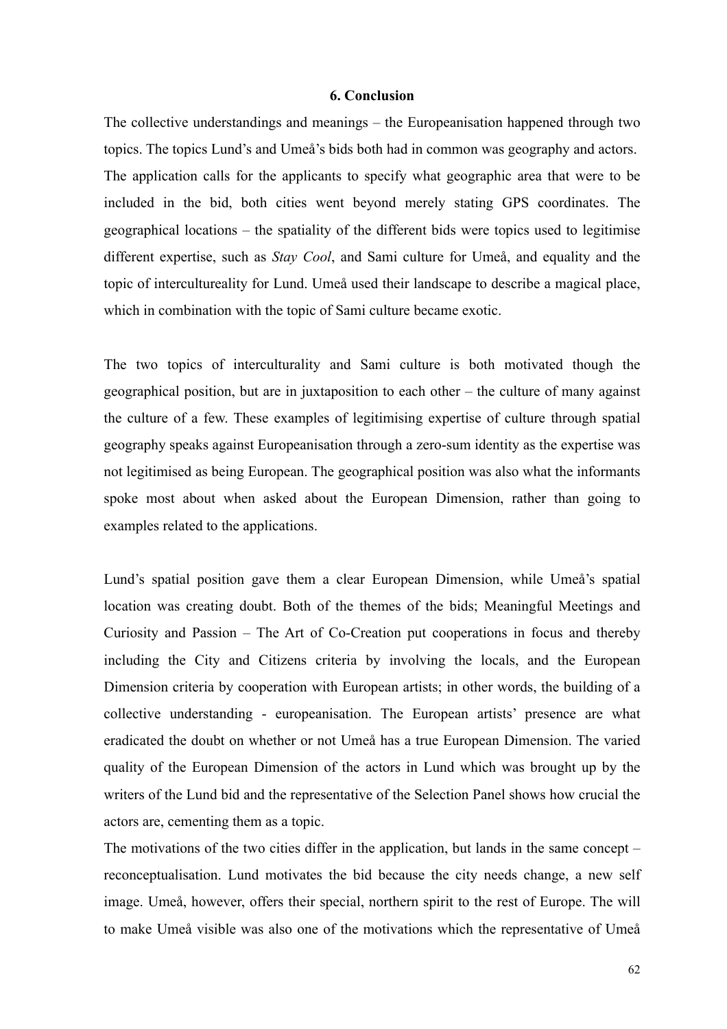## 6. Conclusion

The collective understandings and meanings – the Europeanisation happened through two topics. The topics Lund's and Umeå's bids both had in common was geography and actors. The application calls for the applicants to specify what geographic area that were to be included in the bid, both cities went beyond merely stating GPS coordinates. The geographical locations – the spatiality of the different bids were topics used to legitimise different expertise, such as *Stay Cool*, and Sami culture for Umeå, and equality and the topic of intercultureality for Lund. Umeå used their landscape to describe a magical place, which in combination with the topic of Sami culture became exotic.

The two topics of interculturality and Sami culture is both motivated though the geographical position, but are in juxtaposition to each other – the culture of many against the culture of a few. These examples of legitimising expertise of culture through spatial geography speaks against Europeanisation through a zero-sum identity as the expertise was not legitimised as being European. The geographical position was also what the informants spoke most about when asked about the European Dimension, rather than going to examples related to the applications.

Lund's spatial position gave them a clear European Dimension, while Umeå's spatial location was creating doubt. Both of the themes of the bids; Meaningful Meetings and Curiosity and Passion – The Art of Co-Creation put cooperations in focus and thereby including the City and Citizens criteria by involving the locals, and the European Dimension criteria by cooperation with European artists; in other words, the building of a collective understanding - europeanisation. The European artists' presence are what eradicated the doubt on whether or not Umeå has a true European Dimension. The varied quality of the European Dimension of the actors in Lund which was brought up by the writers of the Lund bid and the representative of the Selection Panel shows how crucial the actors are, cementing them as a topic.

The motivations of the two cities differ in the application, but lands in the same concept – reconceptualisation. Lund motivates the bid because the city needs change, a new self image. Umeå, however, offers their special, northern spirit to the rest of Europe. The will to make Umeå visible was also one of the motivations which the representative of Umeå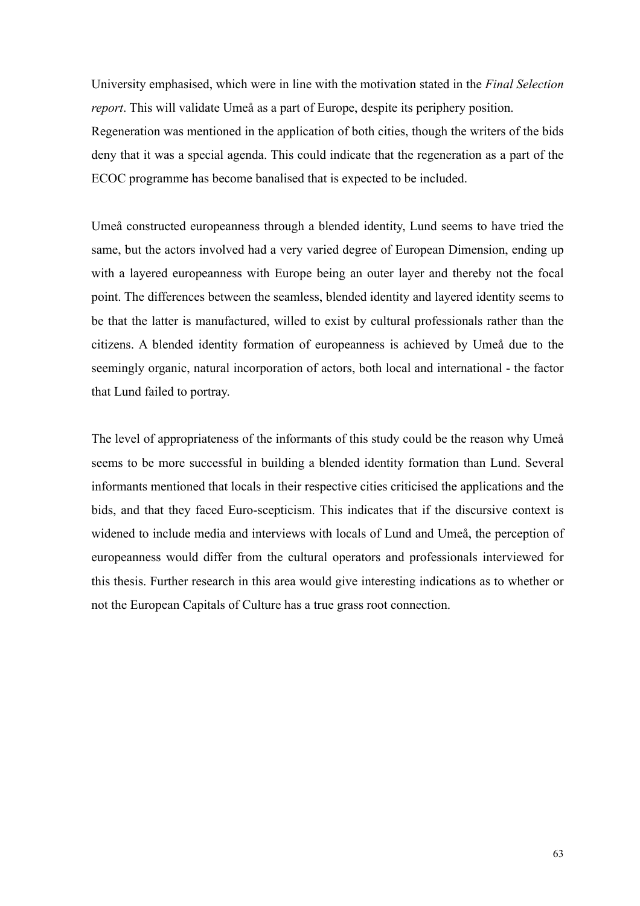University emphasised, which were in line with the motivation stated in the *Final Selection report*. This will validate Umeå as a part of Europe, despite its periphery position. Regeneration was mentioned in the application of both cities, though the writers of the bids deny that it was a special agenda. This could indicate that the regeneration as a part of the ECOC programme has become banalised that is expected to be included.

Umeå constructed europeanness through a blended identity, Lund seems to have tried the same, but the actors involved had a very varied degree of European Dimension, ending up with a layered europeanness with Europe being an outer layer and thereby not the focal point. The differences between the seamless, blended identity and layered identity seems to be that the latter is manufactured, willed to exist by cultural professionals rather than the citizens. A blended identity formation of europeanness is achieved by Umeå due to the seemingly organic, natural incorporation of actors, both local and international - the factor that Lund failed to portray.

The level of appropriateness of the informants of this study could be the reason why Umeå seems to be more successful in building a blended identity formation than Lund. Several informants mentioned that locals in their respective cities criticised the applications and the bids, and that they faced Euro-scepticism. This indicates that if the discursive context is widened to include media and interviews with locals of Lund and Umeå, the perception of europeanness would differ from the cultural operators and professionals interviewed for this thesis. Further research in this area would give interesting indications as to whether or not the European Capitals of Culture has a true grass root connection.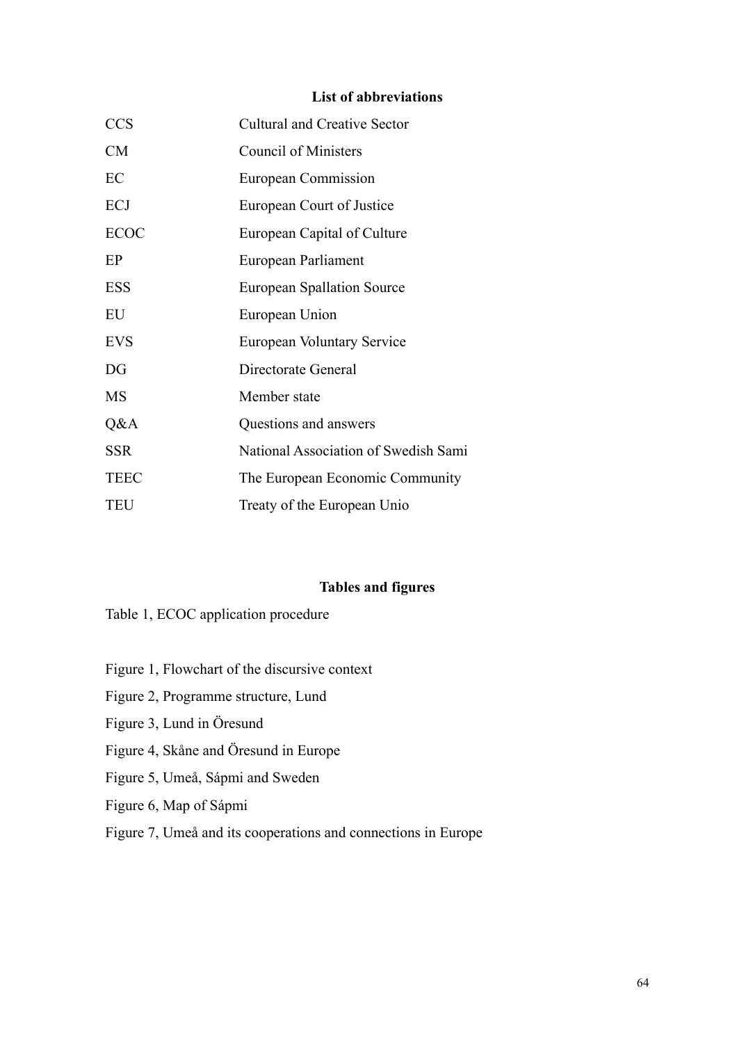## List of abbreviations

| | |
|---|---|
| CCS | Cultural and Creative Sector |
| CM | Council of Ministers |
| EC | European Commission |
| ECJ | European Court of Justice |
| ECOC | European Capital of Culture |
| EP | European Parliament |
| ESS | European Spallation Source |
| EU | European Union |
| EVS | European Voluntary Service |
| DG | Directorate General |
| MS | Member state |
| Q&A | Questions and answers |
| SSR | National Association of Swedish Sami |
| TEEC | The European Economic Community |
| TEU | Treaty of the European Unio |

## Tables and figures

Table 1, ECOC application procedure

Figure 1, Flowchart of the discursive context

Figure 2, Programme structure, Lund

Figure 3, Lund in Öresund

Figure 4, Skåne and Öresund in Europe

Figure 5, Umeå, Sápmi and Sweden

Figure 6, Map of Sápmi

Figure 7, Umeå and its cooperations and connections in Europe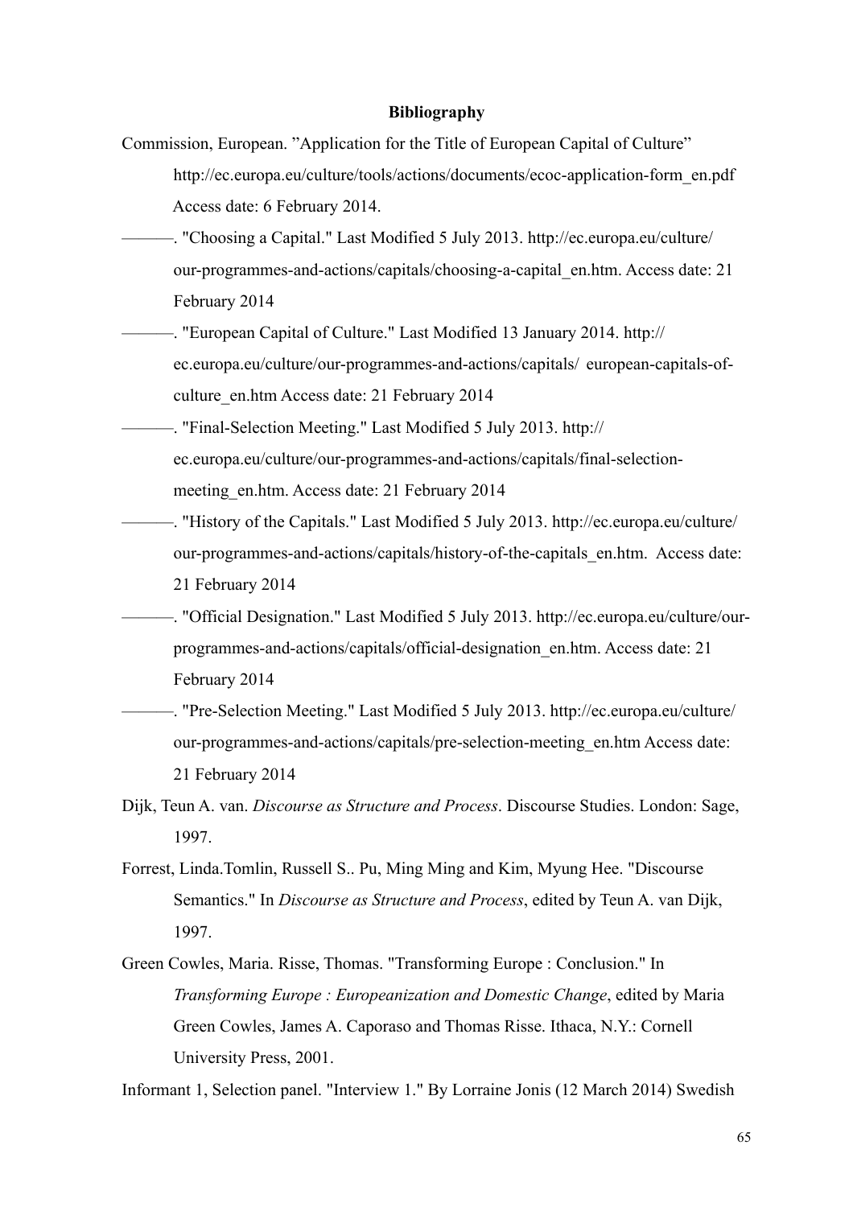**Bibliography**

Commission, European. "Application for the Title of European Capital of Culture" http://ec.europa.eu/culture/tools/actions/documents/ecoc-application-form_en.pdf Access date: 6 February 2014.

———. "Choosing a Capital." Last Modified 5 July 2013. http://ec.europa.eu/culture/our-programmes-and-actions/capitals/choosing-a-capital_en.htm. Access date: 21 February 2014

———. "European Capital of Culture." Last Modified 13 January 2014. http://ec.europa.eu/culture/our-programmes-and-actions/capitals/ european-capitals-of-culture_en.htm Access date: 21 February 2014

———. "Final-Selection Meeting." Last Modified 5 July 2013. http://ec.europa.eu/culture/our-programmes-and-actions/capitals/final-selection-meeting_en.htm. Access date: 21 February 2014

———. "History of the Capitals." Last Modified 5 July 2013. http://ec.europa.eu/culture/our-programmes-and-actions/capitals/history-of-the-capitals_en.htm. Access date: 21 February 2014

———. "Official Designation." Last Modified 5 July 2013. http://ec.europa.eu/culture/our-programmes-and-actions/capitals/official-designation_en.htm. Access date: 21 February 2014

———. "Pre-Selection Meeting." Last Modified 5 July 2013. http://ec.europa.eu/culture/our-programmes-and-actions/capitals/pre-selection-meeting_en.htm Access date: 21 February 2014

Dijk, Teun A. van. *Discourse as Structure and Process*. Discourse Studies. London: Sage, 1997.

Forrest, Linda.Tomlin, Russell S.. Pu, Ming Ming and Kim, Myung Hee. "Discourse Semantics." In *Discourse as Structure and Process*, edited by Teun A. van Dijk, 1997.

Green Cowles, Maria. Risse, Thomas. "Transforming Europe : Conclusion." In *Transforming Europe : Europeanization and Domestic Change*, edited by Maria Green Cowles, James A. Caporaso and Thomas Risse. Ithaca, N.Y.: Cornell University Press, 2001.

Informant 1, Selection panel. "Interview 1." By Lorraine Jonis (12 March 2014) Swedish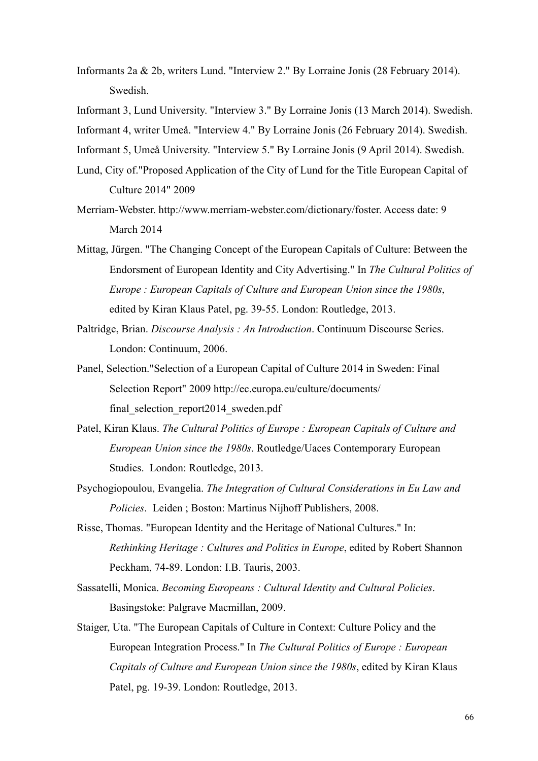Informants 2a & 2b, writers Lund. "Interview 2." By Lorraine Jonis (28 February 2014). Swedish.

Informant 3, Lund University. "Interview 3." By Lorraine Jonis (13 March 2014). Swedish.

Informant 4, writer Umeå. "Interview 4." By Lorraine Jonis (26 February 2014). Swedish.

Informant 5, Umeå University. "Interview 5." By Lorraine Jonis (9 April 2014). Swedish.

Lund, City of."Proposed Application of the City of Lund for the Title European Capital of Culture 2014" 2009

Merriam-Webster. http://www.merriam-webster.com/dictionary/foster. Access date: 9 March 2014

Mittag, Jürgen. "The Changing Concept of the European Capitals of Culture: Between the Endorsment of European Identity and City Advertising." In *The Cultural Politics of Europe : European Capitals of Culture and European Union since the 1980s*, edited by Kiran Klaus Patel, pg. 39-55. London: Routledge, 2013.

Paltridge, Brian. *Discourse Analysis : An Introduction*. Continuum Discourse Series. London: Continuum, 2006.

Panel, Selection."Selection of a European Capital of Culture 2014 in Sweden: Final Selection Report" 2009 http://ec.europa.eu/culture/documents/final_selection_report2014_sweden.pdf

Patel, Kiran Klaus. *The Cultural Politics of Europe : European Capitals of Culture and European Union since the 1980s*. Routledge/Uaces Contemporary European Studies. London: Routledge, 2013.

Psychogiopoulou, Evangelia. *The Integration of Cultural Considerations in Eu Law and Policies*. Leiden ; Boston: Martinus Nijhoff Publishers, 2008.

Risse, Thomas. "European Identity and the Heritage of National Cultures." In: *Rethinking Heritage : Cultures and Politics in Europe*, edited by Robert Shannon Peckham, 74-89. London: I.B. Tauris, 2003.

Sassatelli, Monica. *Becoming Europeans : Cultural Identity and Cultural Policies*. Basingstoke: Palgrave Macmillan, 2009.

Staiger, Uta. "The European Capitals of Culture in Context: Culture Policy and the European Integration Process." In *The Cultural Politics of Europe : European Capitals of Culture and European Union since the 1980s*, edited by Kiran Klaus Patel, pg. 19-39. London: Routledge, 2013.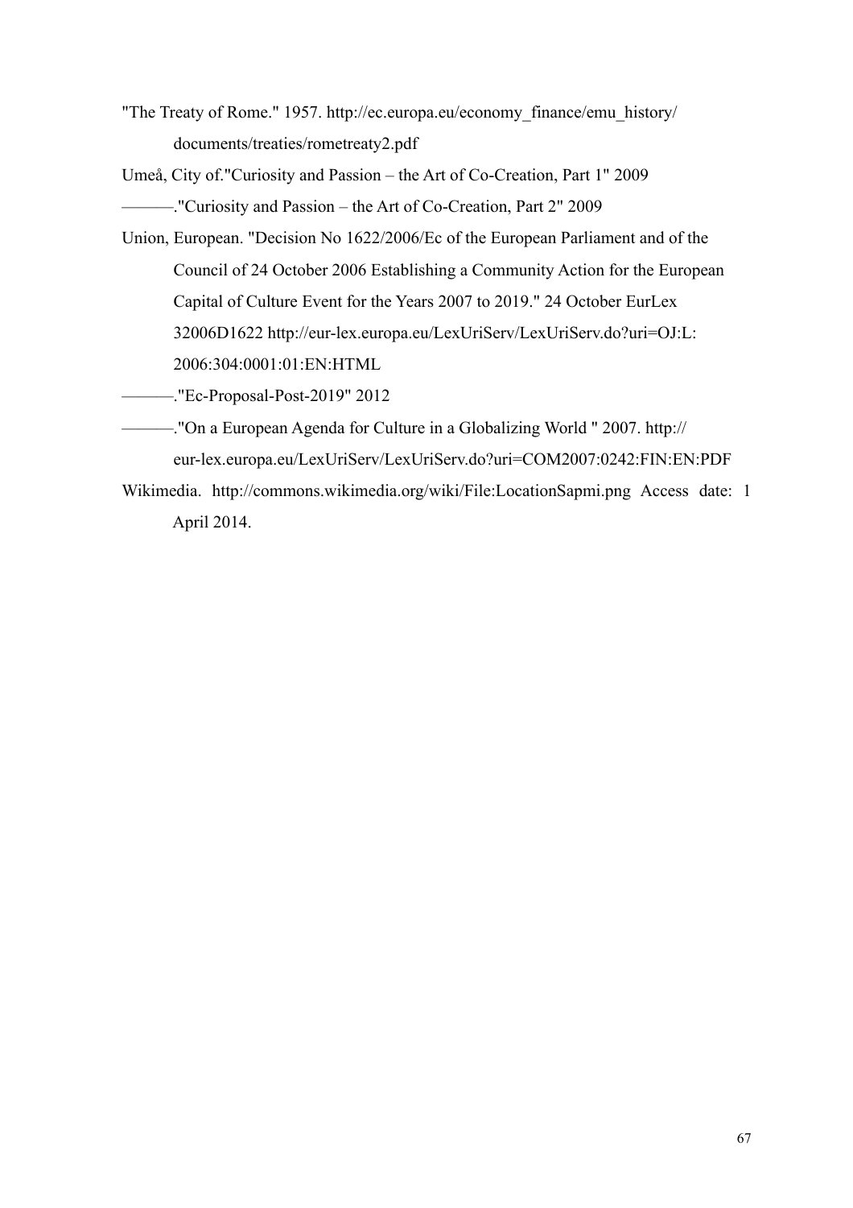"The Treaty of Rome." 1957. http://ec.europa.eu/economy_finance/emu_history/documents/treaties/rometreaty2.pdf

Umeå, City of."Curiosity and Passion – the Art of Co-Creation, Part 1" 2009

———."Curiosity and Passion – the Art of Co-Creation, Part 2" 2009

Union, European. "Decision No 1622/2006/Ec of the European Parliament and of the Council of 24 October 2006 Establishing a Community Action for the European Capital of Culture Event for the Years 2007 to 2019." 24 October EurLex 32006D1622 http://eur-lex.europa.eu/LexUriServ/LexUriServ.do?uri=OJ:L:2006:304:0001:01:EN:HTML

———."Ec-Proposal-Post-2019" 2012

———."On a European Agenda for Culture in a Globalizing World " 2007. http://eur-lex.europa.eu/LexUriServ/LexUriServ.do?uri=COM2007:0242:FIN:EN:PDF

Wikimedia. http://commons.wikimedia.org/wiki/File:LocationSapmi.png Access date: 1 April 2014.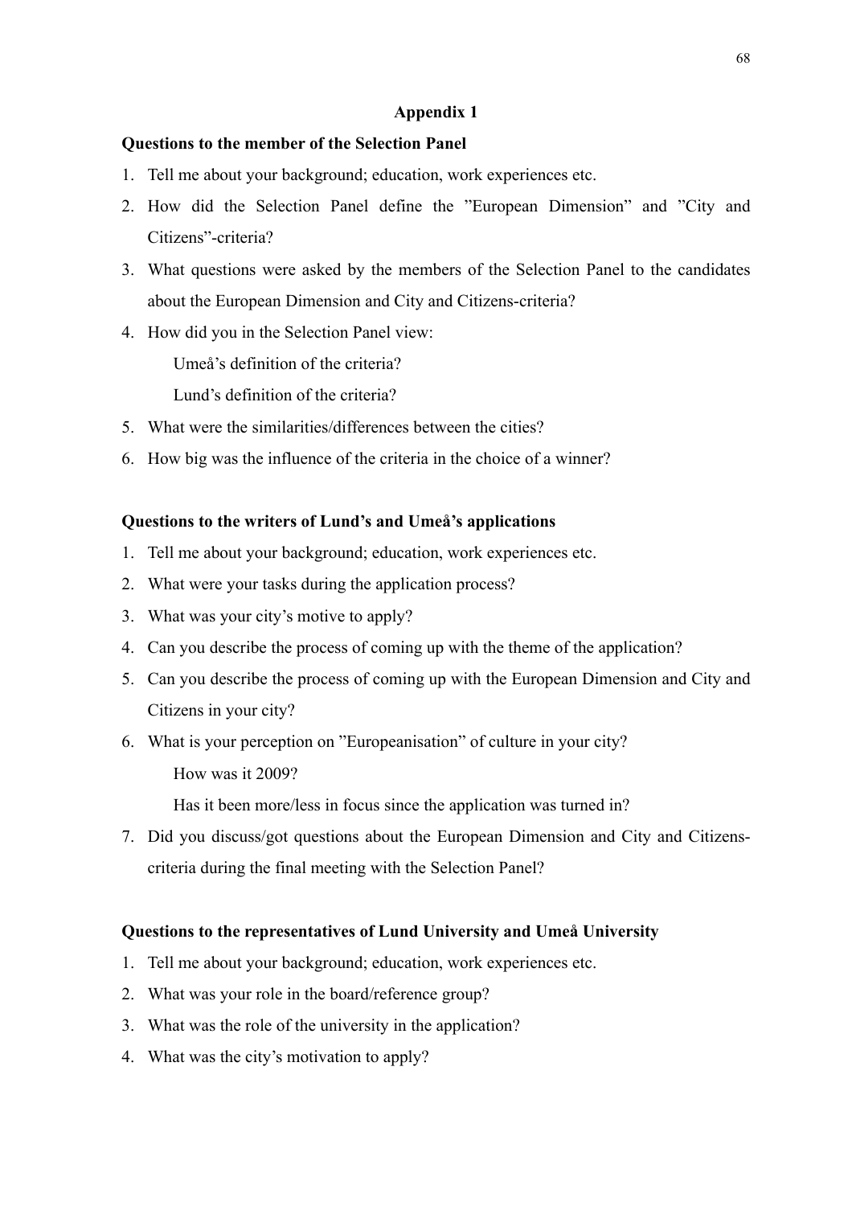## Appendix 1

**Questions to the member of the Selection Panel**

1. Tell me about your background; education, work experiences etc.
2. How did the Selection Panel define the ”European Dimension” and ”City and Citizens”-criteria?
3. What questions were asked by the members of the Selection Panel to the candidates about the European Dimension and City and Citizens-criteria?
4. How did you in the Selection Panel view:
   
   Umeå’s definition of the criteria?
   
   Lund’s definition of the criteria?
5. What were the similarities/differences between the cities?
6. How big was the influence of the criteria in the choice of a winner?

**Questions to the writers of Lund’s and Umeå’s applications**

1. Tell me about your background; education, work experiences etc.
2. What were your tasks during the application process?
3. What was your city’s motive to apply?
4. Can you describe the process of coming up with the theme of the application?
5. Can you describe the process of coming up with the European Dimension and City and Citizens in your city?
6. What is your perception on ”Europeanisation” of culture in your city?
   
   How was it 2009?
   
   Has it been more/less in focus since the application was turned in?
7. Did you discuss/got questions about the European Dimension and City and Citizens-criteria during the final meeting with the Selection Panel?

**Questions to the representatives of Lund University and Umeå University**

1. Tell me about your background; education, work experiences etc.
2. What was your role in the board/reference group?
3. What was the role of the university in the application?
4. What was the city’s motivation to apply?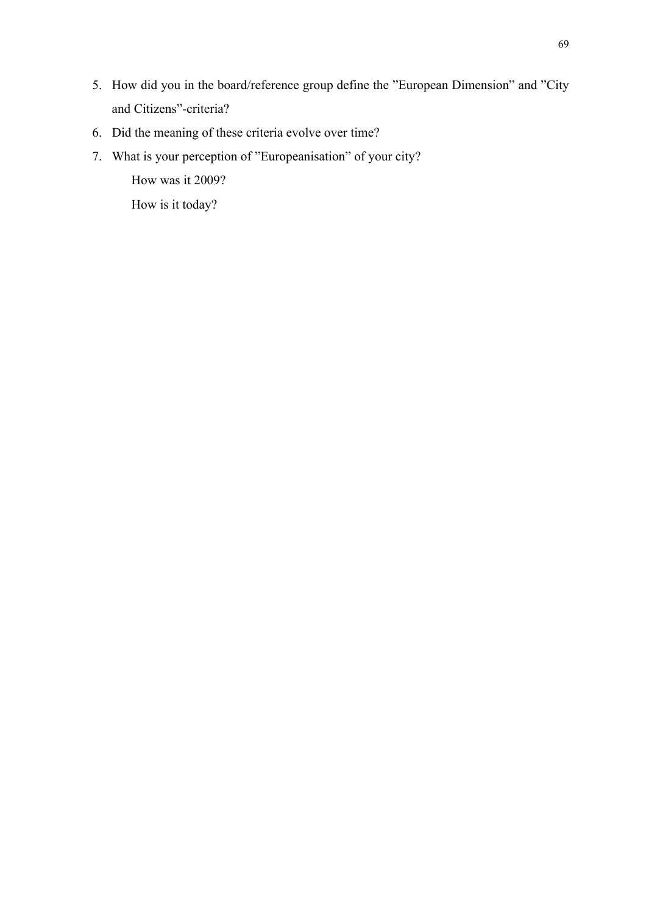5. How did you in the board/reference group define the ”European Dimension” and ”City and Citizens”-criteria?
6. Did the meaning of these criteria evolve over time?
7. What is your perception of ”Europeanisation” of your city?

   How was it 2009?

   How is it today?